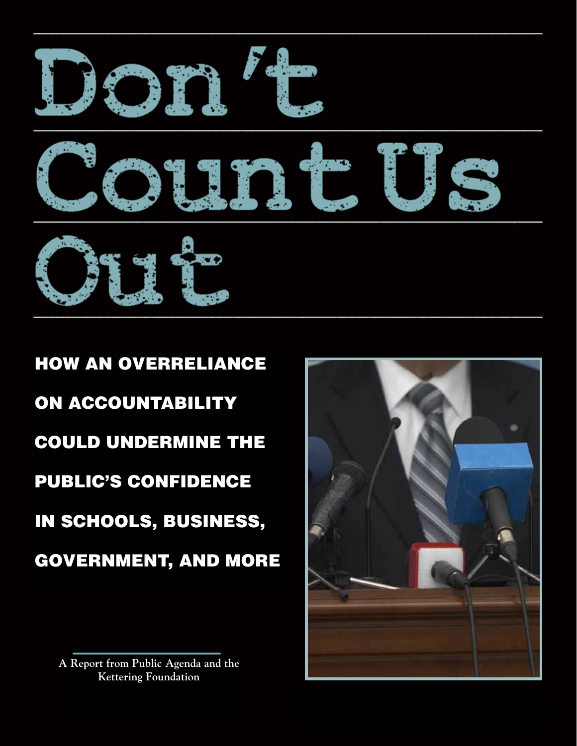# Don't Count Us Out

## HOW AN OVERRELIANCE ON ACCOUNTABILITY COULD UNDERMINE THE PUBLIC'S CONFIDENCE IN SCHOOLS, BUSINESS, GOVERNMENT, AND MORE

**A Report from Public Agenda and the Kettering Foundation**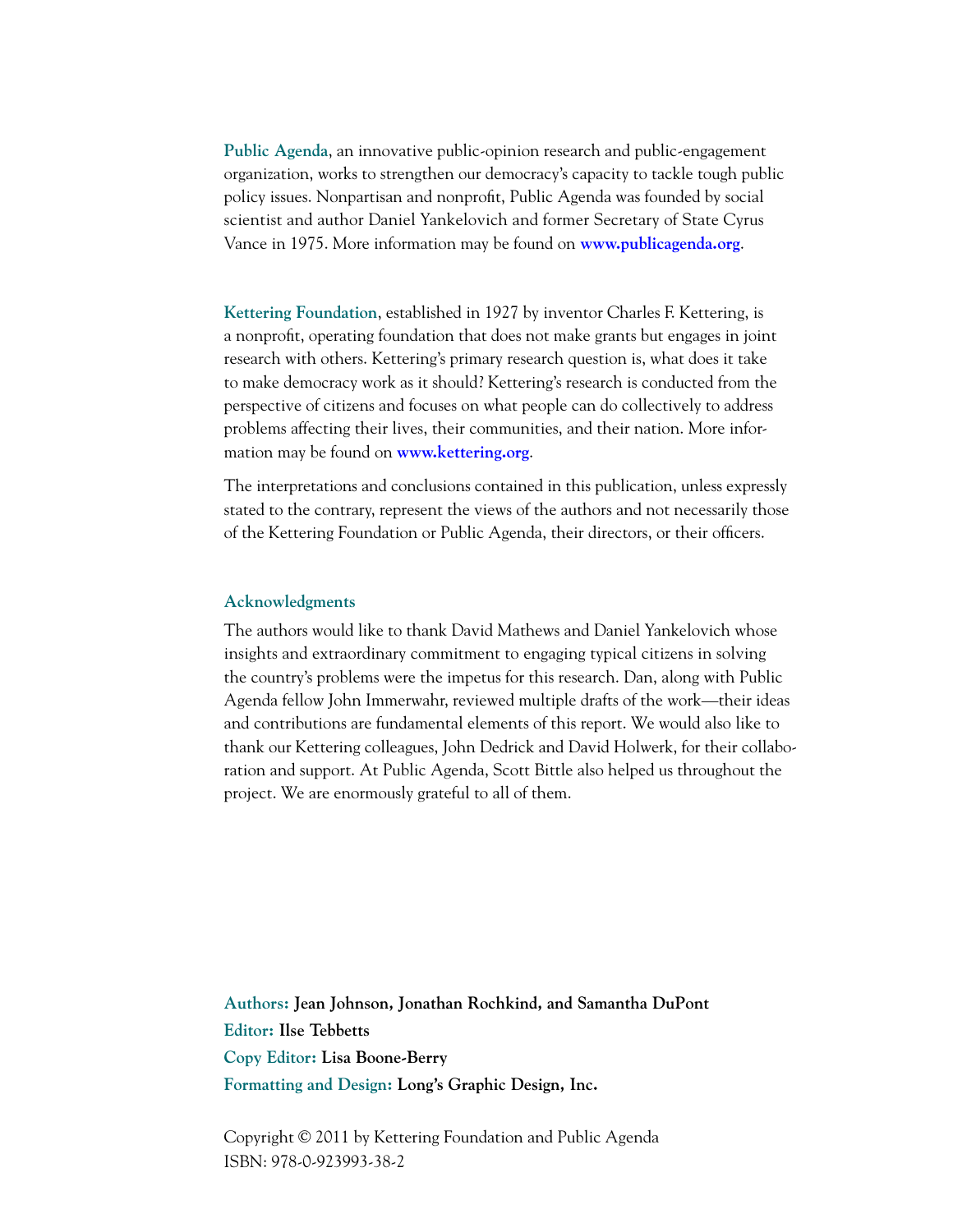**Public Agenda**, an innovative public-opinion research and public-engagement organization, works to strengthen our democracy's capacity to tackle tough public policy issues. Nonpartisan and nonprofit, Public Agenda was founded by social scientist and author Daniel Yankelovich and former Secretary of State Cyrus Vance in 1975. More information may be found on **www.publicagenda.org**.

**Kettering Foundation**, established in 1927 by inventor Charles F. Kettering, is a nonprofit, operating foundation that does not make grants but engages in joint research with others. Kettering's primary research question is, what does it take to make democracy work as it should? Kettering's research is conducted from the perspective of citizens and focuses on what people can do collectively to address problems affecting their lives, their communities, and their nation. More information may be found on **www.kettering.org**.

The interpretations and conclusions contained in this publication, unless expressly stated to the contrary, represent the views of the authors and not necessarily those of the Kettering Foundation or Public Agenda, their directors, or their officers.

## Acknowledgments

The authors would like to thank David Mathews and Daniel Yankelovich whose insights and extraordinary commitment to engaging typical citizens in solving the country's problems were the impetus for this research. Dan, along with Public Agenda fellow John Immerwahr, reviewed multiple drafts of the work—their ideas and contributions are fundamental elements of this report. We would also like to thank our Kettering colleagues, John Dedrick and David Holwerk, for their collaboration and support. At Public Agenda, Scott Bittle also helped us throughout the project. We are enormously grateful to all of them.

**Authors: Jean Johnson, Jonathan Rochkind, and Samantha DuPont**
**Editor: Ilse Tebbetts**
**Copy Editor: Lisa Boone-Berry**
**Formatting and Design: Long's Graphic Design, Inc.**

Copyright © 2011 by Kettering Foundation and Public Agenda
ISBN: 978-0-923993-38-2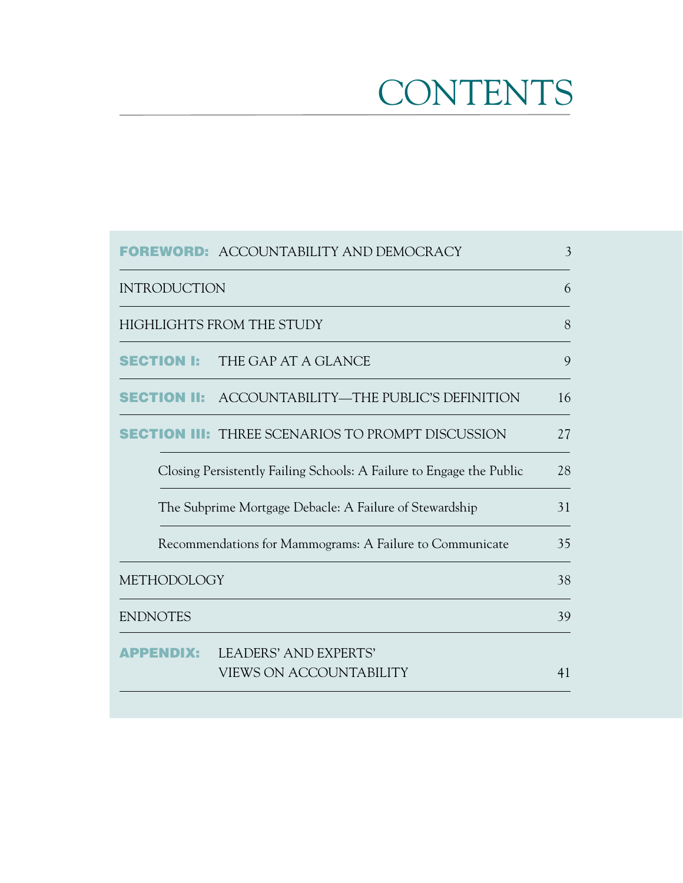# CONTENTS

| | | |
|---|---|---|
| **FOREWORD:** | ACCOUNTABILITY AND DEMOCRACY | 3 |
| INTRODUCTION | | 6 |
| HIGHLIGHTS FROM THE STUDY | | 8 |
| **SECTION I:** | THE GAP AT A GLANCE | 9 |
| **SECTION II:** | ACCOUNTABILITY—THE PUBLIC'S DEFINITION | 16 |
| **SECTION III:** | THREE SCENARIOS TO PROMPT DISCUSSION | 27 |
| | Closing Persistently Failing Schools: A Failure to Engage the Public | 28 |
| | The Subprime Mortgage Debacle: A Failure of Stewardship | 31 |
| | Recommendations for Mammograms: A Failure to Communicate | 35 |
| METHODOLOGY | | 38 |
| ENDNOTES | | 39 |
| **APPENDIX:** | LEADERS' AND EXPERTS' VIEWS ON ACCOUNTABILITY | 41 |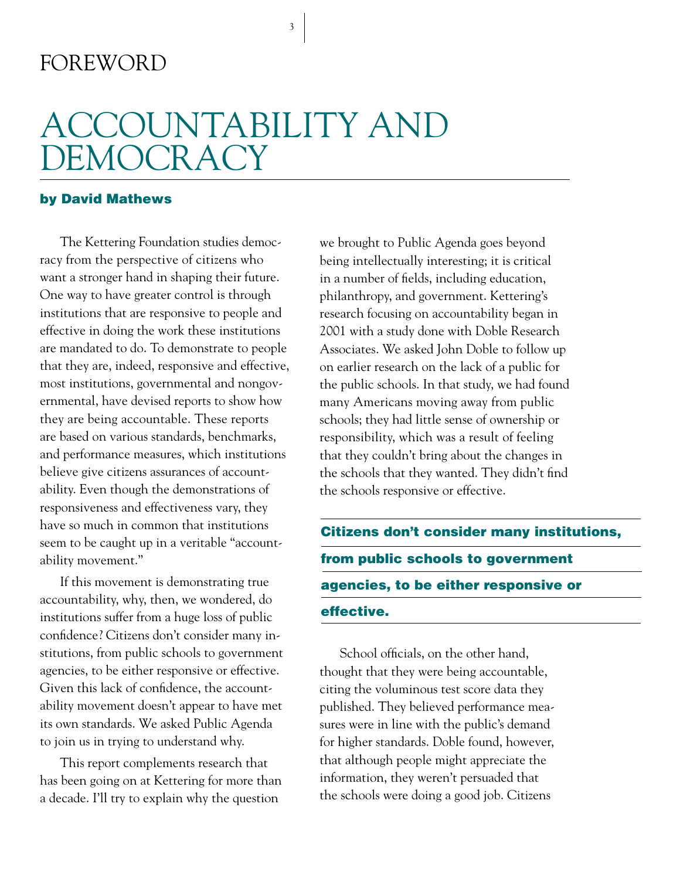# FOREWORD

# ACCOUNTABILITY AND DEMOCRACY

**by David Mathews**

The Kettering Foundation studies democracy from the perspective of citizens who want a stronger hand in shaping their future. One way to have greater control is through institutions that are responsive to people and effective in doing the work these institutions are mandated to do. To demonstrate to people that they are, indeed, responsive and effective, most institutions, governmental and nongovernmental, have devised reports to show how they are being accountable. These reports are based on various standards, benchmarks, and performance measures, which institutions believe give citizens assurances of accountability. Even though the demonstrations of responsiveness and effectiveness vary, they have so much in common that institutions seem to be caught up in a veritable "accountability movement."

If this movement is demonstrating true accountability, why, then, we wondered, do institutions suffer from a huge loss of public confidence? Citizens don't consider many institutions, from public schools to government agencies, to be either responsive or effective. Given this lack of confidence, the accountability movement doesn't appear to have met its own standards. We asked Public Agenda to join us in trying to understand why.

This report complements research that has been going on at Kettering for more than a decade. I'll try to explain why the question we brought to Public Agenda goes beyond being intellectually interesting; it is critical in a number of fields, including education, philanthropy, and government. Kettering's research focusing on accountability began in 2001 with a study done with Doble Research Associates. We asked John Doble to follow up on earlier research on the lack of a public for the public schools. In that study, we had found many Americans moving away from public schools; they had little sense of ownership or responsibility, which was a result of feeling that they couldn't bring about the changes in the schools that they wanted. They didn't find the schools responsive or effective.

**Citizens don't consider many institutions, from public schools to government agencies, to be either responsive or effective.**

School officials, on the other hand, thought that they were being accountable, citing the voluminous test score data they published. They believed performance measures were in line with the public's demand for higher standards. Doble found, however, that although people might appreciate the information, they weren't persuaded that the schools were doing a good job. Citizens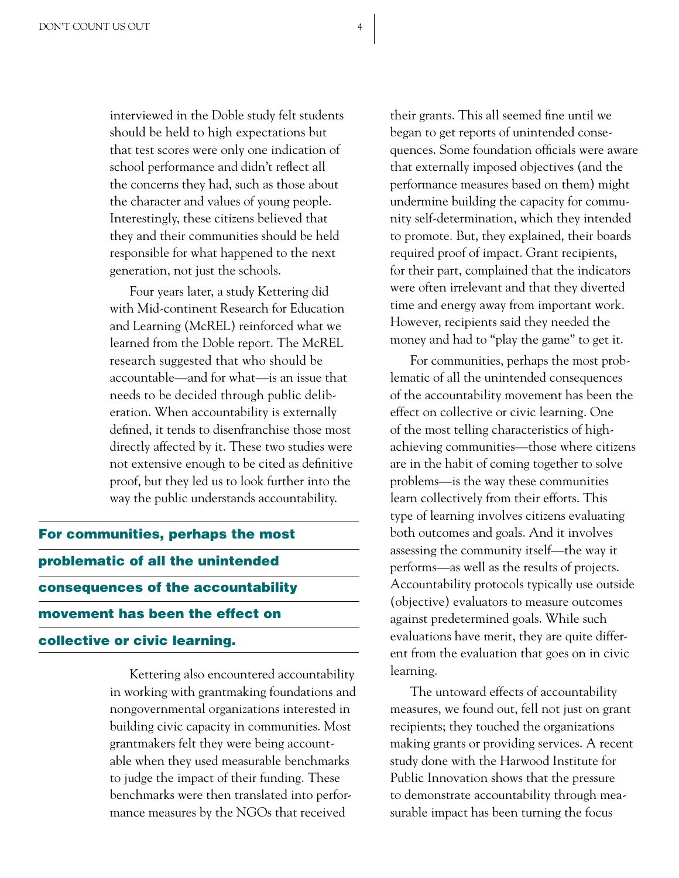interviewed in the Doble study felt students should be held to high expectations but that test scores were only one indication of school performance and didn't reflect all the concerns they had, such as those about the character and values of young people. Interestingly, these citizens believed that they and their communities should be held responsible for what happened to the next generation, not just the schools.

Four years later, a study Kettering did with Mid-continent Research for Education and Learning (McREL) reinforced what we learned from the Doble report. The McREL research suggested that who should be accountable—and for what—is an issue that needs to be decided through public deliberation. When accountability is externally defined, it tends to disenfranchise those most directly affected by it. These two studies were not extensive enough to be cited as definitive proof, but they led us to look further into the way the public understands accountability.

**For communities, perhaps the most problematic of all the unintended consequences of the accountability movement has been the effect on collective or civic learning.**

Kettering also encountered accountability in working with grantmaking foundations and nongovernmental organizations interested in building civic capacity in communities. Most grantmakers felt they were being accountable when they used measurable benchmarks to judge the impact of their funding. These benchmarks were then translated into performance measures by the NGOs that received their grants. This all seemed fine until we began to get reports of unintended consequences. Some foundation officials were aware that externally imposed objectives (and the performance measures based on them) might undermine building the capacity for community self-determination, which they intended to promote. But, they explained, their boards required proof of impact. Grant recipients, for their part, complained that the indicators were often irrelevant and that they diverted time and energy away from important work. However, recipients said they needed the money and had to "play the game" to get it.

For communities, perhaps the most problematic of all the unintended consequences of the accountability movement has been the effect on collective or civic learning. One of the most telling characteristics of high-achieving communities—those where citizens are in the habit of coming together to solve problems—is the way these communities learn collectively from their efforts. This type of learning involves citizens evaluating both outcomes and goals. And it involves assessing the community itself—the way it performs—as well as the results of projects. Accountability protocols typically use outside (objective) evaluators to measure outcomes against predetermined goals. While such evaluations have merit, they are quite different from the evaluation that goes on in civic learning.

The untoward effects of accountability measures, we found out, fell not just on grant recipients; they touched the organizations making grants or providing services. A recent study done with the Harwood Institute for Public Innovation shows that the pressure to demonstrate accountability through measurable impact has been turning the focus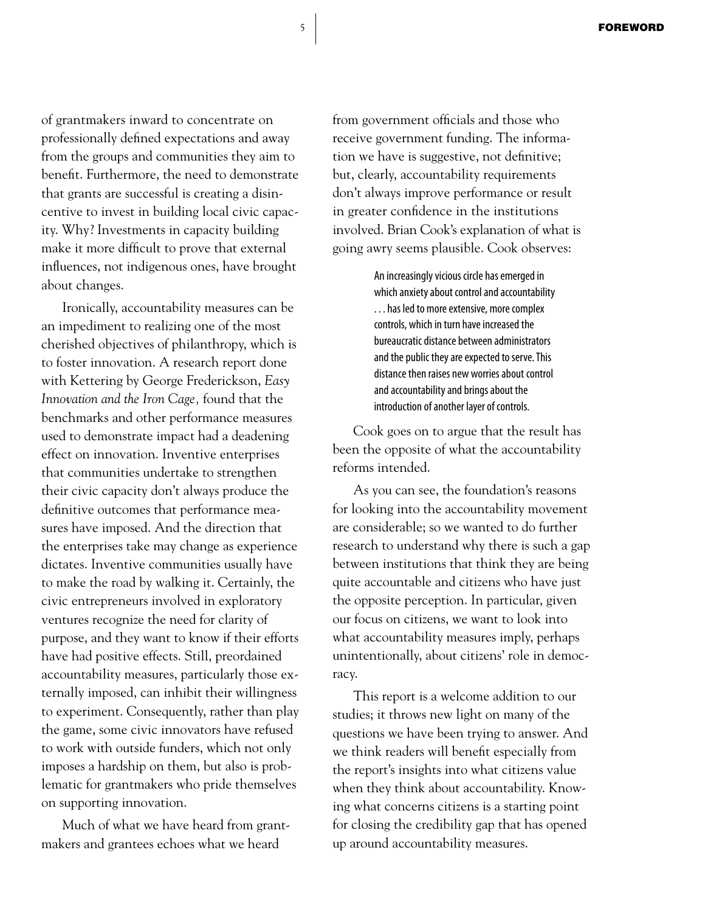of grantmakers inward to concentrate on professionally defined expectations and away from the groups and communities they aim to benefit. Furthermore, the need to demonstrate that grants are successful is creating a disincentive to invest in building local civic capacity. Why? Investments in capacity building make it more difficult to prove that external influences, not indigenous ones, have brought about changes.

Ironically, accountability measures can be an impediment to realizing one of the most cherished objectives of philanthropy, which is to foster innovation. A research report done with Kettering by George Frederickson, *Easy Innovation and the Iron Cage,* found that the benchmarks and other performance measures used to demonstrate impact had a deadening effect on innovation. Inventive enterprises that communities undertake to strengthen their civic capacity don't always produce the definitive outcomes that performance measures have imposed. And the direction that the enterprises take may change as experience dictates. Inventive communities usually have to make the road by walking it. Certainly, the civic entrepreneurs involved in exploratory ventures recognize the need for clarity of purpose, and they want to know if their efforts have had positive effects. Still, preordained accountability measures, particularly those externally imposed, can inhibit their willingness to experiment. Consequently, rather than play the game, some civic innovators have refused to work with outside funders, which not only imposes a hardship on them, but also is problematic for grantmakers who pride themselves on supporting innovation.

Much of what we have heard from grantmakers and grantees echoes what we heard from government officials and those who receive government funding. The information we have is suggestive, not definitive; but, clearly, accountability requirements don't always improve performance or result in greater confidence in the institutions involved. Brian Cook's explanation of what is going awry seems plausible. Cook observes:

> An increasingly vicious circle has emerged in which anxiety about control and accountability . . . has led to more extensive, more complex controls, which in turn have increased the bureaucratic distance between administrators and the public they are expected to serve. This distance then raises new worries about control and accountability and brings about the introduction of another layer of controls.

Cook goes on to argue that the result has been the opposite of what the accountability reforms intended.

As you can see, the foundation's reasons for looking into the accountability movement are considerable; so we wanted to do further research to understand why there is such a gap between institutions that think they are being quite accountable and citizens who have just the opposite perception. In particular, given our focus on citizens, we want to look into what accountability measures imply, perhaps unintentionally, about citizens' role in democracy.

This report is a welcome addition to our studies; it throws new light on many of the questions we have been trying to answer. And we think readers will benefit especially from the report's insights into what citizens value when they think about accountability. Knowing what concerns citizens is a starting point for closing the credibility gap that has opened up around accountability measures.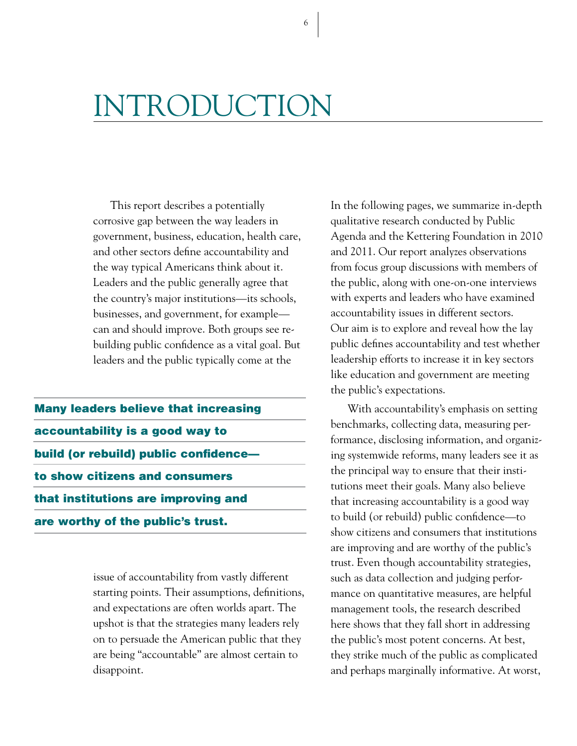# INTRODUCTION

This report describes a potentially corrosive gap between the way leaders in government, business, education, health care, and other sectors define accountability and the way typical Americans think about it. Leaders and the public generally agree that the country's major institutions—its schools, businesses, and government, for example—can and should improve. Both groups see rebuilding public confidence as a vital goal. But leaders and the public typically come at the issue of accountability from vastly different starting points. Their assumptions, definitions, and expectations are often worlds apart. The upshot is that the strategies many leaders rely on to persuade the American public that they are being "accountable" are almost certain to disappoint.

**Many leaders believe that increasing accountability is a good way to build (or rebuild) public confidence—to show citizens and consumers that institutions are improving and are worthy of the public's trust.**

In the following pages, we summarize in-depth qualitative research conducted by Public Agenda and the Kettering Foundation in 2010 and 2011. Our report analyzes observations from focus group discussions with members of the public, along with one-on-one interviews with experts and leaders who have examined accountability issues in different sectors. Our aim is to explore and reveal how the lay public defines accountability and test whether leadership efforts to increase it in key sectors like education and government are meeting the public's expectations.

With accountability's emphasis on setting benchmarks, collecting data, measuring performance, disclosing information, and organizing systemwide reforms, many leaders see it as the principal way to ensure that their institutions meet their goals. Many also believe that increasing accountability is a good way to build (or rebuild) public confidence—to show citizens and consumers that institutions are improving and are worthy of the public's trust. Even though accountability strategies, such as data collection and judging performance on quantitative measures, are helpful management tools, the research described here shows that they fall short in addressing the public's most potent concerns. At best, they strike much of the public as complicated and perhaps marginally informative. At worst,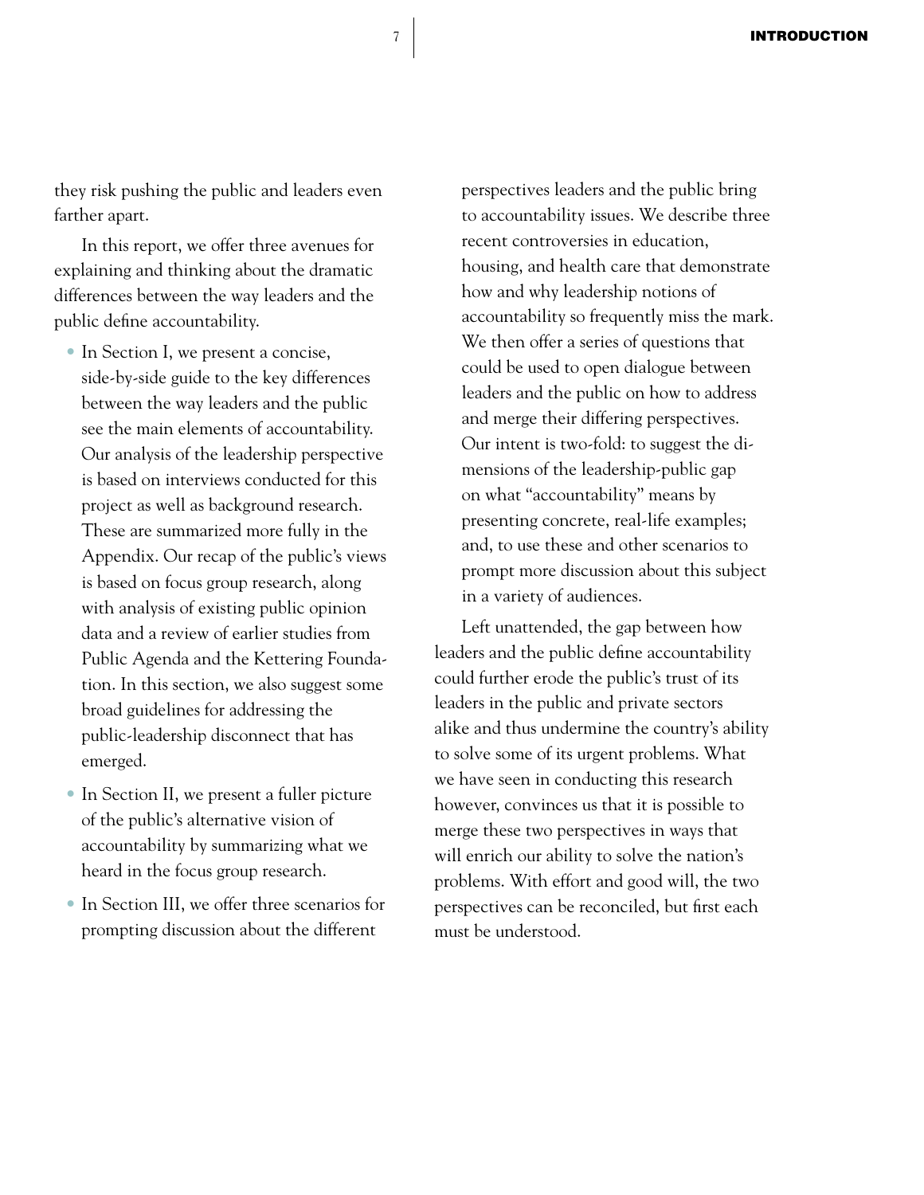they risk pushing the public and leaders even farther apart.

In this report, we offer three avenues for explaining and thinking about the dramatic differences between the way leaders and the public define accountability.

- In Section I, we present a concise, side-by-side guide to the key differences between the way leaders and the public see the main elements of accountability. Our analysis of the leadership perspective is based on interviews conducted for this project as well as background research. These are summarized more fully in the Appendix. Our recap of the public's views is based on focus group research, along with analysis of existing public opinion data and a review of earlier studies from Public Agenda and the Kettering Foundation. In this section, we also suggest some broad guidelines for addressing the public-leadership disconnect that has emerged.
- In Section II, we present a fuller picture of the public's alternative vision of accountability by summarizing what we heard in the focus group research.
- In Section III, we offer three scenarios for prompting discussion about the different perspectives leaders and the public bring to accountability issues. We describe three recent controversies in education, housing, and health care that demonstrate how and why leadership notions of accountability so frequently miss the mark. We then offer a series of questions that could be used to open dialogue between leaders and the public on how to address and merge their differing perspectives. Our intent is two-fold: to suggest the dimensions of the leadership-public gap on what "accountability" means by presenting concrete, real-life examples; and, to use these and other scenarios to prompt more discussion about this subject in a variety of audiences.

Left unattended, the gap between how leaders and the public define accountability could further erode the public's trust of its leaders in the public and private sectors alike and thus undermine the country's ability to solve some of its urgent problems. What we have seen in conducting this research however, convinces us that it is possible to merge these two perspectives in ways that will enrich our ability to solve the nation's problems. With effort and good will, the two perspectives can be reconciled, but first each must be understood.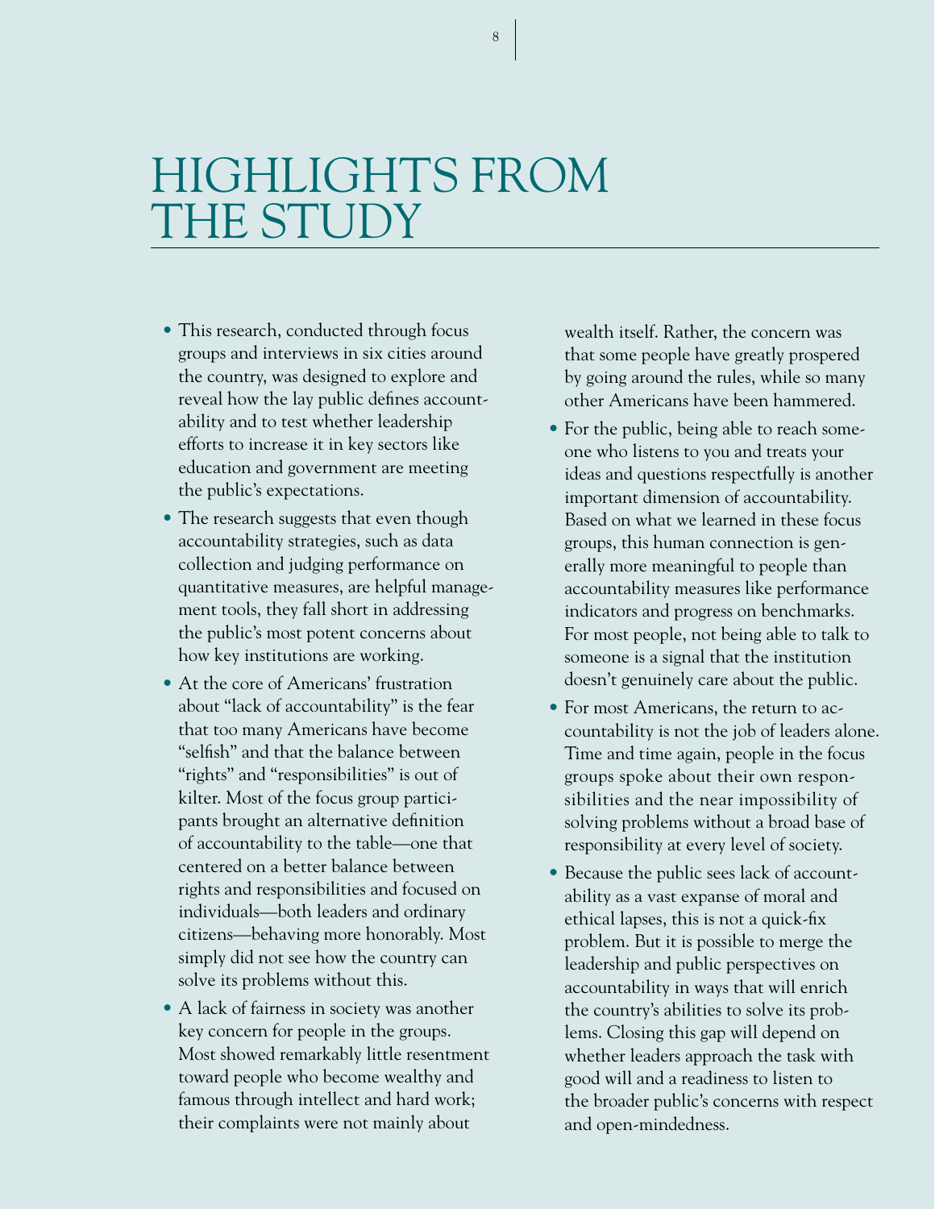# HIGHLIGHTS FROM THE STUDY

- This research, conducted through focus groups and interviews in six cities around the country, was designed to explore and reveal how the lay public defines accountability and to test whether leadership efforts to increase it in key sectors like education and government are meeting the public's expectations.
- The research suggests that even though accountability strategies, such as data collection and judging performance on quantitative measures, are helpful management tools, they fall short in addressing the public's most potent concerns about how key institutions are working.
- At the core of Americans' frustration about "lack of accountability" is the fear that too many Americans have become "selfish" and that the balance between "rights" and "responsibilities" is out of kilter. Most of the focus group participants brought an alternative definition of accountability to the table—one that centered on a better balance between rights and responsibilities and focused on individuals—both leaders and ordinary citizens—behaving more honorably. Most simply did not see how the country can solve its problems without this.
- A lack of fairness in society was another key concern for people in the groups. Most showed remarkably little resentment toward people who become wealthy and famous through intellect and hard work; their complaints were not mainly about wealth itself. Rather, the concern was that some people have greatly prospered by going around the rules, while so many other Americans have been hammered.
- For the public, being able to reach someone who listens to you and treats your ideas and questions respectfully is another important dimension of accountability. Based on what we learned in these focus groups, this human connection is generally more meaningful to people than accountability measures like performance indicators and progress on benchmarks. For most people, not being able to talk to someone is a signal that the institution doesn't genuinely care about the public.
- For most Americans, the return to accountability is not the job of leaders alone. Time and time again, people in the focus groups spoke about their own responsibilities and the near impossibility of solving problems without a broad base of responsibility at every level of society.
- Because the public sees lack of accountability as a vast expanse of moral and ethical lapses, this is not a quick-fix problem. But it is possible to merge the leadership and public perspectives on accountability in ways that will enrich the country's abilities to solve its problems. Closing this gap will depend on whether leaders approach the task with good will and a readiness to listen to the broader public's concerns with respect and open-mindedness.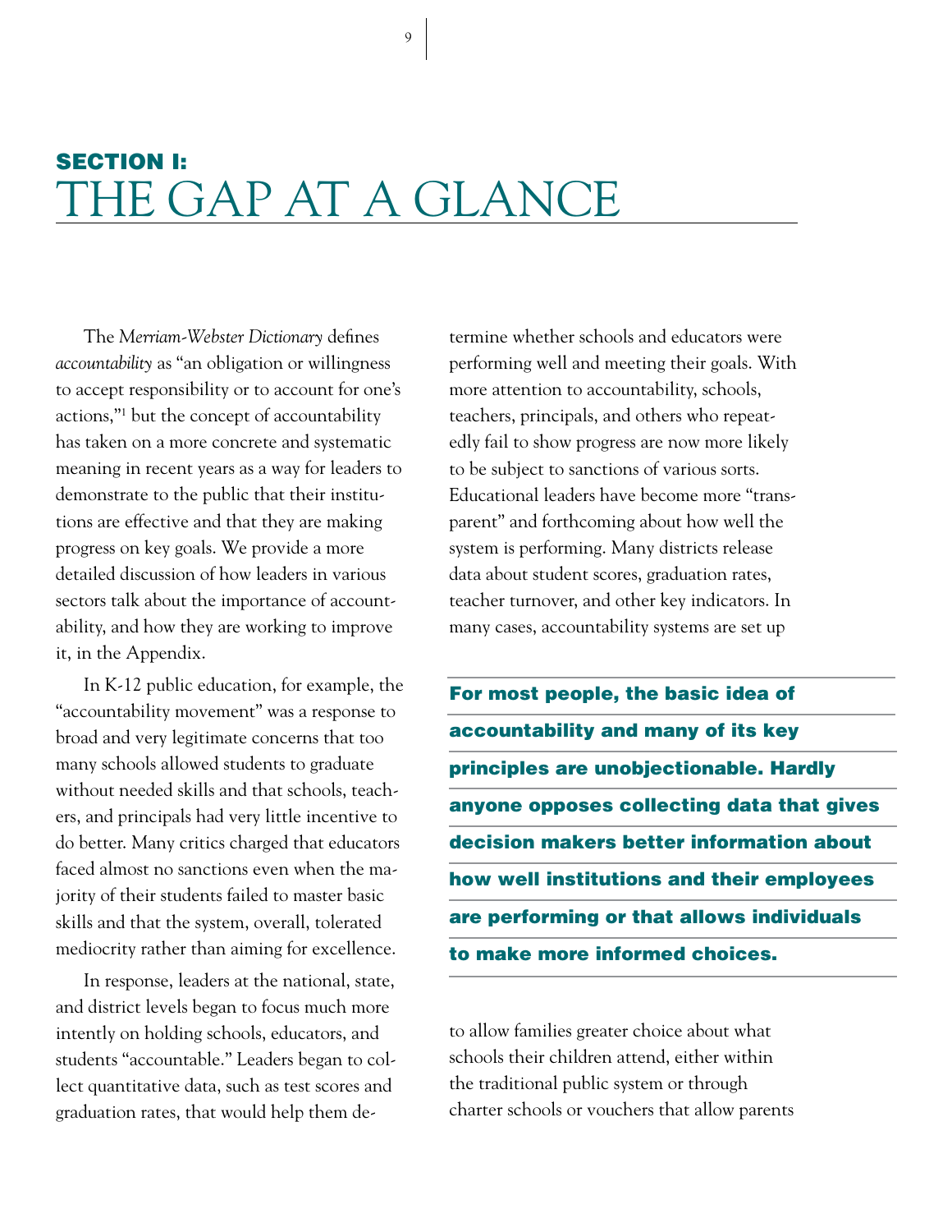# SECTION I: THE GAP AT A GLANCE

The *Merriam-Webster Dictionary* defines *accountability* as "an obligation or willingness to accept responsibility or to account for one's actions,"[1] but the concept of accountability has taken on a more concrete and systematic meaning in recent years as a way for leaders to demonstrate to the public that their institutions are effective and that they are making progress on key goals. We provide a more detailed discussion of how leaders in various sectors talk about the importance of accountability, and how they are working to improve it, in the Appendix.

In K-12 public education, for example, the "accountability movement" was a response to broad and very legitimate concerns that too many schools allowed students to graduate without needed skills and that schools, teachers, and principals had very little incentive to do better. Many critics charged that educators faced almost no sanctions even when the majority of their students failed to master basic skills and that the system, overall, tolerated mediocrity rather than aiming for excellence.

In response, leaders at the national, state, and district levels began to focus much more intently on holding schools, educators, and students "accountable." Leaders began to collect quantitative data, such as test scores and graduation rates, that would help them determine whether schools and educators were performing well and meeting their goals. With more attention to accountability, schools, teachers, principals, and others who repeatedly fail to show progress are now more likely to be subject to sanctions of various sorts. Educational leaders have become more "transparent" and forthcoming about how well the system is performing. Many districts release data about student scores, graduation rates, teacher turnover, and other key indicators. In many cases, accountability systems are set up to allow families greater choice about what schools their children attend, either within the traditional public system or through charter schools or vouchers that allow parents

**For most people, the basic idea of accountability and many of its key principles are unobjectionable. Hardly anyone opposes collecting data that gives decision makers better information about how well institutions and their employees are performing or that allows individuals to make more informed choices.**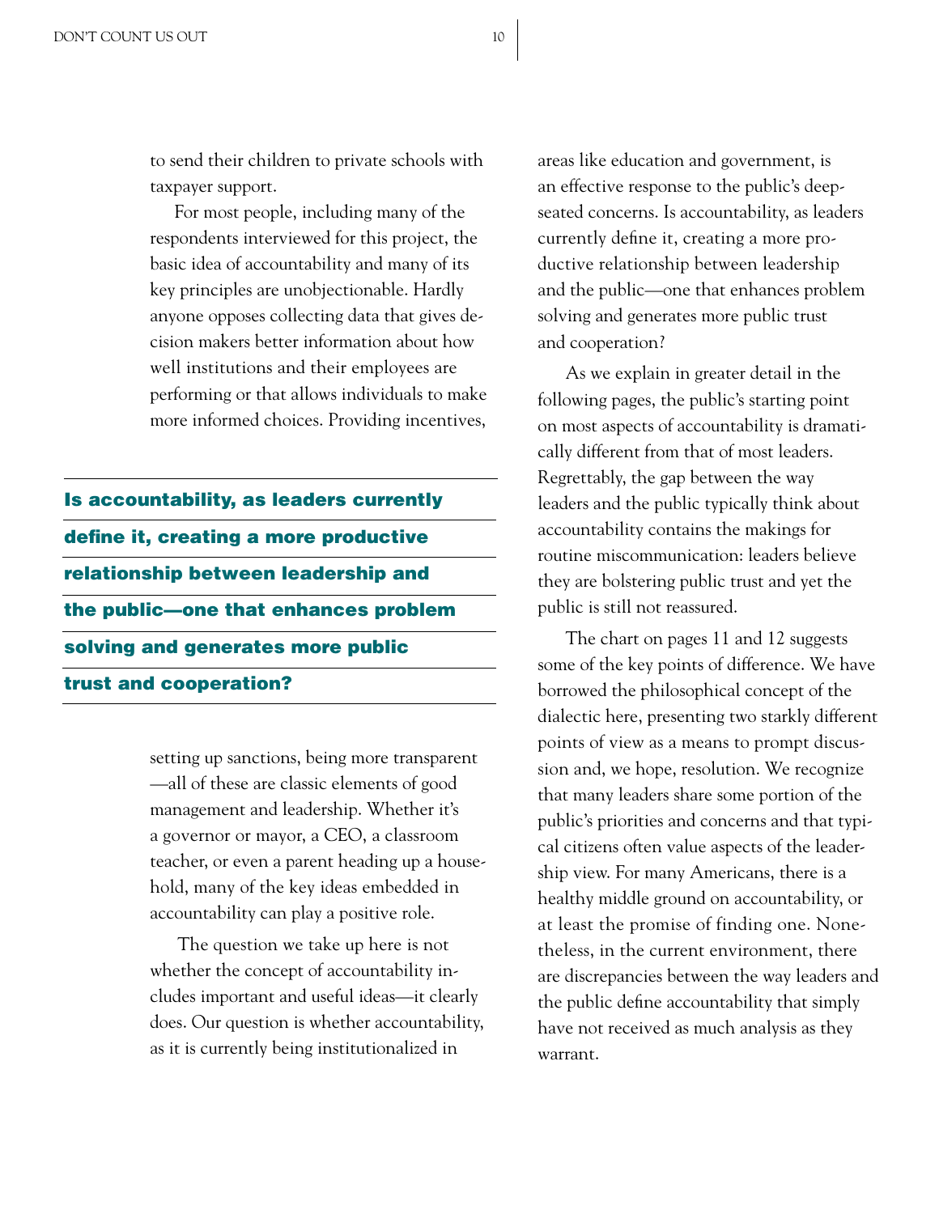to send their children to private schools with taxpayer support.

For most people, including many of the respondents interviewed for this project, the basic idea of accountability and many of its key principles are unobjectionable. Hardly anyone opposes collecting data that gives decision makers better information about how well institutions and their employees are performing or that allows individuals to make more informed choices. Providing incentives, setting up sanctions, being more transparent—all of these are classic elements of good management and leadership. Whether it's a governor or mayor, a CEO, a classroom teacher, or even a parent heading up a household, many of the key ideas embedded in accountability can play a positive role.

**Is accountability, as leaders currently define it, creating a more productive relationship between leadership and the public—one that enhances problem solving and generates more public trust and cooperation?**

The question we take up here is not whether the concept of accountability includes important and useful ideas—it clearly does. Our question is whether accountability, as it is currently being institutionalized in areas like education and government, is an effective response to the public's deep-seated concerns. Is accountability, as leaders currently define it, creating a more productive relationship between leadership and the public—one that enhances problem solving and generates more public trust and cooperation?

As we explain in greater detail in the following pages, the public's starting point on most aspects of accountability is dramatically different from that of most leaders. Regrettably, the gap between the way leaders and the public typically think about accountability contains the makings for routine miscommunication: leaders believe they are bolstering public trust and yet the public is still not reassured.

The chart on pages 11 and 12 suggests some of the key points of difference. We have borrowed the philosophical concept of the dialectic here, presenting two starkly different points of view as a means to prompt discussion and, we hope, resolution. We recognize that many leaders share some portion of the public's priorities and concerns and that typical citizens often value aspects of the leadership view. For many Americans, there is a healthy middle ground on accountability, or at least the promise of finding one. Nonetheless, in the current environment, there are discrepancies between the way leaders and the public define accountability that simply have not received as much analysis as they warrant.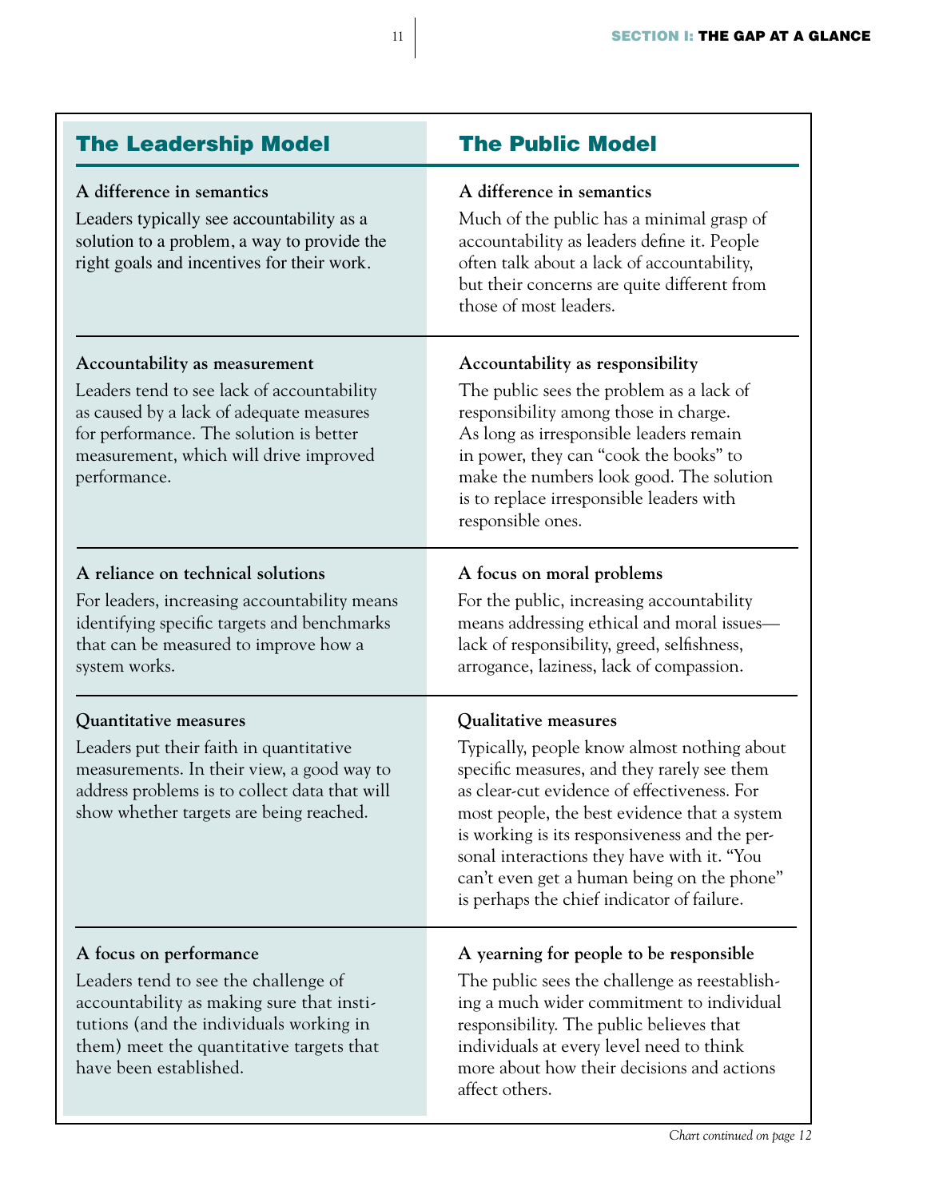| The Leadership Model | The Public Model |
| --- | --- |
| **A difference in semantics**<br>Leaders typically see accountability as a solution to a problem, a way to provide the right goals and incentives for their work. | **A difference in semantics**<br>Much of the public has a minimal grasp of accountability as leaders define it. People often talk about a lack of accountability, but their concerns are quite different from those of most leaders. |
| **Accountability as measurement**<br>Leaders tend to see lack of accountability as caused by a lack of adequate measures for performance. The solution is better measurement, which will drive improved performance. | **Accountability as responsibility**<br>The public sees the problem as a lack of responsibility among those in charge. As long as irresponsible leaders remain in power, they can "cook the books" to make the numbers look good. The solution is to replace irresponsible leaders with responsible ones. |
| **A reliance on technical solutions**<br>For leaders, increasing accountability means identifying specific targets and benchmarks that can be measured to improve how a system works. | **A focus on moral problems**<br>For the public, increasing accountability means addressing ethical and moral issues—lack of responsibility, greed, selfishness, arrogance, laziness, lack of compassion. |
| **Quantitative measures**<br>Leaders put their faith in quantitative measurements. In their view, a good way to address problems is to collect data that will show whether targets are being reached. | **Qualitative measures**<br>Typically, people know almost nothing about specific measures, and they rarely see them as clear-cut evidence of effectiveness. For most people, the best evidence that a system is working is its responsiveness and the personal interactions they have with it. "You can't even get a human being on the phone" is perhaps the chief indicator of failure. |
| **A focus on performance**<br>Leaders tend to see the challenge of accountability as making sure that institutions (and the individuals working in them) meet the quantitative targets that have been established. | **A yearning for people to be responsible**<br>The public sees the challenge as reestablishing a much wider commitment to individual responsibility. The public believes that individuals at every level need to think more about how their decisions and actions affect others. |

*Chart continued on page 12*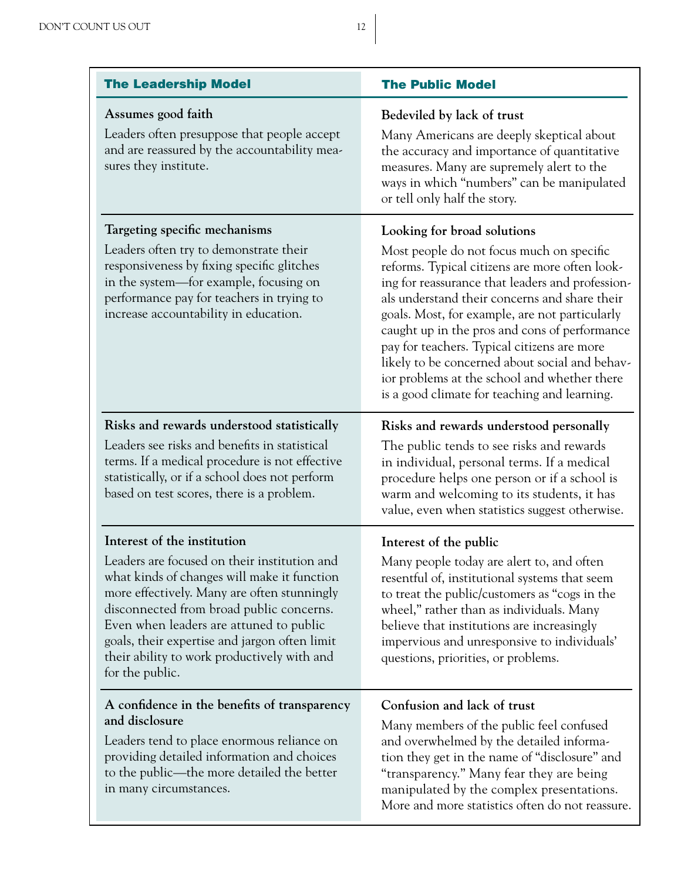| The Leadership Model | The Public Model |
|---|---|
| **Assumes good faith**<br>Leaders often presuppose that people accept and are reassured by the accountability measures they institute. | **Bedeviled by lack of trust**<br>Many Americans are deeply skeptical about the accuracy and importance of quantitative measures. Many are supremely alert to the ways in which "numbers" can be manipulated or tell only half the story. |
| **Targeting specific mechanisms**<br>Leaders often try to demonstrate their responsiveness by fixing specific glitches in the system—for example, focusing on performance pay for teachers in trying to increase accountability in education. | **Looking for broad solutions**<br>Most people do not focus much on specific reforms. Typical citizens are more often looking for reassurance that leaders and professionals understand their concerns and share their goals. Most, for example, are not particularly caught up in the pros and cons of performance pay for teachers. Typical citizens are more likely to be concerned about social and behavior problems at the school and whether there is a good climate for teaching and learning. |
| **Risks and rewards understood statistically**<br>Leaders see risks and benefits in statistical terms. If a medical procedure is not effective statistically, or if a school does not perform based on test scores, there is a problem. | **Risks and rewards understood personally**<br>The public tends to see risks and rewards in individual, personal terms. If a medical procedure helps one person or if a school is warm and welcoming to its students, it has value, even when statistics suggest otherwise. |
| **Interest of the institution**<br>Leaders are focused on their institution and what kinds of changes will make it function more effectively. Many are often stunningly disconnected from broad public concerns. Even when leaders are attuned to public goals, their expertise and jargon often limit their ability to work productively with and for the public. | **Interest of the public**<br>Many people today are alert to, and often resentful of, institutional systems that seem to treat the public/customers as "cogs in the wheel," rather than as individuals. Many believe that institutions are increasingly impervious and unresponsive to individuals' questions, priorities, or problems. |
| **A confidence in the benefits of transparency and disclosure**<br>Leaders tend to place enormous reliance on providing detailed information and choices to the public—the more detailed the better in many circumstances. | **Confusion and lack of trust**<br>Many members of the public feel confused and overwhelmed by the detailed information they get in the name of "disclosure" and "transparency." Many fear they are being manipulated by the complex presentations. More and more statistics often do not reassure. |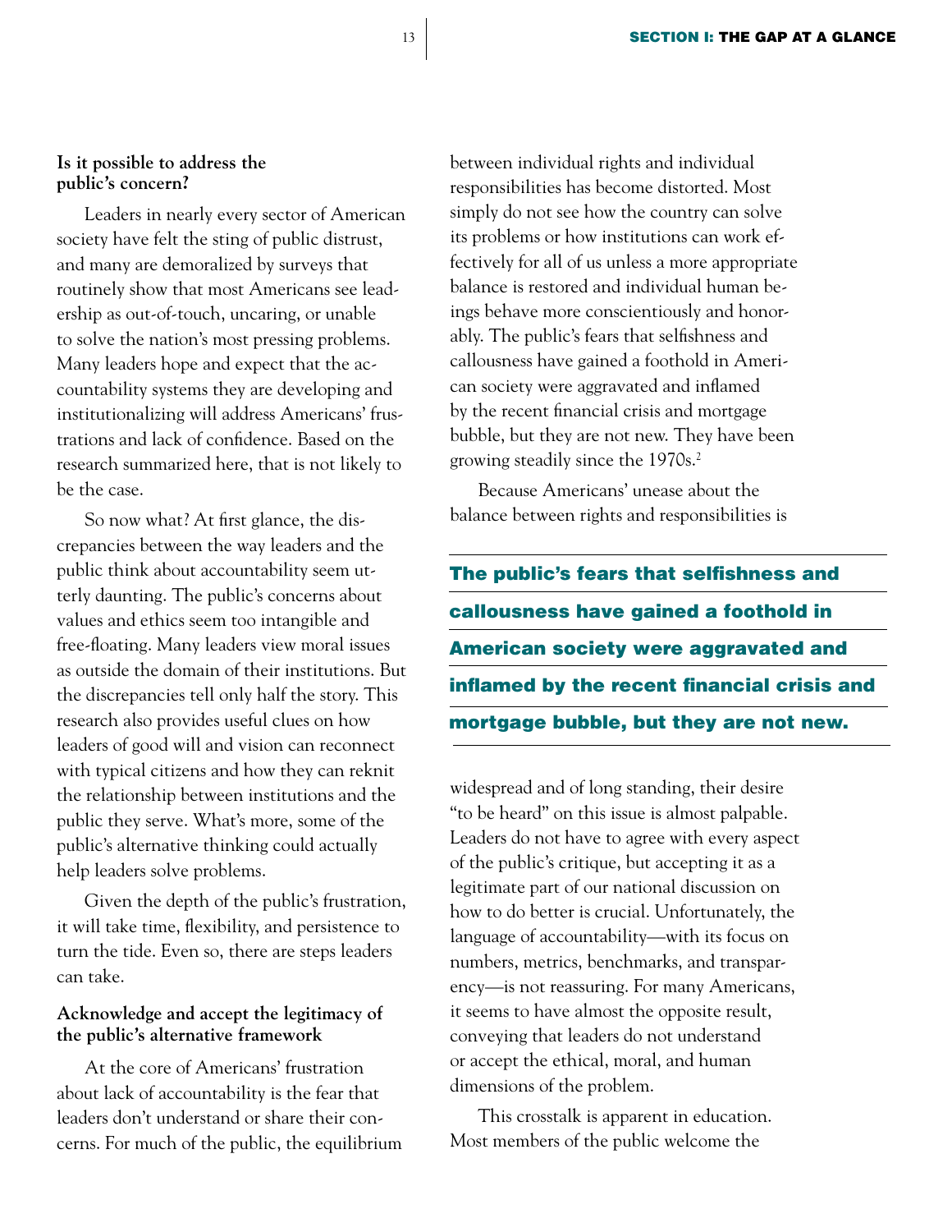**Is it possible to address the public's concern?**

Leaders in nearly every sector of American society have felt the sting of public distrust, and many are demoralized by surveys that routinely show that most Americans see leadership as out-of-touch, uncaring, or unable to solve the nation's most pressing problems. Many leaders hope and expect that the accountability systems they are developing and institutionalizing will address Americans' frustrations and lack of confidence. Based on the research summarized here, that is not likely to be the case.

So now what? At first glance, the discrepancies between the way leaders and the public think about accountability seem utterly daunting. The public's concerns about values and ethics seem too intangible and free-floating. Many leaders view moral issues as outside the domain of their institutions. But the discrepancies tell only half the story. This research also provides useful clues on how leaders of good will and vision can reconnect with typical citizens and how they can reknit the relationship between institutions and the public they serve. What's more, some of the public's alternative thinking could actually help leaders solve problems.

Given the depth of the public's frustration, it will take time, flexibility, and persistence to turn the tide. Even so, there are steps leaders can take.

**Acknowledge and accept the legitimacy of the public's alternative framework**

At the core of Americans' frustration about lack of accountability is the fear that leaders don't understand or share their concerns. For much of the public, the equilibrium between individual rights and individual responsibilities has become distorted. Most simply do not see how the country can solve its problems or how institutions can work effectively for all of us unless a more appropriate balance is restored and individual human beings behave more conscientiously and honorably. The public's fears that selfishness and callousness have gained a foothold in American society were aggravated and inflamed by the recent financial crisis and mortgage bubble, but they are not new. They have been growing steadily since the 1970s.[2]

Because Americans' unease about the balance between rights and responsibilities is widespread and of long standing, their desire "to be heard" on this issue is almost palpable. Leaders do not have to agree with every aspect of the public's critique, but accepting it as a legitimate part of our national discussion on how to do better is crucial. Unfortunately, the language of accountability—with its focus on numbers, metrics, benchmarks, and transparency—is not reassuring. For many Americans, it seems to have almost the opposite result, conveying that leaders do not understand or accept the ethical, moral, and human dimensions of the problem.

**The public's fears that selfishness and callousness have gained a foothold in American society were aggravated and inflamed by the recent financial crisis and mortgage bubble, but they are not new.**

This crosstalk is apparent in education. Most members of the public welcome the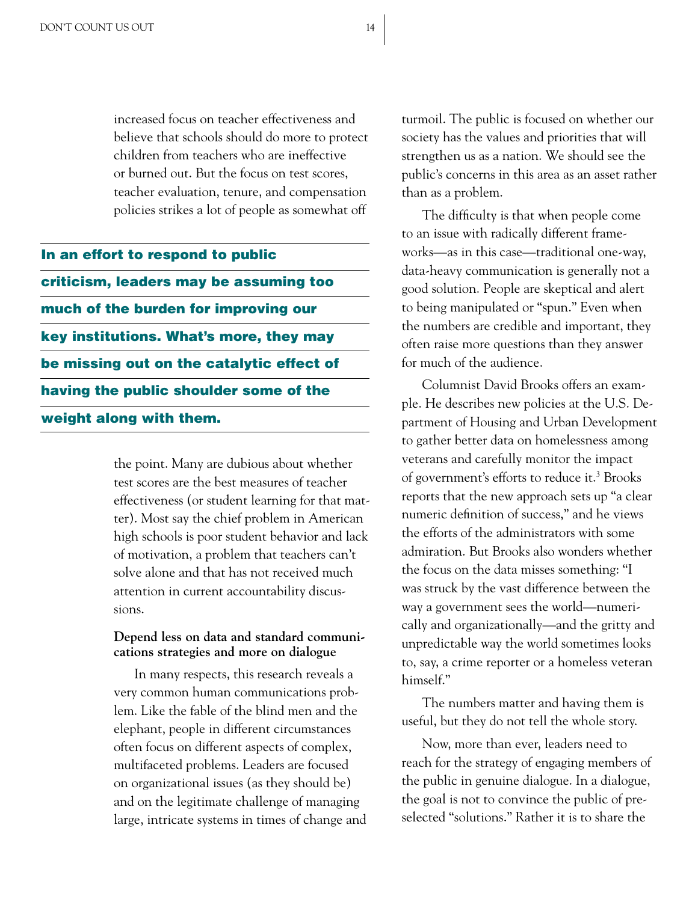increased focus on teacher effectiveness and believe that schools should do more to protect children from teachers who are ineffective or burned out. But the focus on test scores, teacher evaluation, tenure, and compensation policies strikes a lot of people as somewhat off the point. Many are dubious about whether test scores are the best measures of teacher effectiveness (or student learning for that matter). Most say the chief problem in American high schools is poor student behavior and lack of motivation, a problem that teachers can't solve alone and that has not received much attention in current accountability discussions.

**In an effort to respond to public criticism, leaders may be assuming too much of the burden for improving our key institutions. What's more, they may be missing out on the catalytic effect of having the public shoulder some of the weight along with them.**

### Depend less on data and standard communications strategies and more on dialogue

In many respects, this research reveals a very common human communications problem. Like the fable of the blind men and the elephant, people in different circumstances often focus on different aspects of complex, multifaceted problems. Leaders are focused on organizational issues (as they should be) and on the legitimate challenge of managing large, intricate systems in times of change and turmoil. The public is focused on whether our society has the values and priorities that will strengthen us as a nation. We should see the public's concerns in this area as an asset rather than as a problem.

The difficulty is that when people come to an issue with radically different frameworks—as in this case—traditional one-way, data-heavy communication is generally not a good solution. People are skeptical and alert to being manipulated or "spun." Even when the numbers are credible and important, they often raise more questions than they answer for much of the audience.

Columnist David Brooks offers an example. He describes new policies at the U.S. Department of Housing and Urban Development to gather better data on homelessness among veterans and carefully monitor the impact of government's efforts to reduce it.[3] Brooks reports that the new approach sets up "a clear numeric definition of success," and he views the efforts of the administrators with some admiration. But Brooks also wonders whether the focus on the data misses something: "I was struck by the vast difference between the way a government sees the world—numerically and organizationally—and the gritty and unpredictable way the world sometimes looks to, say, a crime reporter or a homeless veteran himself."

The numbers matter and having them is useful, but they do not tell the whole story.

Now, more than ever, leaders need to reach for the strategy of engaging members of the public in genuine dialogue. In a dialogue, the goal is not to convince the public of preselected "solutions." Rather it is to share the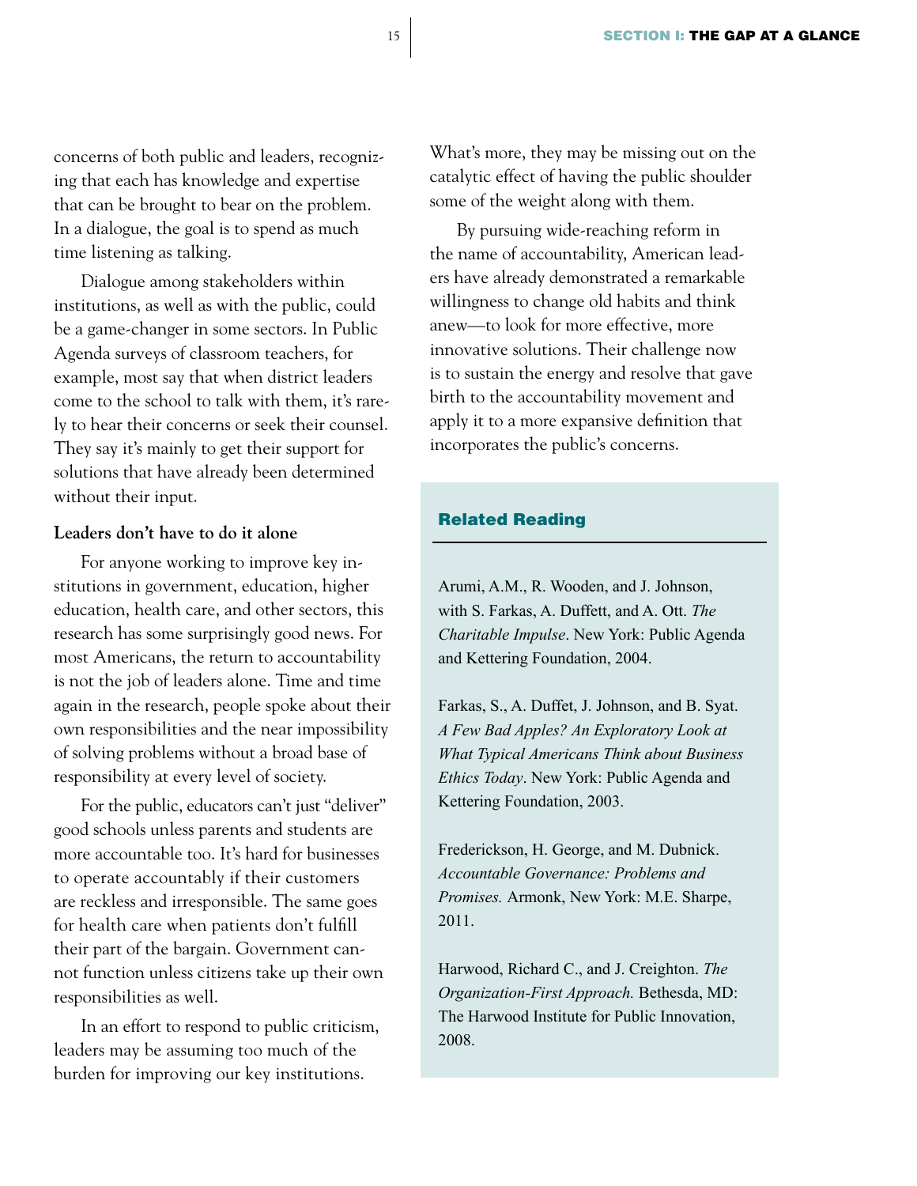concerns of both public and leaders, recognizing that each has knowledge and expertise that can be brought to bear on the problem. In a dialogue, the goal is to spend as much time listening as talking.

Dialogue among stakeholders within institutions, as well as with the public, could be a game-changer in some sectors. In Public Agenda surveys of classroom teachers, for example, most say that when district leaders come to the school to talk with them, it's rarely to hear their concerns or seek their counsel. They say it's mainly to get their support for solutions that have already been determined without their input.

**Leaders don't have to do it alone**

For anyone working to improve key institutions in government, education, higher education, health care, and other sectors, this research has some surprisingly good news. For most Americans, the return to accountability is not the job of leaders alone. Time and time again in the research, people spoke about their own responsibilities and the near impossibility of solving problems without a broad base of responsibility at every level of society.

For the public, educators can't just "deliver" good schools unless parents and students are more accountable too. It's hard for businesses to operate accountably if their customers are reckless and irresponsible. The same goes for health care when patients don't fulfill their part of the bargain. Government cannot function unless citizens take up their own responsibilities as well.

In an effort to respond to public criticism, leaders may be assuming too much of the burden for improving our key institutions. What's more, they may be missing out on the catalytic effect of having the public shoulder some of the weight along with them.

By pursuing wide-reaching reform in the name of accountability, American leaders have already demonstrated a remarkable willingness to change old habits and think anew—to look for more effective, more innovative solutions. Their challenge now is to sustain the energy and resolve that gave birth to the accountability movement and apply it to a more expansive definition that incorporates the public's concerns.

## Related Reading

Arumi, A.M., R. Wooden, and J. Johnson, with S. Farkas, A. Duffett, and A. Ott. *The Charitable Impulse*. New York: Public Agenda and Kettering Foundation, 2004.

Farkas, S., A. Duffet, J. Johnson, and B. Syat. *A Few Bad Apples? An Exploratory Look at What Typical Americans Think about Business Ethics Today*. New York: Public Agenda and Kettering Foundation, 2003.

Frederickson, H. George, and M. Dubnick. *Accountable Governance: Problems and Promises.* Armonk, New York: M.E. Sharpe, 2011.

Harwood, Richard C., and J. Creighton. *The Organization-First Approach.* Bethesda, MD: The Harwood Institute for Public Innovation, 2008.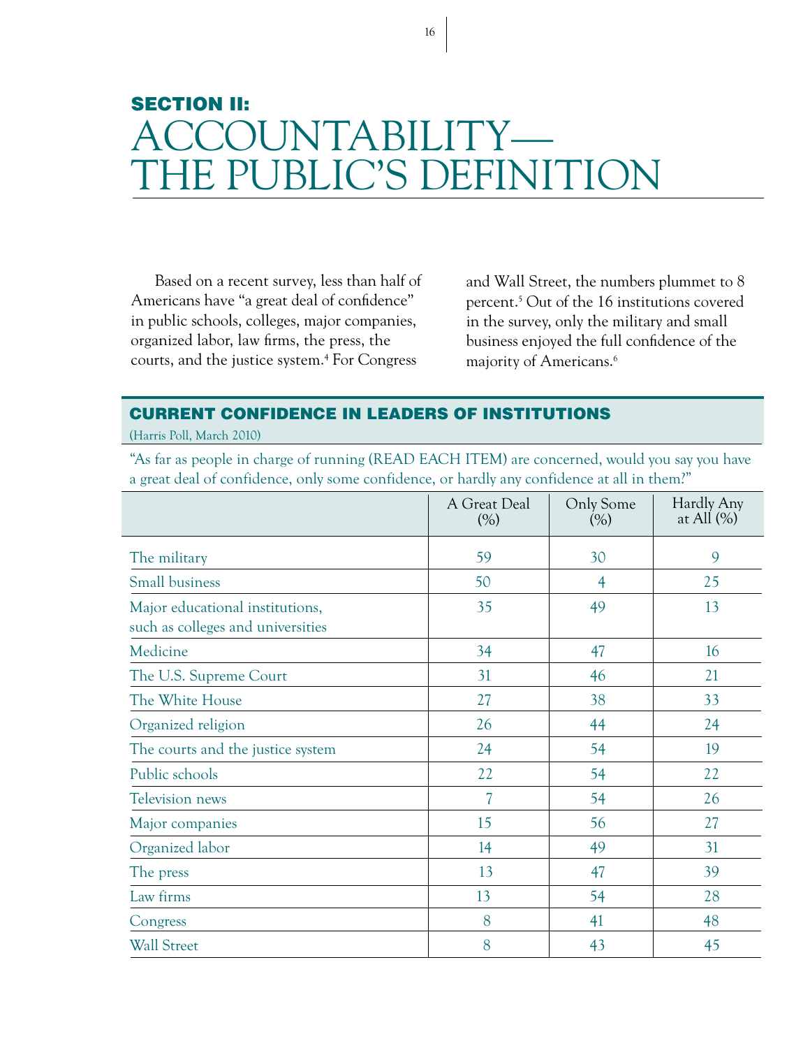## SECTION II:

# ACCOUNTABILITY— THE PUBLIC'S DEFINITION

Based on a recent survey, less than half of Americans have "a great deal of confidence" in public schools, colleges, major companies, organized labor, law firms, the press, the courts, and the justice system.[4] For Congress and Wall Street, the numbers plummet to 8 percent.[5] Out of the 16 institutions covered in the survey, only the military and small business enjoyed the full confidence of the majority of Americans.[6]

### CURRENT CONFIDENCE IN LEADERS OF INSTITUTIONS

(Harris Poll, March 2010)

"As far as people in charge of running (READ EACH ITEM) are concerned, would you say you have a great deal of confidence, only some confidence, or hardly any confidence at all in them?"

| | A Great Deal (%) | Only Some (%) | Hardly Any at All (%) |
|---|---|---|---|
| The military | 59 | 30 | 9 |
| Small business | 50 | 4 | 25 |
| Major educational institutions, such as colleges and universities | 35 | 49 | 13 |
| Medicine | 34 | 47 | 16 |
| The U.S. Supreme Court | 31 | 46 | 21 |
| The White House | 27 | 38 | 33 |
| Organized religion | 26 | 44 | 24 |
| The courts and the justice system | 24 | 54 | 19 |
| Public schools | 22 | 54 | 22 |
| Television news | 7 | 54 | 26 |
| Major companies | 15 | 56 | 27 |
| Organized labor | 14 | 49 | 31 |
| The press | 13 | 47 | 39 |
| Law firms | 13 | 54 | 28 |
| Congress | 8 | 41 | 48 |
| Wall Street | 8 | 43 | 45 |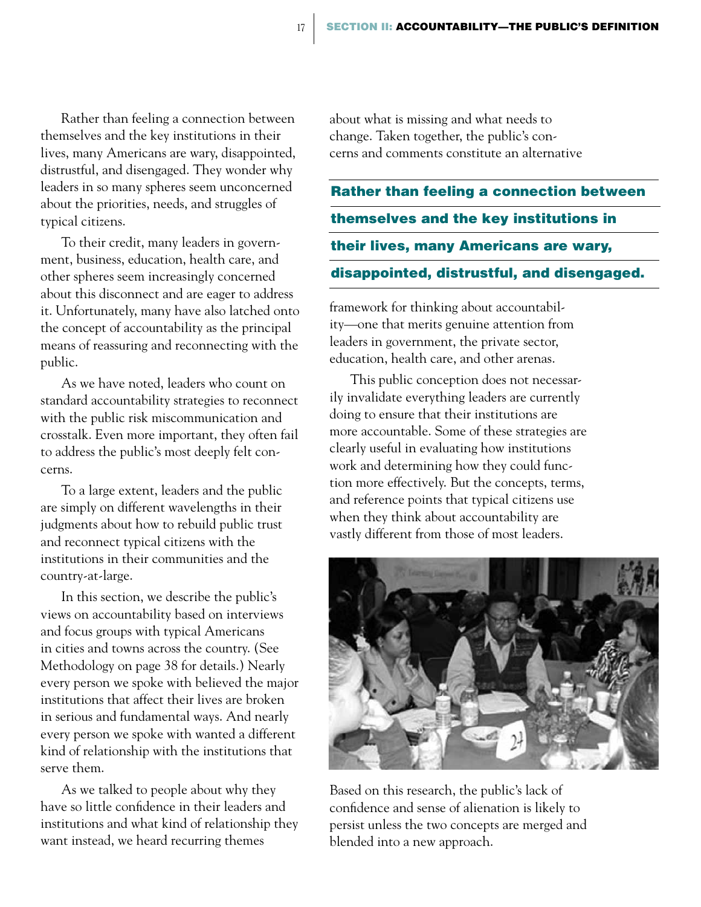Rather than feeling a connection between themselves and the key institutions in their lives, many Americans are wary, disappointed, distrustful, and disengaged. They wonder why leaders in so many spheres seem unconcerned about the priorities, needs, and struggles of typical citizens.

To their credit, many leaders in government, business, education, health care, and other spheres seem increasingly concerned about this disconnect and are eager to address it. Unfortunately, many have also latched onto the concept of accountability as the principal means of reassuring and reconnecting with the public.

As we have noted, leaders who count on standard accountability strategies to reconnect with the public risk miscommunication and crosstalk. Even more important, they often fail to address the public's most deeply felt concerns.

To a large extent, leaders and the public are simply on different wavelengths in their judgments about how to rebuild public trust and reconnect typical citizens with the institutions in their communities and the country-at-large.

In this section, we describe the public's views on accountability based on interviews and focus groups with typical Americans in cities and towns across the country. (See Methodology on page 38 for details.) Nearly every person we spoke with believed the major institutions that affect their lives are broken in serious and fundamental ways. And nearly every person we spoke with wanted a different kind of relationship with the institutions that serve them.

As we talked to people about why they have so little confidence in their leaders and institutions and what kind of relationship they want instead, we heard recurring themes about what is missing and what needs to change. Taken together, the public's concerns and comments constitute an alternative framework for thinking about accountability—one that merits genuine attention from leaders in government, the private sector, education, health care, and other arenas.

**Rather than feeling a connection between themselves and the key institutions in their lives, many Americans are wary, disappointed, distrustful, and disengaged.**

This public conception does not necessarily invalidate everything leaders are currently doing to ensure that their institutions are more accountable. Some of these strategies are clearly useful in evaluating how institutions work and determining how they could function more effectively. But the concepts, terms, and reference points that typical citizens use when they think about accountability are vastly different from those of most leaders.

Based on this research, the public's lack of confidence and sense of alienation is likely to persist unless the two concepts are merged and blended into a new approach.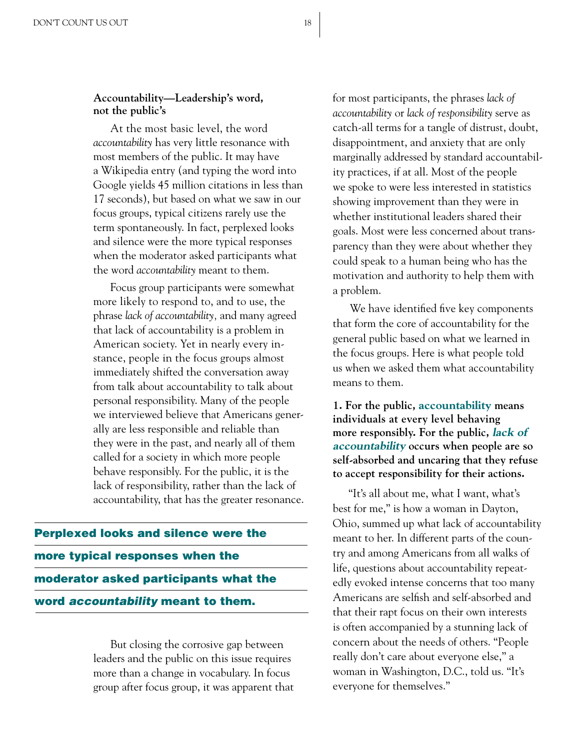### Accountability—Leadership's word, not the public's

At the most basic level, the word *accountability* has very little resonance with most members of the public. It may have a Wikipedia entry (and typing the word into Google yields 45 million citations in less than 17 seconds), but based on what we saw in our focus groups, typical citizens rarely use the term spontaneously. In fact, perplexed looks and silence were the more typical responses when the moderator asked participants what the word *accountability* meant to them.

Focus group participants were somewhat more likely to respond to, and to use, the phrase *lack of accountability,* and many agreed that lack of accountability is a problem in American society. Yet in nearly every instance, people in the focus groups almost immediately shifted the conversation away from talk about accountability to talk about personal responsibility. Many of the people we interviewed believe that Americans generally are less responsible and reliable than they were in the past, and nearly all of them called for a society in which more people behave responsibly. For the public, it is the lack of responsibility, rather than the lack of accountability, that has the greater resonance.

**Perplexed looks and silence were the more typical responses when the moderator asked participants what the word *accountability* meant to them.**

But closing the corrosive gap between leaders and the public on this issue requires more than a change in vocabulary. In focus group after focus group, it was apparent that for most participants, the phrases *lack of accountability* or *lack of responsibility* serve as catch-all terms for a tangle of distrust, doubt, disappointment, and anxiety that are only marginally addressed by standard accountability practices, if at all. Most of the people we spoke to were less interested in statistics showing improvement than they were in whether institutional leaders shared their goals. Most were less concerned about transparency than they were about whether they could speak to a human being who has the motivation and authority to help them with a problem.

We have identified five key components that form the core of accountability for the general public based on what we learned in the focus groups. Here is what people told us when we asked them what accountability means to them.

**1. For the public, accountability means individuals at every level behaving more responsibly. For the public, *lack of accountability* occurs when people are so self-absorbed and uncaring that they refuse to accept responsibility for their actions.**

"It's all about me, what I want, what's best for me," is how a woman in Dayton, Ohio, summed up what lack of accountability meant to her. In different parts of the country and among Americans from all walks of life, questions about accountability repeatedly evoked intense concerns that too many Americans are selfish and self-absorbed and that their rapt focus on their own interests is often accompanied by a stunning lack of concern about the needs of others. "People really don't care about everyone else," a woman in Washington, D.C., told us. "It's everyone for themselves."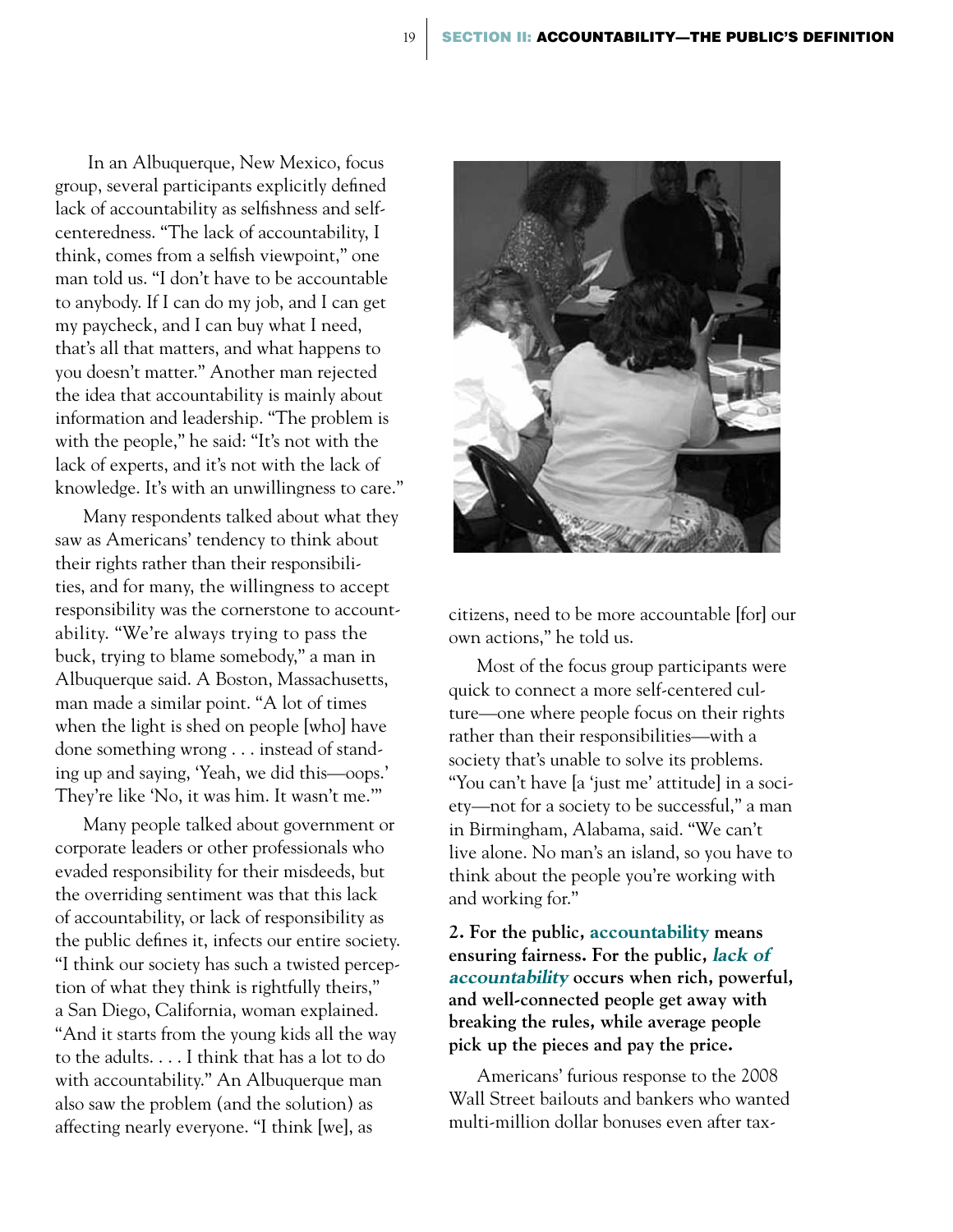In an Albuquerque, New Mexico, focus group, several participants explicitly defined lack of accountability as selfishness and self-centeredness. "The lack of accountability, I think, comes from a selfish viewpoint," one man told us. "I don't have to be accountable to anybody. If I can do my job, and I can get my paycheck, and I can buy what I need, that's all that matters, and what happens to you doesn't matter." Another man rejected the idea that accountability is mainly about information and leadership. "The problem is with the people," he said: "It's not with the lack of experts, and it's not with the lack of knowledge. It's with an unwillingness to care."

Many respondents talked about what they saw as Americans' tendency to think about their rights rather than their responsibilities, and for many, the willingness to accept responsibility was the cornerstone to accountability. "We're always trying to pass the buck, trying to blame somebody," a man in Albuquerque said. A Boston, Massachusetts, man made a similar point. "A lot of times when the light is shed on people [who] have done something wrong . . . instead of standing up and saying, 'Yeah, we did this—oops.' They're like 'No, it was him. It wasn't me.'"

Many people talked about government or corporate leaders or other professionals who evaded responsibility for their misdeeds, but the overriding sentiment was that this lack of accountability, or lack of responsibility as the public defines it, infects our entire society. "I think our society has such a twisted perception of what they think is rightfully theirs," a San Diego, California, woman explained. "And it starts from the young kids all the way to the adults. . . . I think that has a lot to do with accountability." An Albuquerque man also saw the problem (and the solution) as affecting nearly everyone. "I think [we], as citizens, need to be more accountable [for] our own actions," he told us.

Most of the focus group participants were quick to connect a more self-centered culture—one where people focus on their rights rather than their responsibilities—with a society that's unable to solve its problems. "You can't have [a 'just me' attitude] in a society—not for a society to be successful," a man in Birmingham, Alabama, said. "We can't live alone. No man's an island, so you have to think about the people you're working with and working for."

**2. For the public, accountability means ensuring fairness. For the public, *lack of accountability* occurs when rich, powerful, and well-connected people get away with breaking the rules, while average people pick up the pieces and pay the price.**

Americans' furious response to the 2008 Wall Street bailouts and bankers who wanted multi-million dollar bonuses even after tax-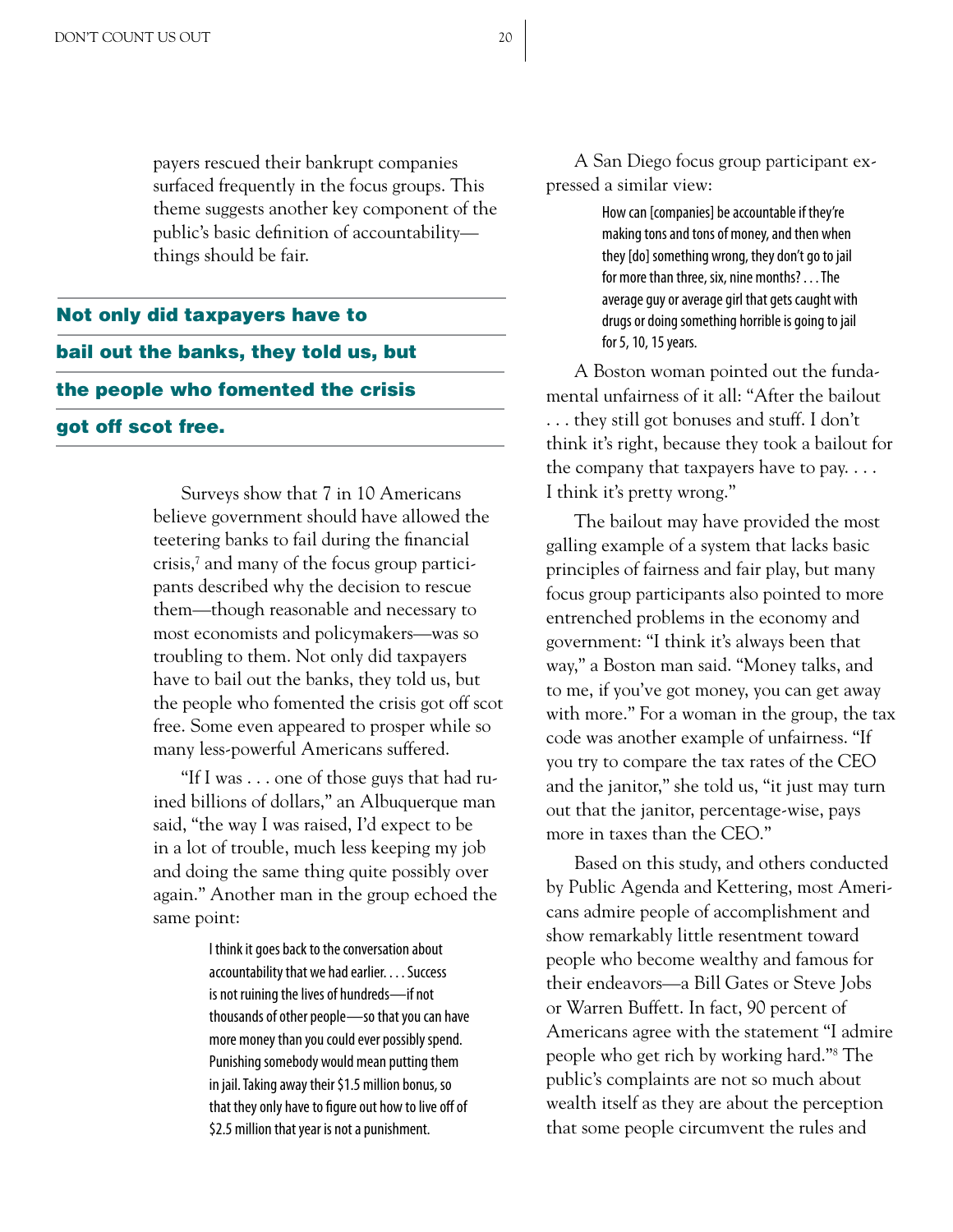payers rescued their bankrupt companies surfaced frequently in the focus groups. This theme suggests another key component of the public's basic definition of accountability—things should be fair.

**Not only did taxpayers have to bail out the banks, they told us, but the people who fomented the crisis got off scot free.**

Surveys show that 7 in 10 Americans believe government should have allowed the teetering banks to fail during the financial crisis,[7] and many of the focus group participants described why the decision to rescue them—though reasonable and necessary to most economists and policymakers—was so troubling to them. Not only did taxpayers have to bail out the banks, they told us, but the people who fomented the crisis got off scot free. Some even appeared to prosper while so many less-powerful Americans suffered.

"If I was . . . one of those guys that had ruined billions of dollars," an Albuquerque man said, "the way I was raised, I'd expect to be in a lot of trouble, much less keeping my job and doing the same thing quite possibly over again." Another man in the group echoed the same point:

> I think it goes back to the conversation about accountability that we had earlier. . . . Success is not ruining the lives of hundreds—if not thousands of other people—so that you can have more money than you could ever possibly spend. Punishing somebody would mean putting them in jail. Taking away their $1.5 million bonus, so that they only have to figure out how to live off of $2.5 million that year is not a punishment.

A San Diego focus group participant expressed a similar view:

> How can [companies] be accountable if they're making tons and tons of money, and then when they [do] something wrong, they don't go to jail for more than three, six, nine months? . . . The average guy or average girl that gets caught with drugs or doing something horrible is going to jail for 5, 10, 15 years.

A Boston woman pointed out the fundamental unfairness of it all: "After the bailout . . . they still got bonuses and stuff. I don't think it's right, because they took a bailout for the company that taxpayers have to pay. . . . I think it's pretty wrong."

The bailout may have provided the most galling example of a system that lacks basic principles of fairness and fair play, but many focus group participants also pointed to more entrenched problems in the economy and government: "I think it's always been that way," a Boston man said. "Money talks, and to me, if you've got money, you can get away with more." For a woman in the group, the tax code was another example of unfairness. "If you try to compare the tax rates of the CEO and the janitor," she told us, "it just may turn out that the janitor, percentage-wise, pays more in taxes than the CEO."

Based on this study, and others conducted by Public Agenda and Kettering, most Americans admire people of accomplishment and show remarkably little resentment toward people who become wealthy and famous for their endeavors—a Bill Gates or Steve Jobs or Warren Buffett. In fact, 90 percent of Americans agree with the statement "I admire people who get rich by working hard."[8] The public's complaints are not so much about wealth itself as they are about the perception that some people circumvent the rules and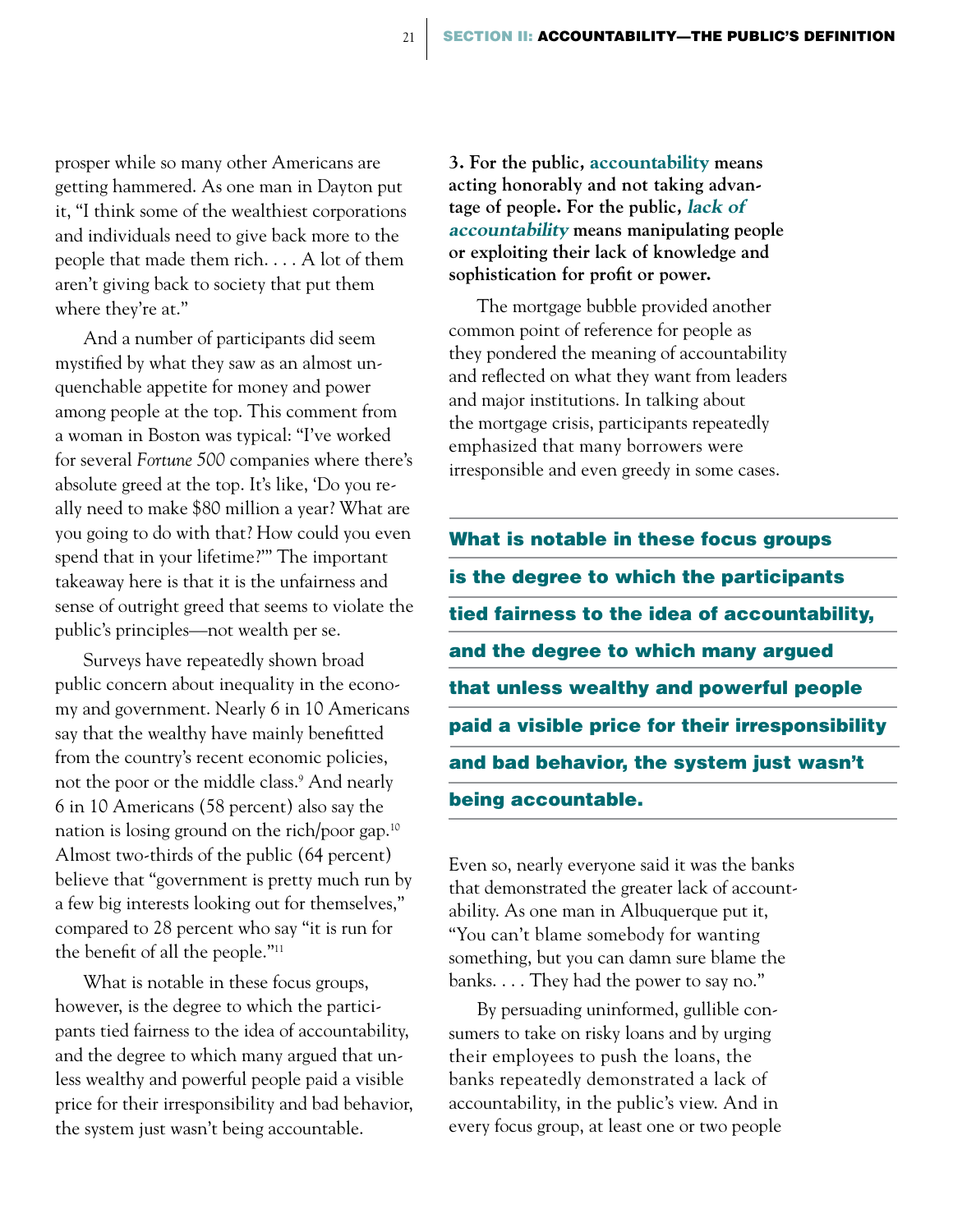prosper while so many other Americans are getting hammered. As one man in Dayton put it, "I think some of the wealthiest corporations and individuals need to give back more to the people that made them rich. . . . A lot of them aren't giving back to society that put them where they're at."

And a number of participants did seem mystified by what they saw as an almost unquenchable appetite for money and power among people at the top. This comment from a woman in Boston was typical: "I've worked for several *Fortune 500* companies where there's absolute greed at the top. It's like, 'Do you really need to make $80 million a year? What are you going to do with that? How could you even spend that in your lifetime?'" The important takeaway here is that it is the unfairness and sense of outright greed that seems to violate the public's principles—not wealth per se.

Surveys have repeatedly shown broad public concern about inequality in the economy and government. Nearly 6 in 10 Americans say that the wealthy have mainly benefitted from the country's recent economic policies, not the poor or the middle class.[9] And nearly 6 in 10 Americans (58 percent) also say the nation is losing ground on the rich/poor gap.[10] Almost two-thirds of the public (64 percent) believe that "government is pretty much run by a few big interests looking out for themselves," compared to 28 percent who say "it is run for the benefit of all the people."[11]

What is notable in these focus groups, however, is the degree to which the participants tied fairness to the idea of accountability, and the degree to which many argued that unless wealthy and powerful people paid a visible price for their irresponsibility and bad behavior, the system just wasn't being accountable.

**3. For the public, accountability means acting honorably and not taking advantage of people. For the public, *lack of accountability* means manipulating people or exploiting their lack of knowledge and sophistication for profit or power.**

The mortgage bubble provided another common point of reference for people as they pondered the meaning of accountability and reflected on what they want from leaders and major institutions. In talking about the mortgage crisis, participants repeatedly emphasized that many borrowers were irresponsible and even greedy in some cases.

**What is notable in these focus groups is the degree to which the participants tied fairness to the idea of accountability, and the degree to which many argued that unless wealthy and powerful people paid a visible price for their irresponsibility and bad behavior, the system just wasn't being accountable.**

Even so, nearly everyone said it was the banks that demonstrated the greater lack of accountability. As one man in Albuquerque put it, "You can't blame somebody for wanting something, but you can damn sure blame the banks. . . . They had the power to say no."

By persuading uninformed, gullible consumers to take on risky loans and by urging their employees to push the loans, the banks repeatedly demonstrated a lack of accountability, in the public's view. And in every focus group, at least one or two people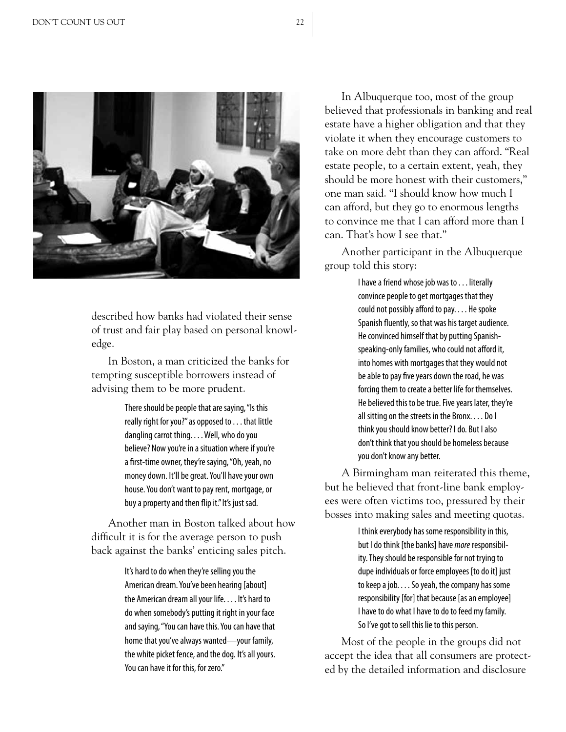described how banks had violated their sense of trust and fair play based on personal knowledge.

In Boston, a man criticized the banks for tempting susceptible borrowers instead of advising them to be more prudent.

> There should be people that are saying, "Is this really right for you?" as opposed to . . . that little dangling carrot thing. . . . Well, who do you believe? Now you're in a situation where if you're a first-time owner, they're saying, "Oh, yeah, no money down. It'll be great. You'll have your own house. You don't want to pay rent, mortgage, or buy a property and then flip it." It's just sad.

Another man in Boston talked about how difficult it is for the average person to push back against the banks' enticing sales pitch.

> It's hard to do when they're selling you the American dream. You've been hearing [about] the American dream all your life. . . . It's hard to do when somebody's putting it right in your face and saying, "You can have this. You can have that home that you've always wanted—your family, the white picket fence, and the dog. It's all yours. You can have it for this, for zero."

In Albuquerque too, most of the group believed that professionals in banking and real estate have a higher obligation and that they violate it when they encourage customers to take on more debt than they can afford. "Real estate people, to a certain extent, yeah, they should be more honest with their customers," one man said. "I should know how much I can afford, but they go to enormous lengths to convince me that I can afford more than I can. That's how I see that."

Another participant in the Albuquerque group told this story:

> I have a friend whose job was to . . . literally convince people to get mortgages that they could not possibly afford to pay. . . . He spoke Spanish fluently, so that was his target audience. He convinced himself that by putting Spanish-speaking-only families, who could not afford it, into homes with mortgages that they would not be able to pay five years down the road, he was forcing them to create a better life for themselves. He believed this to be true. Five years later, they're all sitting on the streets in the Bronx. . . . Do I think you should know better? I do. But I also don't think that you should be homeless because you don't know any better.

A Birmingham man reiterated this theme, but he believed that front-line bank employees were often victims too, pressured by their bosses into making sales and meeting quotas.

> I think everybody has some responsibility in this, but I do think [the banks] have *more* responsibility. They should be responsible for not trying to dupe individuals or force employees [to do it] just to keep a job. . . . So yeah, the company has some responsibility [for] that because [as an employee] I have to do what I have to do to feed my family. So I've got to sell this lie to this person.

Most of the people in the groups did not accept the idea that all consumers are protected by the detailed information and disclosure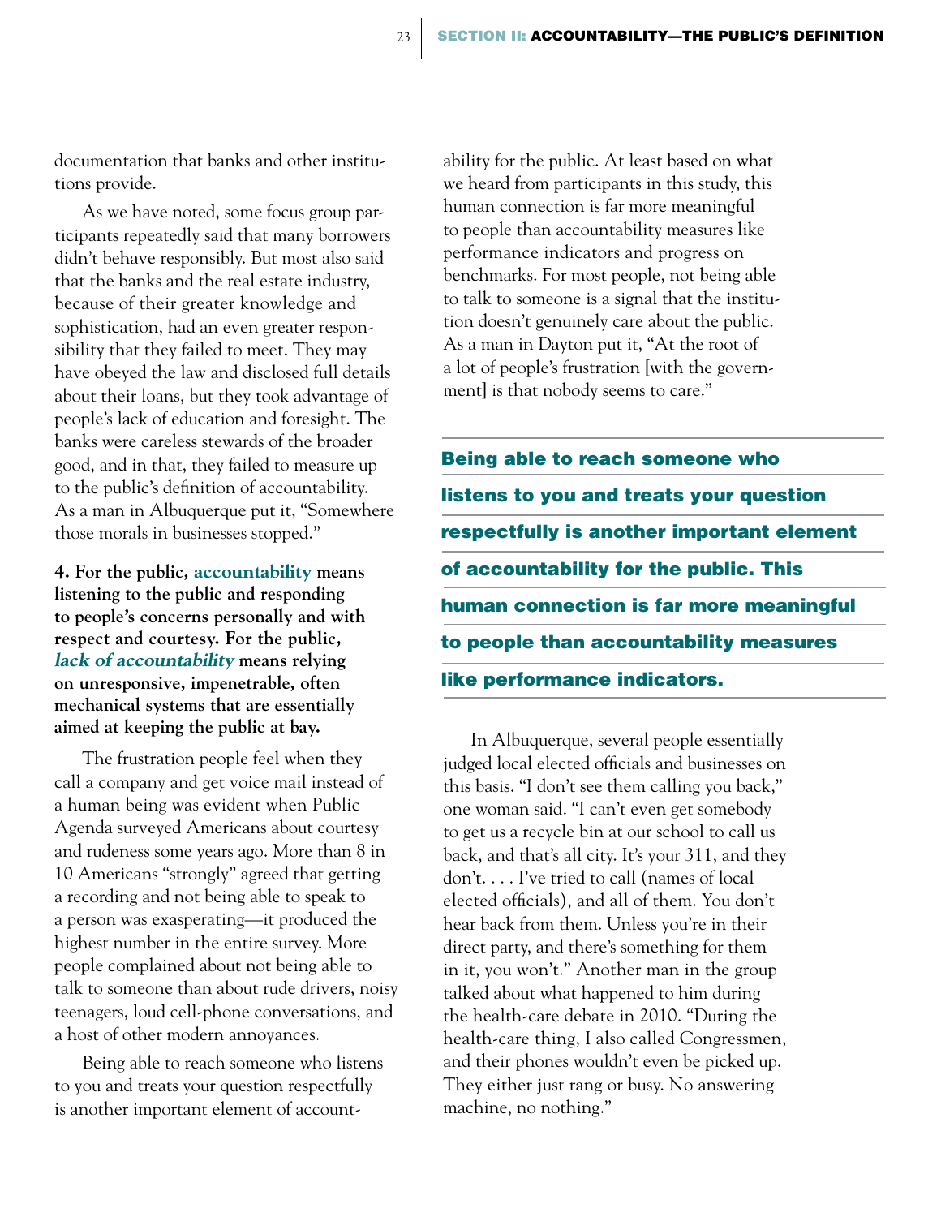documentation that banks and other institutions provide.

As we have noted, some focus group participants repeatedly said that many borrowers didn't behave responsibly. But most also said that the banks and the real estate industry, because of their greater knowledge and sophistication, had an even greater responsibility that they failed to meet. They may have obeyed the law and disclosed full details about their loans, but they took advantage of people's lack of education and foresight. The banks were careless stewards of the broader good, and in that, they failed to measure up to the public's definition of accountability. As a man in Albuquerque put it, "Somewhere those morals in businesses stopped."

**4. For the public, accountability means listening to the public and responding to people's concerns personally and with respect and courtesy. For the public, *lack of accountability* means relying on unresponsive, impenetrable, often mechanical systems that are essentially aimed at keeping the public at bay.**

The frustration people feel when they call a company and get voice mail instead of a human being was evident when Public Agenda surveyed Americans about courtesy and rudeness some years ago. More than 8 in 10 Americans "strongly" agreed that getting a recording and not being able to speak to a person was exasperating—it produced the highest number in the entire survey. More people complained about not being able to talk to someone than about rude drivers, noisy teenagers, loud cell-phone conversations, and a host of other modern annoyances.

Being able to reach someone who listens to you and treats your question respectfully is another important element of accountability for the public. At least based on what we heard from participants in this study, this human connection is far more meaningful to people than accountability measures like performance indicators and progress on benchmarks. For most people, not being able to talk to someone is a signal that the institution doesn't genuinely care about the public. As a man in Dayton put it, "At the root of a lot of people's frustration [with the government] is that nobody seems to care."

**Being able to reach someone who listens to you and treats your question respectfully is another important element of accountability for the public. This human connection is far more meaningful to people than accountability measures like performance indicators.**

In Albuquerque, several people essentially judged local elected officials and businesses on this basis. "I don't see them calling you back," one woman said. "I can't even get somebody to get us a recycle bin at our school to call us back, and that's all city. It's your 311, and they don't. . . . I've tried to call (names of local elected officials), and all of them. You don't hear back from them. Unless you're in their direct party, and there's something for them in it, you won't." Another man in the group talked about what happened to him during the health-care debate in 2010. "During the health-care thing, I also called Congressmen, and their phones wouldn't even be picked up. They either just rang or busy. No answering machine, no nothing."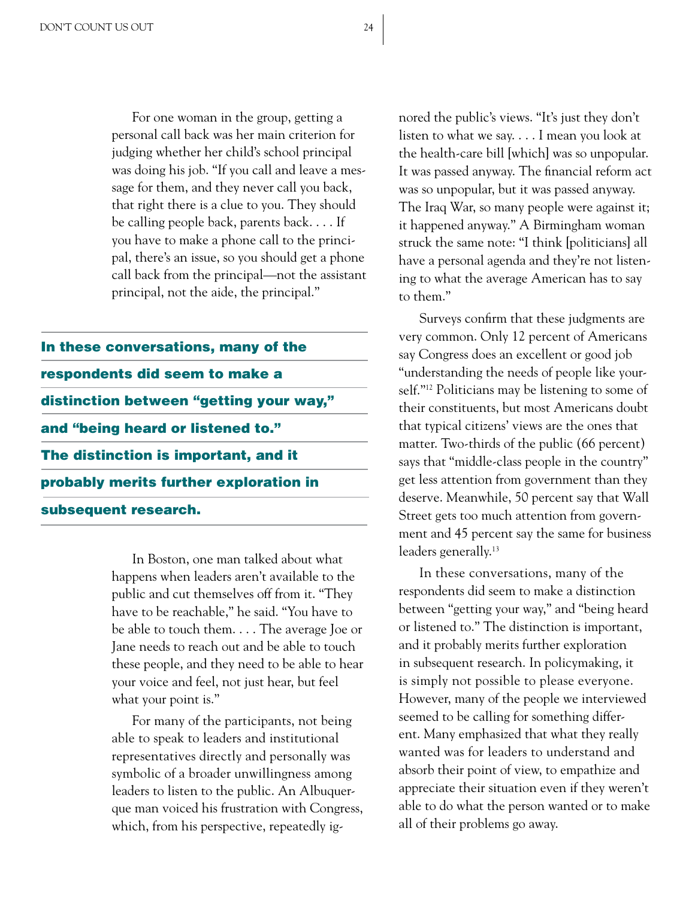For one woman in the group, getting a personal call back was her main criterion for judging whether her child's school principal was doing his job. "If you call and leave a message for them, and they never call you back, that right there is a clue to you. They should be calling people back, parents back. . . . If you have to make a phone call to the principal, there's an issue, so you should get a phone call back from the principal—not the assistant principal, not the aide, the principal."

**In these conversations, many of the respondents did seem to make a distinction between "getting your way," and "being heard or listened to." The distinction is important, and it probably merits further exploration in subsequent research.**

In Boston, one man talked about what happens when leaders aren't available to the public and cut themselves off from it. "They have to be reachable," he said. "You have to be able to touch them. . . . The average Joe or Jane needs to reach out and be able to touch these people, and they need to be able to hear your voice and feel, not just hear, but feel what your point is."

For many of the participants, not being able to speak to leaders and institutional representatives directly and personally was symbolic of a broader unwillingness among leaders to listen to the public. An Albuquerque man voiced his frustration with Congress, which, from his perspective, repeatedly ignored the public's views. "It's just they don't listen to what we say. . . . I mean you look at the health-care bill [which] was so unpopular. It was passed anyway. The financial reform act was so unpopular, but it was passed anyway. The Iraq War, so many people were against it; it happened anyway." A Birmingham woman struck the same note: "I think [politicians] all have a personal agenda and they're not listening to what the average American has to say to them."

Surveys confirm that these judgments are very common. Only 12 percent of Americans say Congress does an excellent or good job "understanding the needs of people like yourself."[12] Politicians may be listening to some of their constituents, but most Americans doubt that typical citizens' views are the ones that matter. Two-thirds of the public (66 percent) says that "middle-class people in the country" get less attention from government than they deserve. Meanwhile, 50 percent say that Wall Street gets too much attention from government and 45 percent say the same for business leaders generally.[13]

In these conversations, many of the respondents did seem to make a distinction between "getting your way," and "being heard or listened to." The distinction is important, and it probably merits further exploration in subsequent research. In policymaking, it is simply not possible to please everyone. However, many of the people we interviewed seemed to be calling for something different. Many emphasized that what they really wanted was for leaders to understand and absorb their point of view, to empathize and appreciate their situation even if they weren't able to do what the person wanted or to make all of their problems go away.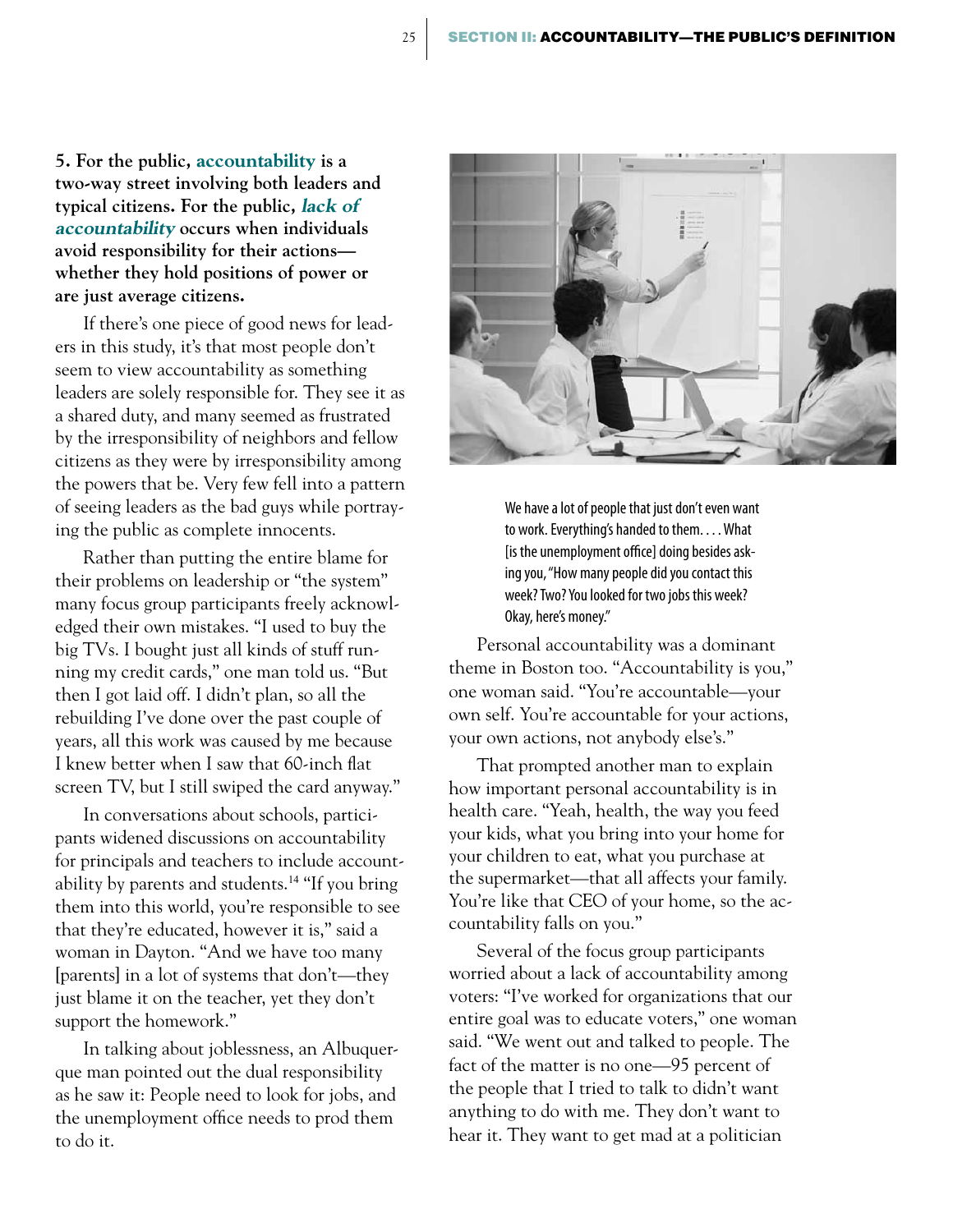**5. For the public, accountability is a two-way street involving both leaders and typical citizens. For the public, *lack of accountability* occurs when individuals avoid responsibility for their actions—whether they hold positions of power or are just average citizens.**

If there's one piece of good news for leaders in this study, it's that most people don't seem to view accountability as something leaders are solely responsible for. They see it as a shared duty, and many seemed as frustrated by the irresponsibility of neighbors and fellow citizens as they were by irresponsibility among the powers that be. Very few fell into a pattern of seeing leaders as the bad guys while portraying the public as complete innocents.

Rather than putting the entire blame for their problems on leadership or "the system" many focus group participants freely acknowledged their own mistakes. "I used to buy the big TVs. I bought just all kinds of stuff running my credit cards," one man told us. "But then I got laid off. I didn't plan, so all the rebuilding I've done over the past couple of years, all this work was caused by me because I knew better when I saw that 60-inch flat screen TV, but I still swiped the card anyway."

In conversations about schools, participants widened discussions on accountability for principals and teachers to include accountability by parents and students.[14] "If you bring them into this world, you're responsible to see that they're educated, however it is," said a woman in Dayton. "And we have too many [parents] in a lot of systems that don't—they just blame it on the teacher, yet they don't support the homework."

In talking about joblessness, an Albuquerque man pointed out the dual responsibility as he saw it: People need to look for jobs, and the unemployment office needs to prod them to do it.

We have a lot of people that just don't even want to work. Everything's handed to them. . . . What [is the unemployment office] doing besides asking you, "How many people did you contact this week? Two? You looked for two jobs this week? Okay, here's money."

Personal accountability was a dominant theme in Boston too. "Accountability is you," one woman said. "You're accountable—your own self. You're accountable for your actions, your own actions, not anybody else's."

That prompted another man to explain how important personal accountability is in health care. "Yeah, health, the way you feed your kids, what you bring into your home for your children to eat, what you purchase at the supermarket—that all affects your family. You're like that CEO of your home, so the accountability falls on you."

Several of the focus group participants worried about a lack of accountability among voters: "I've worked for organizations that our entire goal was to educate voters," one woman said. "We went out and talked to people. The fact of the matter is no one—95 percent of the people that I tried to talk to didn't want anything to do with me. They don't want to hear it. They want to get mad at a politician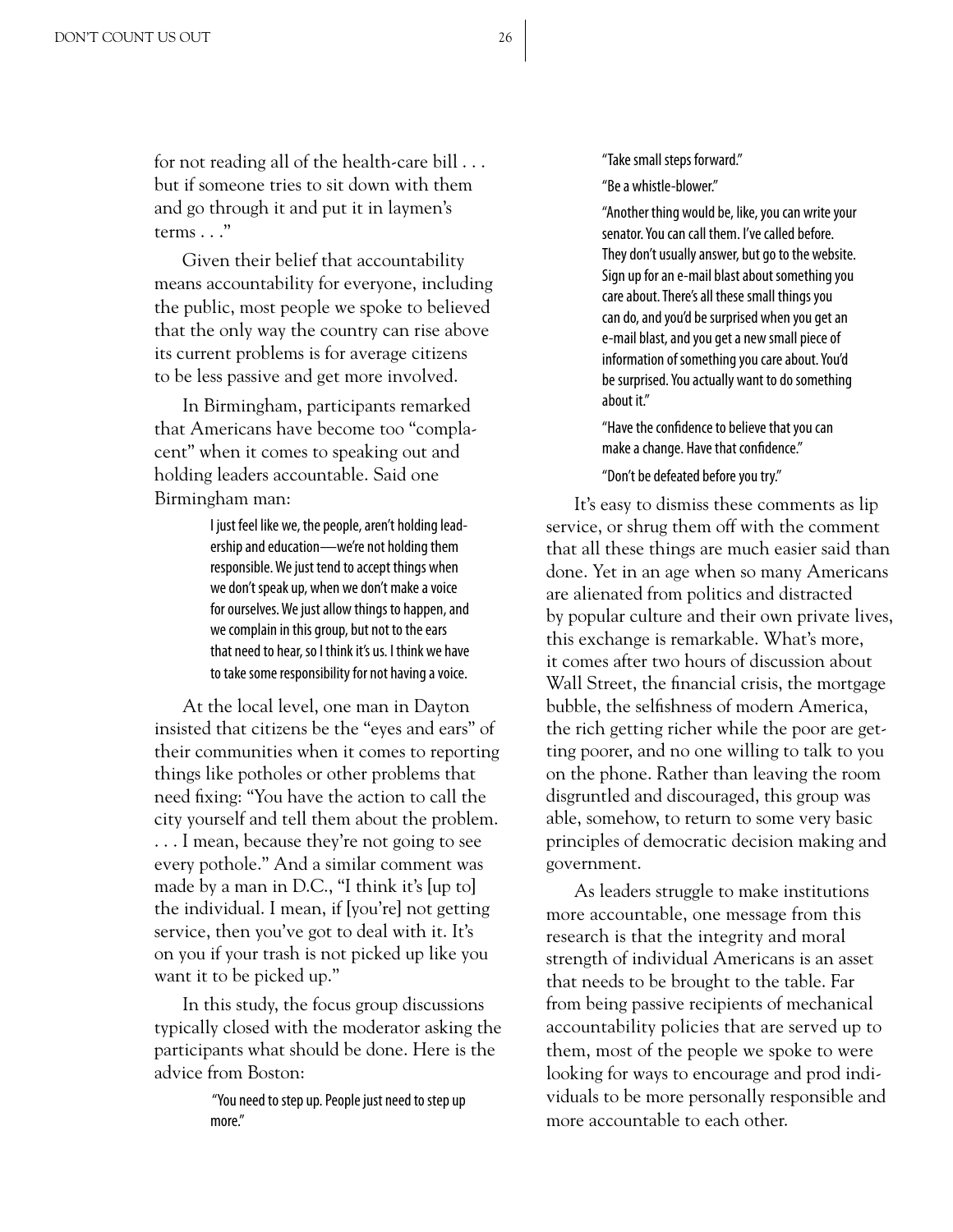for not reading all of the health-care bill . . . but if someone tries to sit down with them and go through it and put it in laymen's terms . . ."

Given their belief that accountability means accountability for everyone, including the public, most people we spoke to believed that the only way the country can rise above its current problems is for average citizens to be less passive and get more involved.

In Birmingham, participants remarked that Americans have become too "complacent" when it comes to speaking out and holding leaders accountable. Said one Birmingham man:

> I just feel like we, the people, aren't holding leadership and education—we're not holding them responsible. We just tend to accept things when we don't speak up, when we don't make a voice for ourselves. We just allow things to happen, and we complain in this group, but not to the ears that need to hear, so I think it's us. I think we have to take some responsibility for not having a voice.

At the local level, one man in Dayton insisted that citizens be the "eyes and ears" of their communities when it comes to reporting things like potholes or other problems that need fixing: "You have the action to call the city yourself and tell them about the problem. . . . I mean, because they're not going to see every pothole." And a similar comment was made by a man in D.C., "I think it's [up to] the individual. I mean, if [you're] not getting service, then you've got to deal with it. It's on you if your trash is not picked up like you want it to be picked up."

In this study, the focus group discussions typically closed with the moderator asking the participants what should be done. Here is the advice from Boston:

> "You need to step up. People just need to step up more."
>
> "Take small steps forward."
>
> "Be a whistle-blower."
>
> "Another thing would be, like, you can write your senator. You can call them. I've called before. They don't usually answer, but go to the website. Sign up for an e-mail blast about something you care about. There's all these small things you can do, and you'd be surprised when you get an e-mail blast, and you get a new small piece of information of something you care about. You'd be surprised. You actually want to do something about it."
>
> "Have the confidence to believe that you can make a change. Have that confidence."
>
> "Don't be defeated before you try."

It's easy to dismiss these comments as lip service, or shrug them off with the comment that all these things are much easier said than done. Yet in an age when so many Americans are alienated from politics and distracted by popular culture and their own private lives, this exchange is remarkable. What's more, it comes after two hours of discussion about Wall Street, the financial crisis, the mortgage bubble, the selfishness of modern America, the rich getting richer while the poor are getting poorer, and no one willing to talk to you on the phone. Rather than leaving the room disgruntled and discouraged, this group was able, somehow, to return to some very basic principles of democratic decision making and government.

As leaders struggle to make institutions more accountable, one message from this research is that the integrity and moral strength of individual Americans is an asset that needs to be brought to the table. Far from being passive recipients of mechanical accountability policies that are served up to them, most of the people we spoke to were looking for ways to encourage and prod individuals to be more personally responsible and more accountable to each other.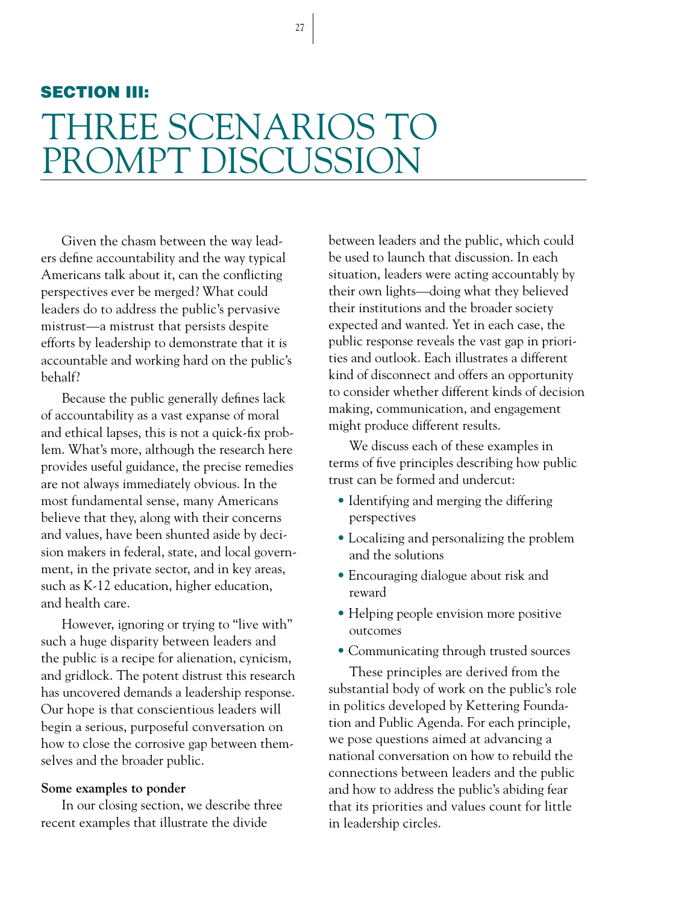## SECTION III:

# THREE SCENARIOS TO PROMPT DISCUSSION

Given the chasm between the way leaders define accountability and the way typical Americans talk about it, can the conflicting perspectives ever be merged? What could leaders do to address the public's pervasive mistrust—a mistrust that persists despite efforts by leadership to demonstrate that it is accountable and working hard on the public's behalf?

Because the public generally defines lack of accountability as a vast expanse of moral and ethical lapses, this is not a quick-fix problem. What's more, although the research here provides useful guidance, the precise remedies are not always immediately obvious. In the most fundamental sense, many Americans believe that they, along with their concerns and values, have been shunted aside by decision makers in federal, state, and local government, in the private sector, and in key areas, such as K-12 education, higher education, and health care.

However, ignoring or trying to "live with" such a huge disparity between leaders and the public is a recipe for alienation, cynicism, and gridlock. The potent distrust this research has uncovered demands a leadership response. Our hope is that conscientious leaders will begin a serious, purposeful conversation on how to close the corrosive gap between themselves and the broader public.

**Some examples to ponder**

In our closing section, we describe three recent examples that illustrate the divide between leaders and the public, which could be used to launch that discussion. In each situation, leaders were acting accountably by their own lights—doing what they believed their institutions and the broader society expected and wanted. Yet in each case, the public response reveals the vast gap in priorities and outlook. Each illustrates a different kind of disconnect and offers an opportunity to consider whether different kinds of decision making, communication, and engagement might produce different results.

We discuss each of these examples in terms of five principles describing how public trust can be formed and undercut:

- Identifying and merging the differing perspectives
- Localizing and personalizing the problem and the solutions
- Encouraging dialogue about risk and reward
- Helping people envision more positive outcomes
- Communicating through trusted sources

These principles are derived from the substantial body of work on the public's role in politics developed by Kettering Foundation and Public Agenda. For each principle, we pose questions aimed at advancing a national conversation on how to rebuild the connections between leaders and the public and how to address the public's abiding fear that its priorities and values count for little in leadership circles.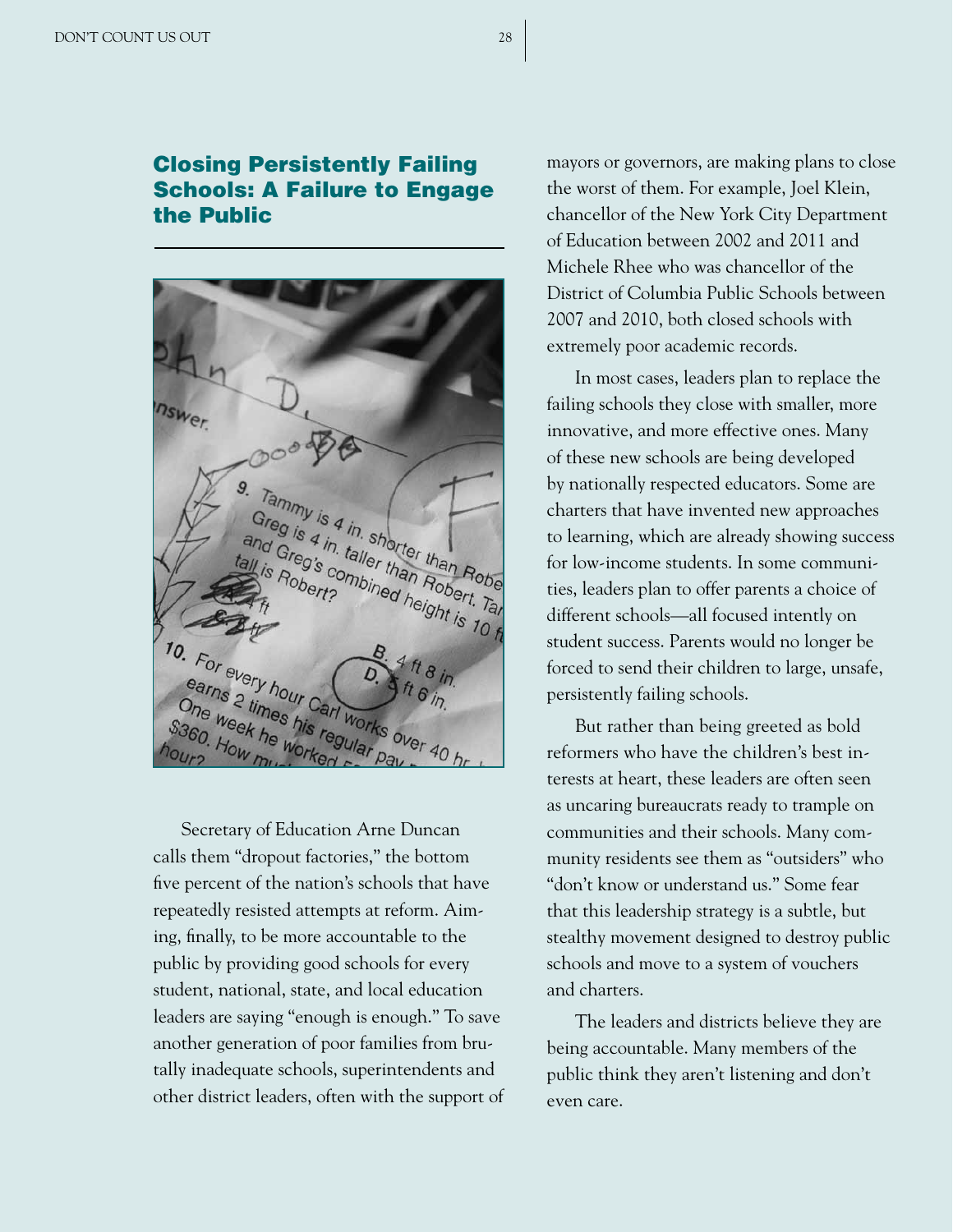## Closing Persistently Failing Schools: A Failure to Engage the Public

Secretary of Education Arne Duncan calls them "dropout factories," the bottom five percent of the nation's schools that have repeatedly resisted attempts at reform. Aiming, finally, to be more accountable to the public by providing good schools for every student, national, state, and local education leaders are saying "enough is enough." To save another generation of poor families from brutally inadequate schools, superintendents and other district leaders, often with the support of mayors or governors, are making plans to close the worst of them. For example, Joel Klein, chancellor of the New York City Department of Education between 2002 and 2011 and Michele Rhee who was chancellor of the District of Columbia Public Schools between 2007 and 2010, both closed schools with extremely poor academic records.

In most cases, leaders plan to replace the failing schools they close with smaller, more innovative, and more effective ones. Many of these new schools are being developed by nationally respected educators. Some are charters that have invented new approaches to learning, which are already showing success for low-income students. In some communities, leaders plan to offer parents a choice of different schools—all focused intently on student success. Parents would no longer be forced to send their children to large, unsafe, persistently failing schools.

But rather than being greeted as bold reformers who have the children's best interests at heart, these leaders are often seen as uncaring bureaucrats ready to trample on communities and their schools. Many community residents see them as "outsiders" who "don't know or understand us." Some fear that this leadership strategy is a subtle, but stealthy movement designed to destroy public schools and move to a system of vouchers and charters.

The leaders and districts believe they are being accountable. Many members of the public think they aren't listening and don't even care.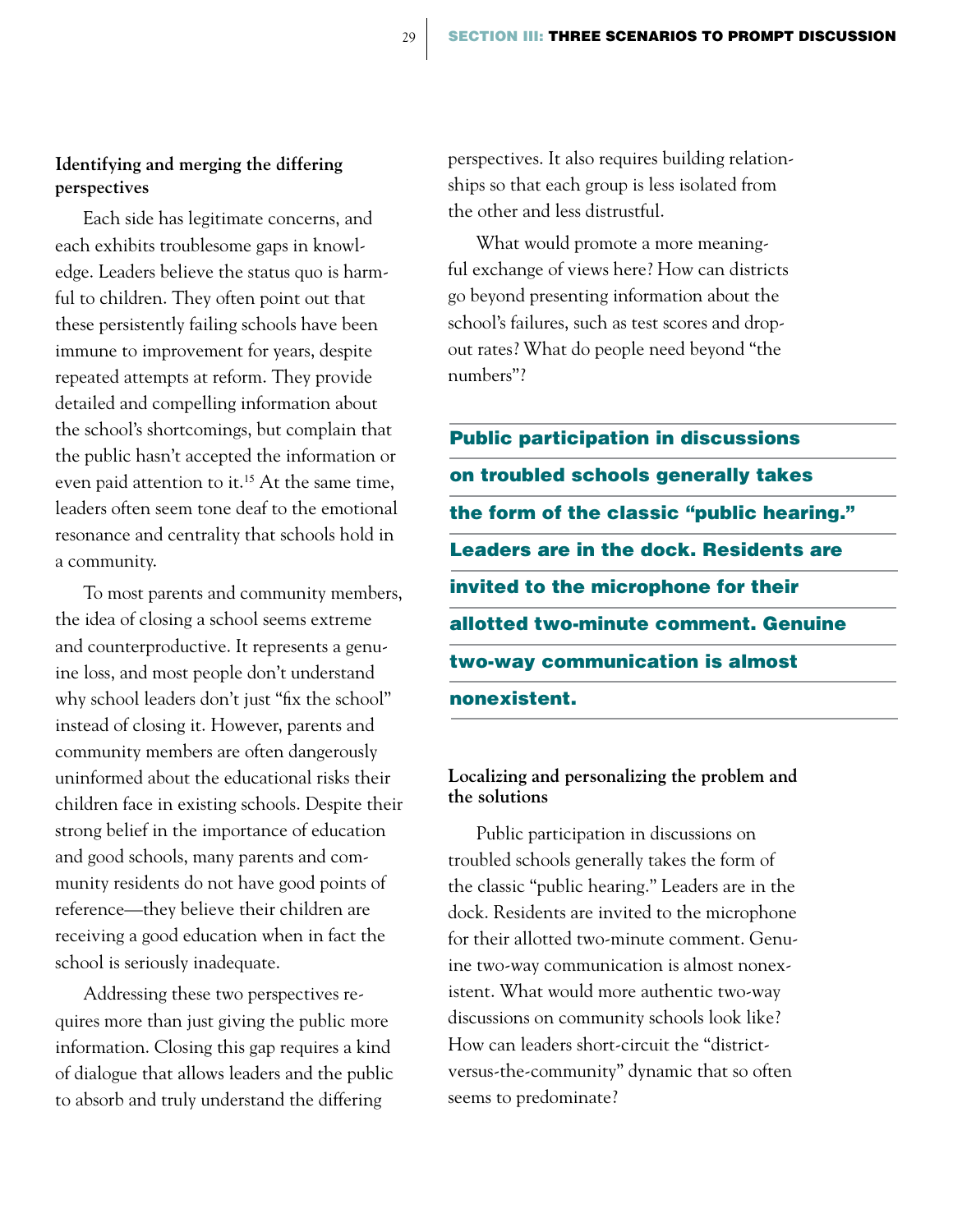### Identifying and merging the differing perspectives

Each side has legitimate concerns, and each exhibits troublesome gaps in knowledge. Leaders believe the status quo is harmful to children. They often point out that these persistently failing schools have been immune to improvement for years, despite repeated attempts at reform. They provide detailed and compelling information about the school's shortcomings, but complain that the public hasn't accepted the information or even paid attention to it.[15] At the same time, leaders often seem tone deaf to the emotional resonance and centrality that schools hold in a community.

To most parents and community members, the idea of closing a school seems extreme and counterproductive. It represents a genuine loss, and most people don't understand why school leaders don't just "fix the school" instead of closing it. However, parents and community members are often dangerously uninformed about the educational risks their children face in existing schools. Despite their strong belief in the importance of education and good schools, many parents and community residents do not have good points of reference—they believe their children are receiving a good education when in fact the school is seriously inadequate.

Addressing these two perspectives requires more than just giving the public more information. Closing this gap requires a kind of dialogue that allows leaders and the public to absorb and truly understand the differing perspectives. It also requires building relationships so that each group is less isolated from the other and less distrustful.

What would promote a more meaningful exchange of views here? How can districts go beyond presenting information about the school's failures, such as test scores and dropout rates? What do people need beyond "the numbers"?

**Public participation in discussions on troubled schools generally takes the form of the classic "public hearing." Leaders are in the dock. Residents are invited to the microphone for their allotted two-minute comment. Genuine two-way communication is almost nonexistent.**

### Localizing and personalizing the problem and the solutions

Public participation in discussions on troubled schools generally takes the form of the classic "public hearing." Leaders are in the dock. Residents are invited to the microphone for their allotted two-minute comment. Genuine two-way communication is almost nonexistent. What would more authentic two-way discussions on community schools look like? How can leaders short-circuit the "district-versus-the-community" dynamic that so often seems to predominate?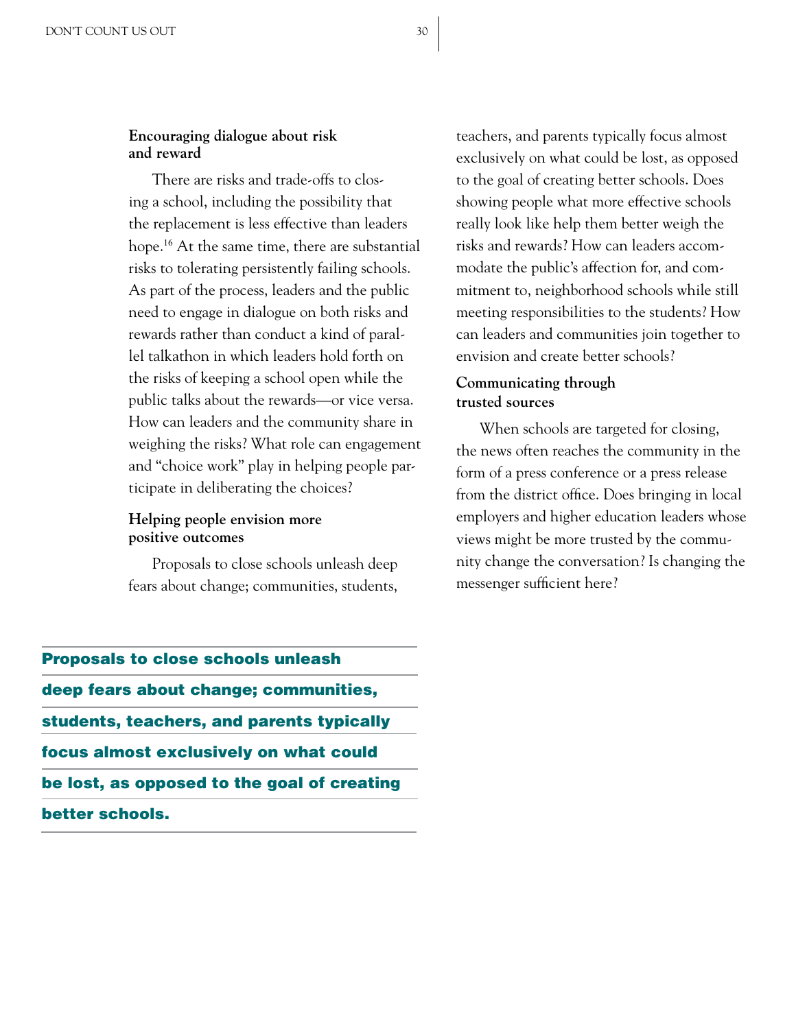### Encouraging dialogue about risk and reward

There are risks and trade-offs to closing a school, including the possibility that the replacement is less effective than leaders hope.[16] At the same time, there are substantial risks to tolerating persistently failing schools. As part of the process, leaders and the public need to engage in dialogue on both risks and rewards rather than conduct a kind of parallel talkathon in which leaders hold forth on the risks of keeping a school open while the public talks about the rewards—or vice versa. How can leaders and the community share in weighing the risks? What role can engagement and "choice work" play in helping people participate in deliberating the choices?

### Helping people envision more positive outcomes

Proposals to close schools unleash deep fears about change; communities, students, teachers, and parents typically focus almost exclusively on what could be lost, as opposed to the goal of creating better schools. Does showing people what more effective schools really look like help them better weigh the risks and rewards? How can leaders accommodate the public's affection for, and commitment to, neighborhood schools while still meeting responsibilities to the students? How can leaders and communities join together to envision and create better schools?

### Communicating through trusted sources

When schools are targeted for closing, the news often reaches the community in the form of a press conference or a press release from the district office. Does bringing in local employers and higher education leaders whose views might be more trusted by the community change the conversation? Is changing the messenger sufficient here?

**Proposals to close schools unleash deep fears about change; communities, students, teachers, and parents typically focus almost exclusively on what could be lost, as opposed to the goal of creating better schools.**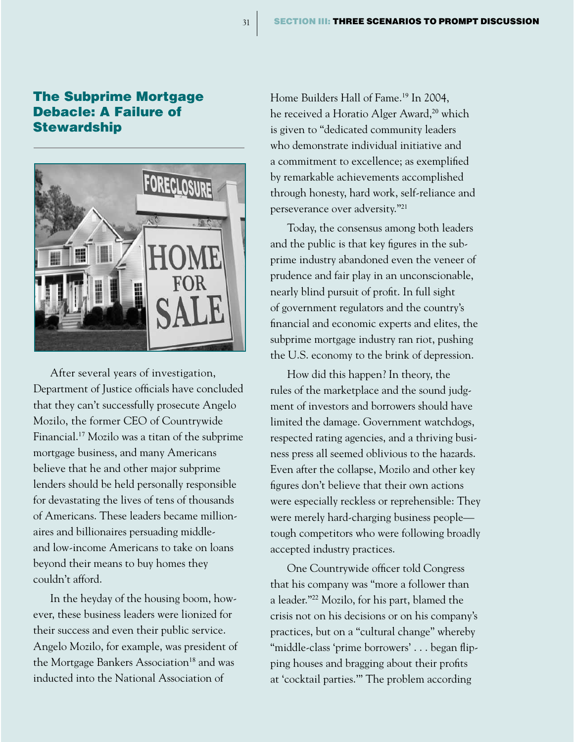## The Subprime Mortgage Debacle: A Failure of Stewardship

After several years of investigation, Department of Justice officials have concluded that they can't successfully prosecute Angelo Mozilo, the former CEO of Countrywide Financial.[17] Mozilo was a titan of the subprime mortgage business, and many Americans believe that he and other major subprime lenders should be held personally responsible for devastating the lives of tens of thousands of Americans. These leaders became millionaires and billionaires persuading middle- and low-income Americans to take on loans beyond their means to buy homes they couldn't afford.

In the heyday of the housing boom, however, these business leaders were lionized for their success and even their public service. Angelo Mozilo, for example, was president of the Mortgage Bankers Association[18] and was inducted into the National Association of Home Builders Hall of Fame.[19] In 2004, he received a Horatio Alger Award,[20] which is given to "dedicated community leaders who demonstrate individual initiative and a commitment to excellence; as exemplified by remarkable achievements accomplished through honesty, hard work, self-reliance and perseverance over adversity."[21]

Today, the consensus among both leaders and the public is that key figures in the subprime industry abandoned even the veneer of prudence and fair play in an unconscionable, nearly blind pursuit of profit. In full sight of government regulators and the country's financial and economic experts and elites, the subprime mortgage industry ran riot, pushing the U.S. economy to the brink of depression.

How did this happen? In theory, the rules of the marketplace and the sound judgment of investors and borrowers should have limited the damage. Government watchdogs, respected rating agencies, and a thriving business press all seemed oblivious to the hazards. Even after the collapse, Mozilo and other key figures don't believe that their own actions were especially reckless or reprehensible: They were merely hard-charging business people—tough competitors who were following broadly accepted industry practices.

One Countrywide officer told Congress that his company was "more a follower than a leader."[22] Mozilo, for his part, blamed the crisis not on his decisions or on his company's practices, but on a "cultural change" whereby "middle-class 'prime borrowers' . . . began flipping houses and bragging about their profits at 'cocktail parties.'" The problem according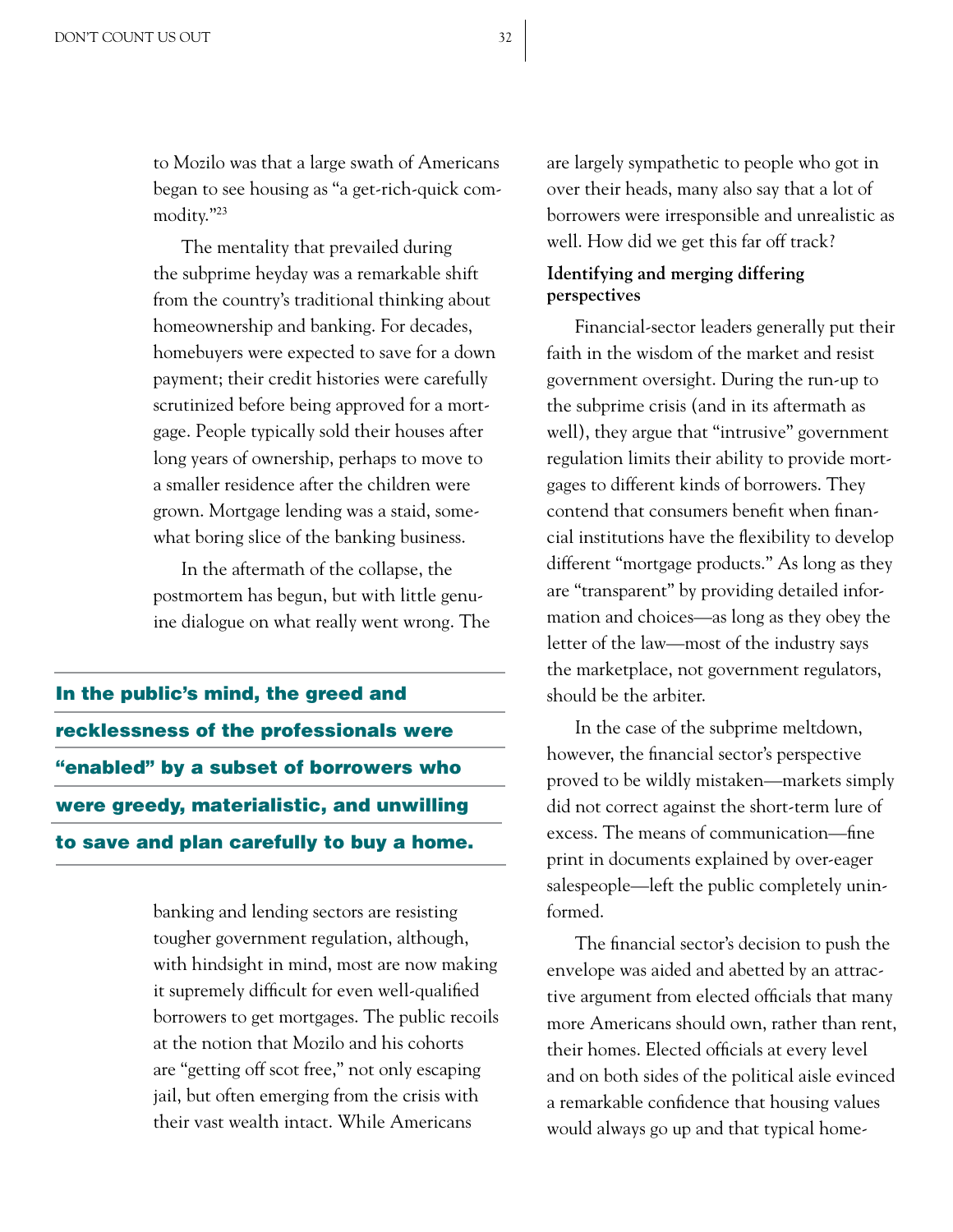to Mozilo was that a large swath of Americans began to see housing as "a get-rich-quick commodity."[23]

The mentality that prevailed during the subprime heyday was a remarkable shift from the country's traditional thinking about homeownership and banking. For decades, homebuyers were expected to save for a down payment; their credit histories were carefully scrutinized before being approved for a mortgage. People typically sold their houses after long years of ownership, perhaps to move to a smaller residence after the children were grown. Mortgage lending was a staid, somewhat boring slice of the banking business.

In the aftermath of the collapse, the postmortem has begun, but with little genuine dialogue on what really went wrong. The banking and lending sectors are resisting tougher government regulation, although, with hindsight in mind, most are now making it supremely difficult for even well-qualified borrowers to get mortgages. The public recoils at the notion that Mozilo and his cohorts are "getting off scot free," not only escaping jail, but often emerging from the crisis with their vast wealth intact. While Americans are largely sympathetic to people who got in over their heads, many also say that a lot of borrowers were irresponsible and unrealistic as well. How did we get this far off track?

**In the public's mind, the greed and recklessness of the professionals were "enabled" by a subset of borrowers who were greedy, materialistic, and unwilling to save and plan carefully to buy a home.**

**Identifying and merging differing perspectives**

Financial-sector leaders generally put their faith in the wisdom of the market and resist government oversight. During the run-up to the subprime crisis (and in its aftermath as well), they argue that "intrusive" government regulation limits their ability to provide mortgages to different kinds of borrowers. They contend that consumers benefit when financial institutions have the flexibility to develop different "mortgage products." As long as they are "transparent" by providing detailed information and choices—as long as they obey the letter of the law—most of the industry says the marketplace, not government regulators, should be the arbiter.

In the case of the subprime meltdown, however, the financial sector's perspective proved to be wildly mistaken—markets simply did not correct against the short-term lure of excess. The means of communication—fine print in documents explained by over-eager salespeople—left the public completely uninformed.

The financial sector's decision to push the envelope was aided and abetted by an attractive argument from elected officials that many more Americans should own, rather than rent, their homes. Elected officials at every level and on both sides of the political aisle evinced a remarkable confidence that housing values would always go up and that typical home-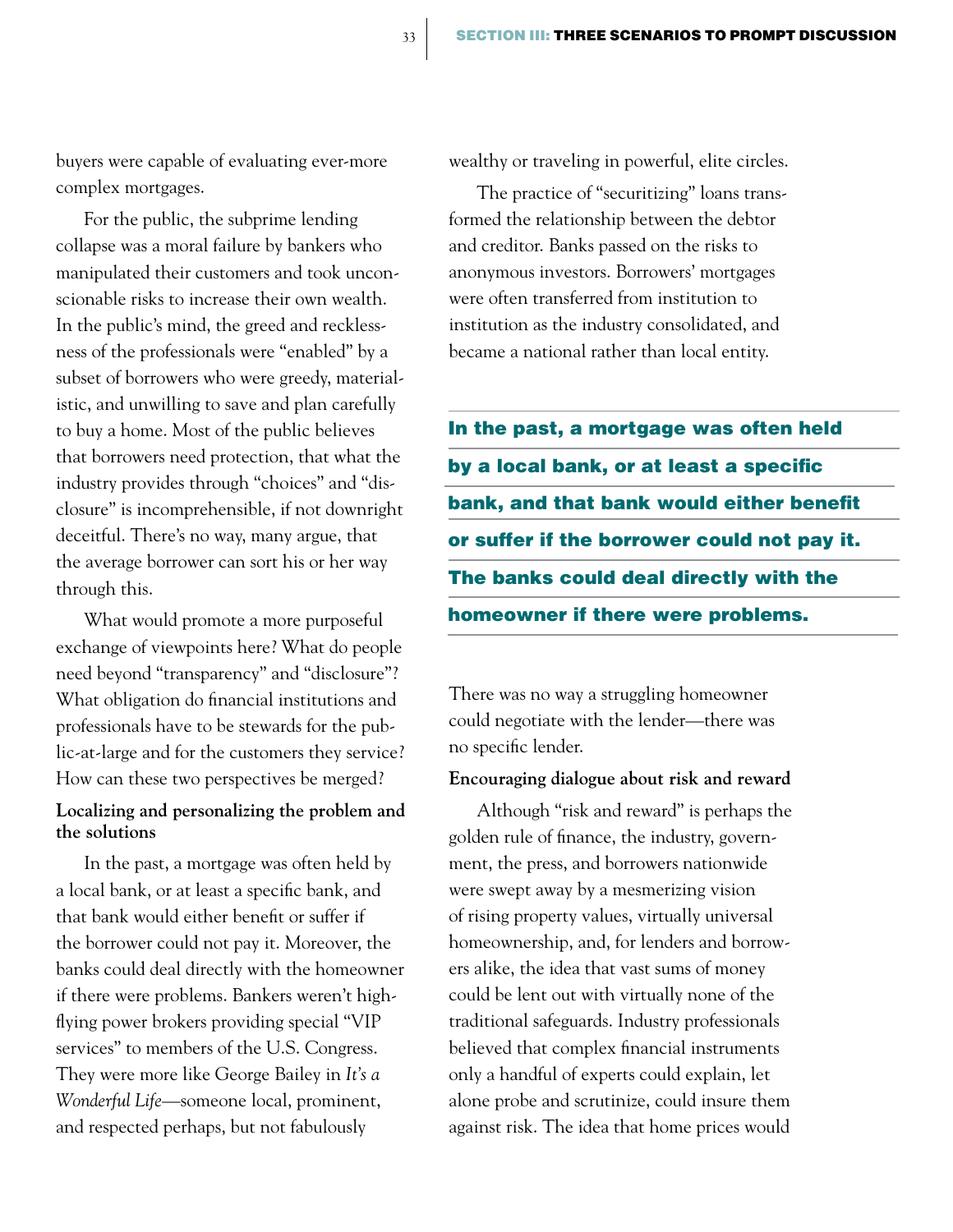buyers were capable of evaluating ever-more complex mortgages.

For the public, the subprime lending collapse was a moral failure by bankers who manipulated their customers and took unconscionable risks to increase their own wealth. In the public's mind, the greed and recklessness of the professionals were "enabled" by a subset of borrowers who were greedy, materialistic, and unwilling to save and plan carefully to buy a home. Most of the public believes that borrowers need protection, that what the industry provides through "choices" and "disclosure" is incomprehensible, if not downright deceitful. There's no way, many argue, that the average borrower can sort his or her way through this.

What would promote a more purposeful exchange of viewpoints here? What do people need beyond "transparency" and "disclosure"? What obligation do financial institutions and professionals have to be stewards for the public-at-large and for the customers they service? How can these two perspectives be merged?

**Localizing and personalizing the problem and the solutions**

In the past, a mortgage was often held by a local bank, or at least a specific bank, and that bank would either benefit or suffer if the borrower could not pay it. Moreover, the banks could deal directly with the homeowner if there were problems. Bankers weren't high-flying power brokers providing special "VIP services" to members of the U.S. Congress. They were more like George Bailey in *It's a Wonderful Life*—someone local, prominent, and respected perhaps, but not fabulously wealthy or traveling in powerful, elite circles.

The practice of "securitizing" loans transformed the relationship between the debtor and creditor. Banks passed on the risks to anonymous investors. Borrowers' mortgages were often transferred from institution to institution as the industry consolidated, and became a national rather than local entity.

> **In the past, a mortgage was often held by a local bank, or at least a specific bank, and that bank would either benefit or suffer if the borrower could not pay it. The banks could deal directly with the homeowner if there were problems.**

There was no way a struggling homeowner could negotiate with the lender—there was no specific lender.

**Encouraging dialogue about risk and reward**

Although "risk and reward" is perhaps the golden rule of finance, the industry, government, the press, and borrowers nationwide were swept away by a mesmerizing vision of rising property values, virtually universal homeownership, and, for lenders and borrowers alike, the idea that vast sums of money could be lent out with virtually none of the traditional safeguards. Industry professionals believed that complex financial instruments only a handful of experts could explain, let alone probe and scrutinize, could insure them against risk. The idea that home prices would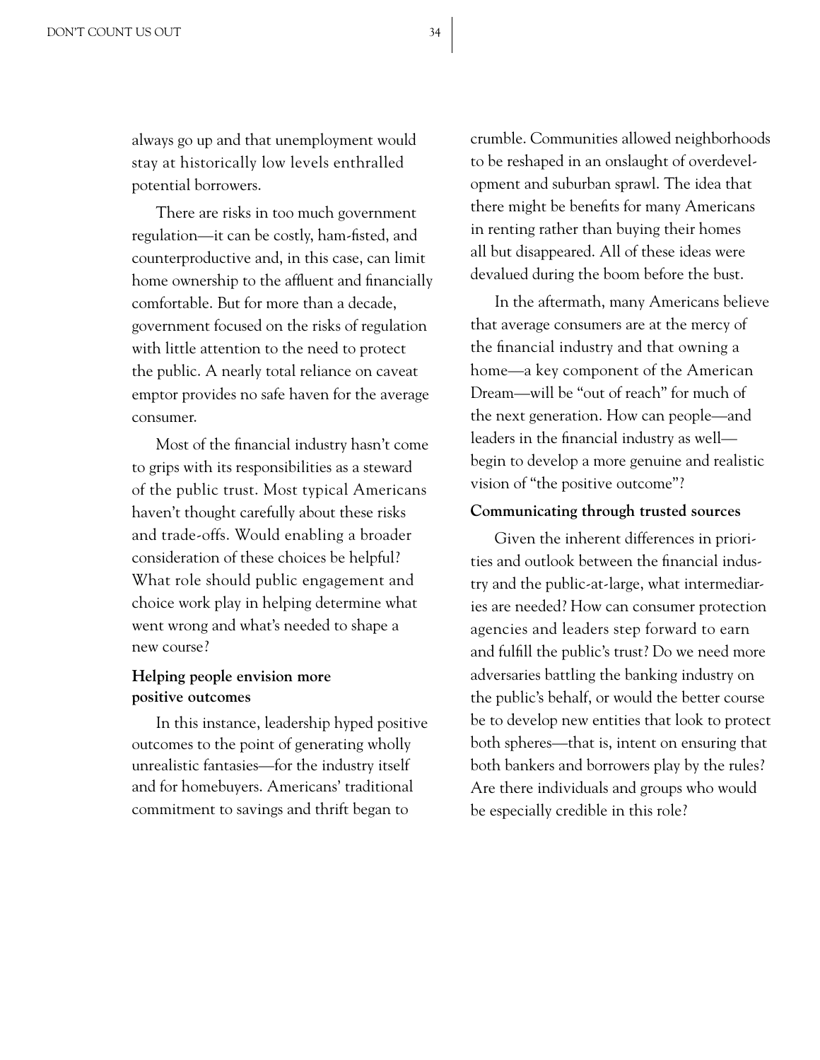always go up and that unemployment would stay at historically low levels enthralled potential borrowers.

There are risks in too much government regulation—it can be costly, ham-fisted, and counterproductive and, in this case, can limit home ownership to the affluent and financially comfortable. But for more than a decade, government focused on the risks of regulation with little attention to the need to protect the public. A nearly total reliance on caveat emptor provides no safe haven for the average consumer.

Most of the financial industry hasn't come to grips with its responsibilities as a steward of the public trust. Most typical Americans haven't thought carefully about these risks and trade-offs. Would enabling a broader consideration of these choices be helpful? What role should public engagement and choice work play in helping determine what went wrong and what's needed to shape a new course?

**Helping people envision more positive outcomes**

In this instance, leadership hyped positive outcomes to the point of generating wholly unrealistic fantasies—for the industry itself and for homebuyers. Americans' traditional commitment to savings and thrift began to crumble. Communities allowed neighborhoods to be reshaped in an onslaught of overdevelopment and suburban sprawl. The idea that there might be benefits for many Americans in renting rather than buying their homes all but disappeared. All of these ideas were devalued during the boom before the bust.

In the aftermath, many Americans believe that average consumers are at the mercy of the financial industry and that owning a home—a key component of the American Dream—will be "out of reach" for much of the next generation. How can people—and leaders in the financial industry as well—begin to develop a more genuine and realistic vision of "the positive outcome"?

**Communicating through trusted sources**

Given the inherent differences in priorities and outlook between the financial industry and the public-at-large, what intermediaries are needed? How can consumer protection agencies and leaders step forward to earn and fulfill the public's trust? Do we need more adversaries battling the banking industry on the public's behalf, or would the better course be to develop new entities that look to protect both spheres—that is, intent on ensuring that both bankers and borrowers play by the rules? Are there individuals and groups who would be especially credible in this role?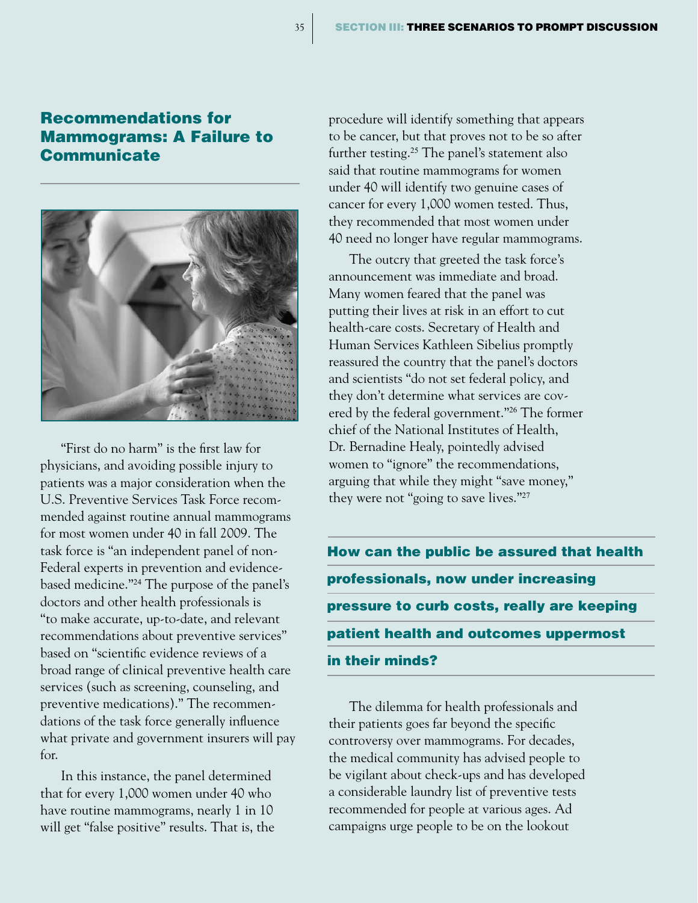## Recommendations for Mammograms: A Failure to Communicate

"First do no harm" is the first law for physicians, and avoiding possible injury to patients was a major consideration when the U.S. Preventive Services Task Force recommended against routine annual mammograms for most women under 40 in fall 2009. The task force is "an independent panel of non-Federal experts in prevention and evidence-based medicine."[24] The purpose of the panel's doctors and other health professionals is "to make accurate, up-to-date, and relevant recommendations about preventive services" based on "scientific evidence reviews of a broad range of clinical preventive health care services (such as screening, counseling, and preventive medications)." The recommendations of the task force generally influence what private and government insurers will pay for.

In this instance, the panel determined that for every 1,000 women under 40 who have routine mammograms, nearly 1 in 10 will get "false positive" results. That is, the procedure will identify something that appears to be cancer, but that proves not to be so after further testing.[25] The panel's statement also said that routine mammograms for women under 40 will identify two genuine cases of cancer for every 1,000 women tested. Thus, they recommended that most women under 40 need no longer have regular mammograms.

The outcry that greeted the task force's announcement was immediate and broad. Many women feared that the panel was putting their lives at risk in an effort to cut health-care costs. Secretary of Health and Human Services Kathleen Sibelius promptly reassured the country that the panel's doctors and scientists "do not set federal policy, and they don't determine what services are covered by the federal government."[26] The former chief of the National Institutes of Health, Dr. Bernadine Healy, pointedly advised women to "ignore" the recommendations, arguing that while they might "save money," they were not "going to save lives."[27]

**How can the public be assured that health professionals, now under increasing pressure to curb costs, really are keeping patient health and outcomes uppermost in their minds?**

The dilemma for health professionals and their patients goes far beyond the specific controversy over mammograms. For decades, the medical community has advised people to be vigilant about check-ups and has developed a considerable laundry list of preventive tests recommended for people at various ages. Ad campaigns urge people to be on the lookout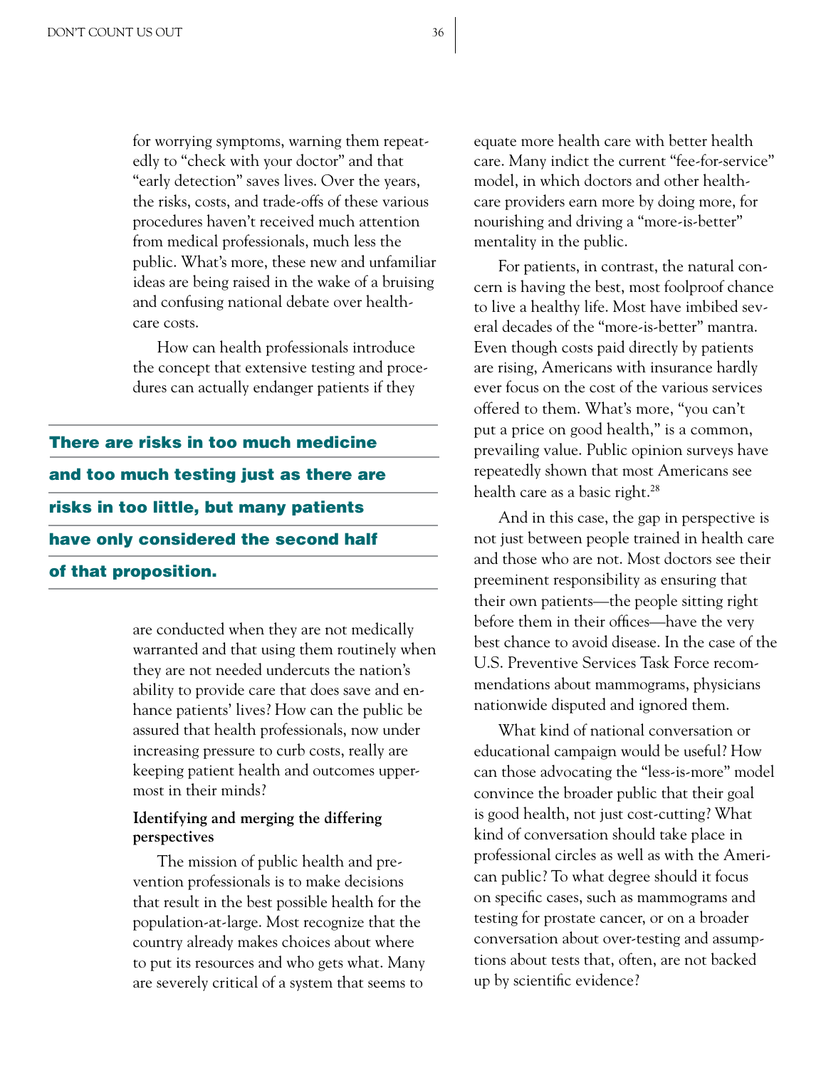for worrying symptoms, warning them repeatedly to "check with your doctor" and that "early detection" saves lives. Over the years, the risks, costs, and trade-offs of these various procedures haven't received much attention from medical professionals, much less the public. What's more, these new and unfamiliar ideas are being raised in the wake of a bruising and confusing national debate over health-care costs.

How can health professionals introduce the concept that extensive testing and procedures can actually endanger patients if they are conducted when they are not medically warranted and that using them routinely when they are not needed undercuts the nation's ability to provide care that does save and enhance patients' lives? How can the public be assured that health professionals, now under increasing pressure to curb costs, really are keeping patient health and outcomes uppermost in their minds?

**There are risks in too much medicine and too much testing just as there are risks in too little, but many patients have only considered the second half of that proposition.**

### Identifying and merging the differing perspectives

The mission of public health and prevention professionals is to make decisions that result in the best possible health for the population-at-large. Most recognize that the country already makes choices about where to put its resources and who gets what. Many are severely critical of a system that seems to equate more health care with better health care. Many indict the current "fee-for-service" model, in which doctors and other health-care providers earn more by doing more, for nourishing and driving a "more-is-better" mentality in the public.

For patients, in contrast, the natural concern is having the best, most foolproof chance to live a healthy life. Most have imbibed several decades of the "more-is-better" mantra. Even though costs paid directly by patients are rising, Americans with insurance hardly ever focus on the cost of the various services offered to them. What's more, "you can't put a price on good health," is a common, prevailing value. Public opinion surveys have repeatedly shown that most Americans see health care as a basic right.[28]

And in this case, the gap in perspective is not just between people trained in health care and those who are not. Most doctors see their preeminent responsibility as ensuring that their own patients—the people sitting right before them in their offices—have the very best chance to avoid disease. In the case of the U.S. Preventive Services Task Force recommendations about mammograms, physicians nationwide disputed and ignored them.

What kind of national conversation or educational campaign would be useful? How can those advocating the "less-is-more" model convince the broader public that their goal is good health, not just cost-cutting? What kind of conversation should take place in professional circles as well as with the American public? To what degree should it focus on specific cases, such as mammograms and testing for prostate cancer, or on a broader conversation about over-testing and assumptions about tests that, often, are not backed up by scientific evidence?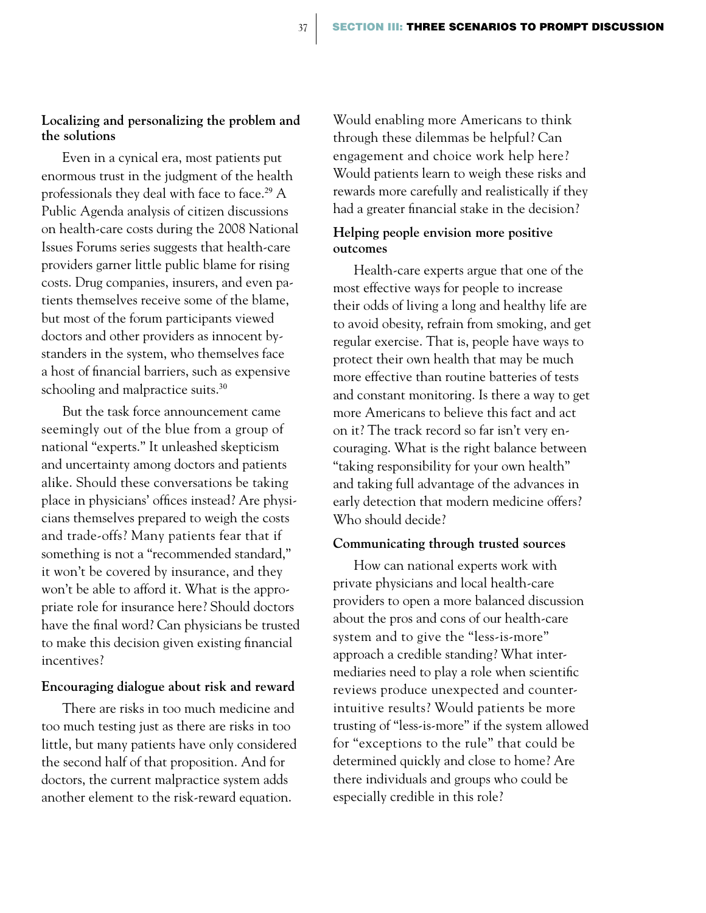### Localizing and personalizing the problem and the solutions

Even in a cynical era, most patients put enormous trust in the judgment of the health professionals they deal with face to face.[29] A Public Agenda analysis of citizen discussions on health-care costs during the 2008 National Issues Forums series suggests that health-care providers garner little public blame for rising costs. Drug companies, insurers, and even patients themselves receive some of the blame, but most of the forum participants viewed doctors and other providers as innocent bystanders in the system, who themselves face a host of financial barriers, such as expensive schooling and malpractice suits.[30]

But the task force announcement came seemingly out of the blue from a group of national "experts." It unleashed skepticism and uncertainty among doctors and patients alike. Should these conversations be taking place in physicians' offices instead? Are physicians themselves prepared to weigh the costs and trade-offs? Many patients fear that if something is not a "recommended standard," it won't be covered by insurance, and they won't be able to afford it. What is the appropriate role for insurance here? Should doctors have the final word? Can physicians be trusted to make this decision given existing financial incentives?

### Encouraging dialogue about risk and reward

There are risks in too much medicine and too much testing just as there are risks in too little, but many patients have only considered the second half of that proposition. And for doctors, the current malpractice system adds another element to the risk-reward equation. Would enabling more Americans to think through these dilemmas be helpful? Can engagement and choice work help here? Would patients learn to weigh these risks and rewards more carefully and realistically if they had a greater financial stake in the decision?

### Helping people envision more positive outcomes

Health-care experts argue that one of the most effective ways for people to increase their odds of living a long and healthy life are to avoid obesity, refrain from smoking, and get regular exercise. That is, people have ways to protect their own health that may be much more effective than routine batteries of tests and constant monitoring. Is there a way to get more Americans to believe this fact and act on it? The track record so far isn't very encouraging. What is the right balance between "taking responsibility for your own health" and taking full advantage of the advances in early detection that modern medicine offers? Who should decide?

### Communicating through trusted sources

How can national experts work with private physicians and local health-care providers to open a more balanced discussion about the pros and cons of our health-care system and to give the "less-is-more" approach a credible standing? What intermediaries need to play a role when scientific reviews produce unexpected and counterintuitive results? Would patients be more trusting of "less-is-more" if the system allowed for "exceptions to the rule" that could be determined quickly and close to home? Are there individuals and groups who could be especially credible in this role?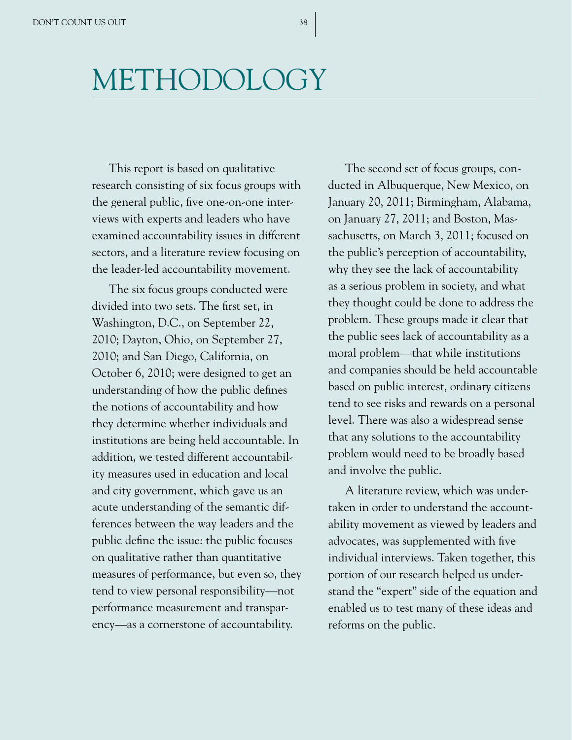# METHODOLOGY

This report is based on qualitative research consisting of six focus groups with the general public, five one-on-one interviews with experts and leaders who have examined accountability issues in different sectors, and a literature review focusing on the leader-led accountability movement.

The six focus groups conducted were divided into two sets. The first set, in Washington, D.C., on September 22, 2010; Dayton, Ohio, on September 27, 2010; and San Diego, California, on October 6, 2010; were designed to get an understanding of how the public defines the notions of accountability and how they determine whether individuals and institutions are being held accountable. In addition, we tested different accountability measures used in education and local and city government, which gave us an acute understanding of the semantic differences between the way leaders and the public define the issue: the public focuses on qualitative rather than quantitative measures of performance, but even so, they tend to view personal responsibility—not performance measurement and transparency—as a cornerstone of accountability.

The second set of focus groups, conducted in Albuquerque, New Mexico, on January 20, 2011; Birmingham, Alabama, on January 27, 2011; and Boston, Massachusetts, on March 3, 2011; focused on the public's perception of accountability, why they see the lack of accountability as a serious problem in society, and what they thought could be done to address the problem. These groups made it clear that the public sees lack of accountability as a moral problem—that while institutions and companies should be held accountable based on public interest, ordinary citizens tend to see risks and rewards on a personal level. There was also a widespread sense that any solutions to the accountability problem would need to be broadly based and involve the public.

A literature review, which was undertaken in order to understand the accountability movement as viewed by leaders and advocates, was supplemented with five individual interviews. Taken together, this portion of our research helped us understand the "expert" side of the equation and enabled us to test many of these ideas and reforms on the public.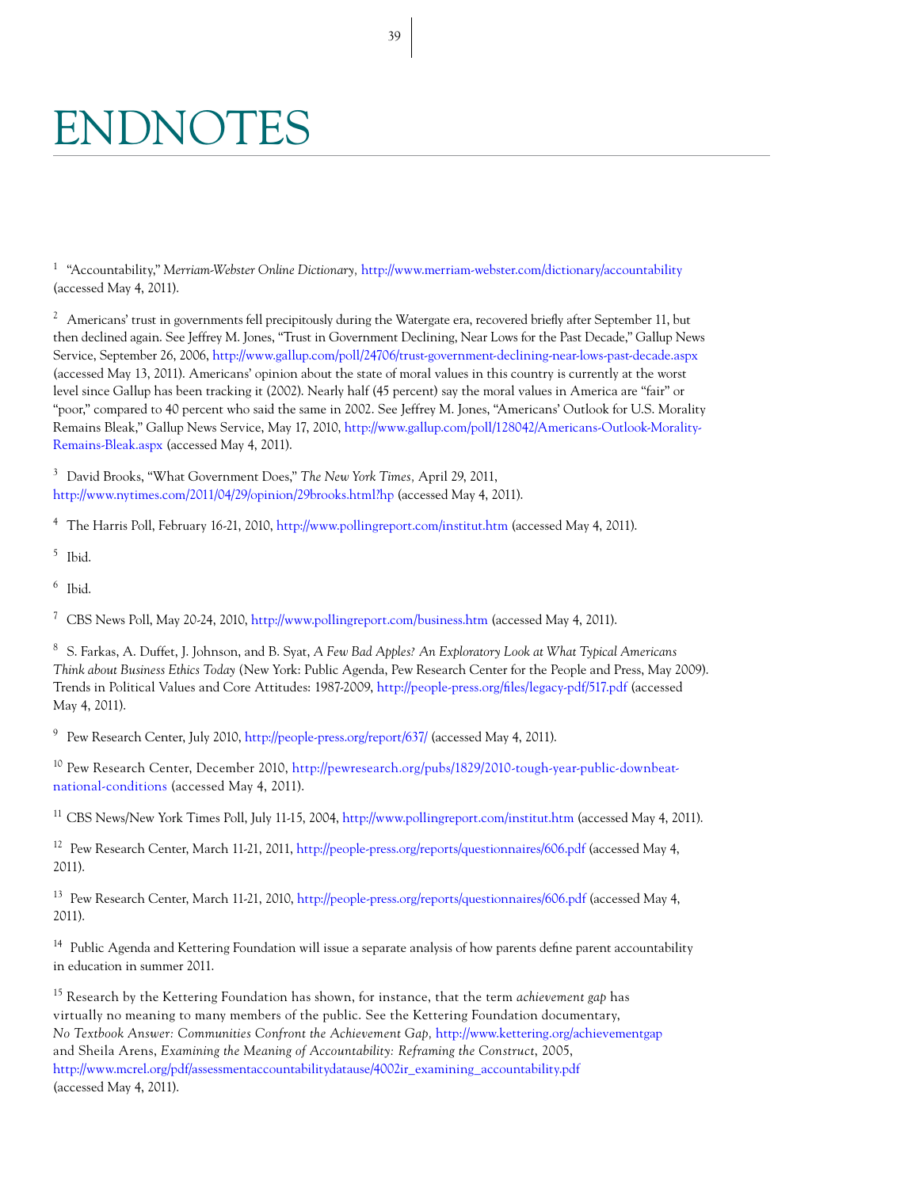# ENDNOTES

[1] "Accountability," *Merriam-Webster Online Dictionary,* http://www.merriam-webster.com/dictionary/accountability (accessed May 4, 2011).

[2] Americans' trust in governments fell precipitously during the Watergate era, recovered briefly after September 11, but then declined again. See Jeffrey M. Jones, "Trust in Government Declining, Near Lows for the Past Decade," Gallup News Service, September 26, 2006, http://www.gallup.com/poll/24706/trust-government-declining-near-lows-past-decade.aspx (accessed May 13, 2011). Americans' opinion about the state of moral values in this country is currently at the worst level since Gallup has been tracking it (2002). Nearly half (45 percent) say the moral values in America are "fair" or "poor," compared to 40 percent who said the same in 2002. See Jeffrey M. Jones, "Americans' Outlook for U.S. Morality Remains Bleak," Gallup News Service, May 17, 2010, http://www.gallup.com/poll/128042/Americans-Outlook-Morality-Remains-Bleak.aspx (accessed May 4, 2011).

[3] David Brooks, "What Government Does," *The New York Times,* April 29, 2011, http://www.nytimes.com/2011/04/29/opinion/29brooks.html?hp (accessed May 4, 2011).

[4] The Harris Poll, February 16-21, 2010, http://www.pollingreport.com/institut.htm (accessed May 4, 2011).

[5] Ibid.

[6] Ibid.

[7] CBS News Poll, May 20-24, 2010, http://www.pollingreport.com/business.htm (accessed May 4, 2011).

[8] S. Farkas, A. Duffet, J. Johnson, and B. Syat, *A Few Bad Apples? An Exploratory Look at What Typical Americans Think about Business Ethics Today* (New York: Public Agenda, Pew Research Center for the People and Press, May 2009). Trends in Political Values and Core Attitudes: 1987-2009, http://people-press.org/files/legacy-pdf/517.pdf (accessed May 4, 2011).

[9] Pew Research Center, July 2010, http://people-press.org/report/637/ (accessed May 4, 2011).

[10] Pew Research Center, December 2010, http://pewresearch.org/pubs/1829/2010-tough-year-public-downbeat-national-conditions (accessed May 4, 2011).

[11] CBS News/New York Times Poll, July 11-15, 2004, http://www.pollingreport.com/institut.htm (accessed May 4, 2011).

[12] Pew Research Center, March 11-21, 2011, http://people-press.org/reports/questionnaires/606.pdf (accessed May 4, 2011).

[13] Pew Research Center, March 11-21, 2010, http://people-press.org/reports/questionnaires/606.pdf (accessed May 4, 2011).

[14] Public Agenda and Kettering Foundation will issue a separate analysis of how parents define parent accountability in education in summer 2011.

[15] Research by the Kettering Foundation has shown, for instance, that the term *achievement gap* has virtually no meaning to many members of the public. See the Kettering Foundation documentary, *No Textbook Answer: Communities Confront the Achievement Gap,* http://www.kettering.org/achievementgap and Sheila Arens, *Examining the Meaning of Accountability: Reframing the Construct*, 2005, http://www.mcrel.org/pdf/assessmentaccountabilitydatause/4002ir_examining_accountability.pdf (accessed May 4, 2011).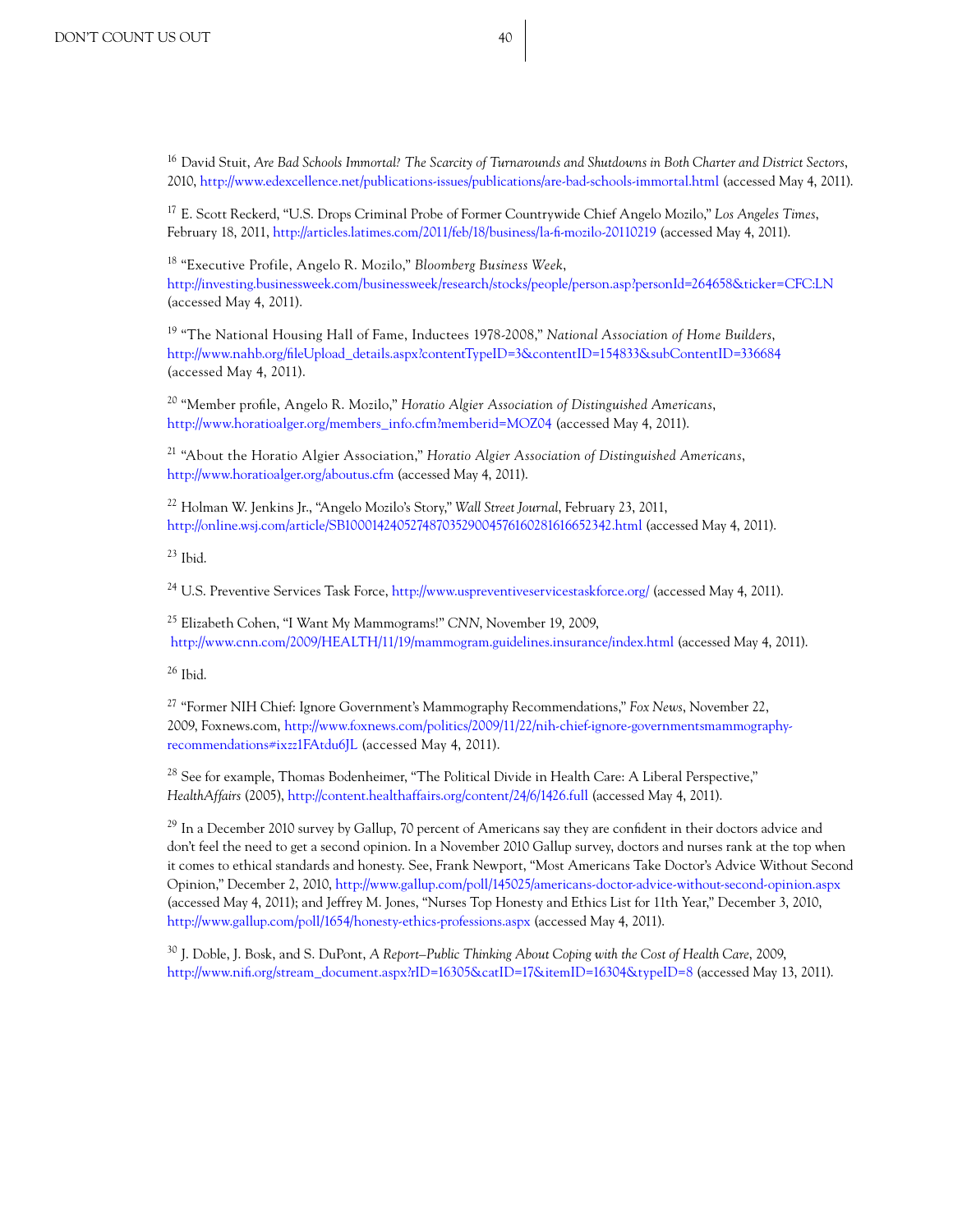[16] David Stuit, *Are Bad Schools Immortal? The Scarcity of Turnarounds and Shutdowns in Both Charter and District Sectors*, 2010, http://www.edexcellence.net/publications-issues/publications/are-bad-schools-immortal.html (accessed May 4, 2011).

[17] E. Scott Reckerd, "U.S. Drops Criminal Probe of Former Countrywide Chief Angelo Mozilo," *Los Angeles Times*, February 18, 2011, http://articles.latimes.com/2011/feb/18/business/la-fi-mozilo-20110219 (accessed May 4, 2011).

[18] "Executive Profile, Angelo R. Mozilo," *Bloomberg Business Week*, http://investing.businessweek.com/businessweek/research/stocks/people/person.asp?personId=264658&ticker=CFC:LN (accessed May 4, 2011).

[19] "The National Housing Hall of Fame, Inductees 1978-2008," *National Association of Home Builders*, http://www.nahb.org/fileUpload_details.aspx?contentTypeID=3&contentID=154833&subContentID=336684 (accessed May 4, 2011).

[20] "Member profile, Angelo R. Mozilo," *Horatio Algier Association of Distinguished Americans*, http://www.horatioalger.org/members_info.cfm?memberid=MOZ04 (accessed May 4, 2011).

[21] "About the Horatio Algier Association," *Horatio Algier Association of Distinguished Americans*, http://www.horatioalger.org/aboutus.cfm (accessed May 4, 2011).

[22] Holman W. Jenkins Jr., "Angelo Mozilo's Story," *Wall Street Journal*, February 23, 2011, http://online.wsj.com/article/SB10001424052748703529004576160281616652342.html (accessed May 4, 2011).

[23] Ibid.

[24] U.S. Preventive Services Task Force, http://www.uspreventiveservicestaskforce.org/ (accessed May 4, 2011).

[25] Elizabeth Cohen, "I Want My Mammograms!" *CNN*, November 19, 2009, http://www.cnn.com/2009/HEALTH/11/19/mammogram.guidelines.insurance/index.html (accessed May 4, 2011).

[26] Ibid.

[27] "Former NIH Chief: Ignore Government's Mammography Recommendations," *Fox News*, November 22, 2009, Foxnews.com, http://www.foxnews.com/politics/2009/11/22/nih-chief-ignore-governmentsmammography-recommendations#ixzz1FAtdu6JL (accessed May 4, 2011).

[28] See for example, Thomas Bodenheimer, "The Political Divide in Health Care: A Liberal Perspective," *HealthAffairs* (2005), http://content.healthaffairs.org/content/24/6/1426.full (accessed May 4, 2011).

[29] In a December 2010 survey by Gallup, 70 percent of Americans say they are confident in their doctors advice and don't feel the need to get a second opinion. In a November 2010 Gallup survey, doctors and nurses rank at the top when it comes to ethical standards and honesty. See, Frank Newport, "Most Americans Take Doctor's Advice Without Second Opinion," December 2, 2010, http://www.gallup.com/poll/145025/americans-doctor-advice-without-second-opinion.aspx (accessed May 4, 2011); and Jeffrey M. Jones, "Nurses Top Honesty and Ethics List for 11th Year," December 3, 2010, http://www.gallup.com/poll/1654/honesty-ethics-professions.aspx (accessed May 4, 2011).

[30] J. Doble, J. Bosk, and S. DuPont, *A Report–Public Thinking About Coping with the Cost of Health Care*, 2009, http://www.nifi.org/stream_document.aspx?rID=16305&catID=17&itemID=16304&typeID=8 (accessed May 13, 2011).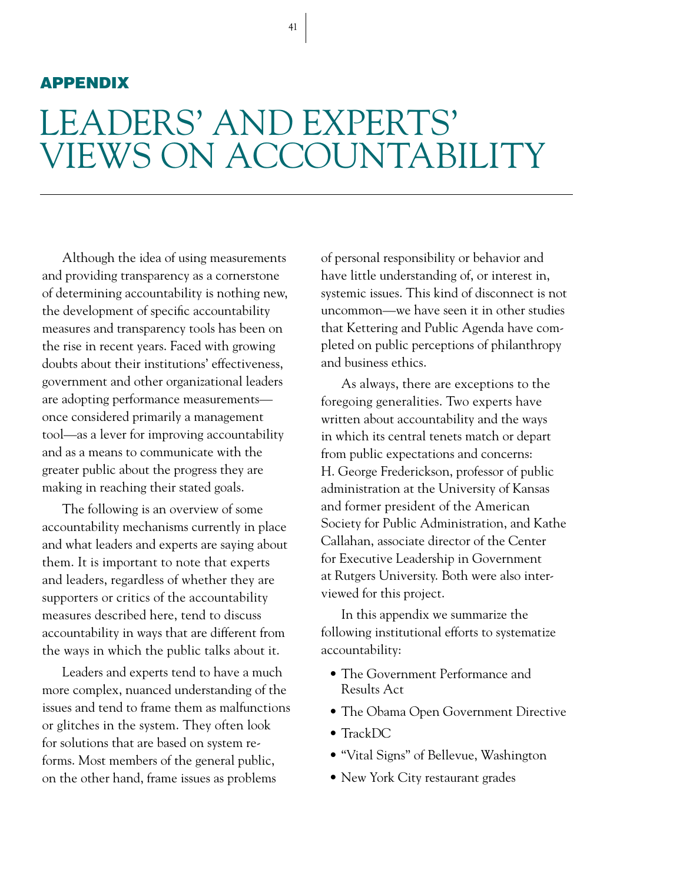## APPENDIX

# LEADERS' AND EXPERTS' VIEWS ON ACCOUNTABILITY

Although the idea of using measurements and providing transparency as a cornerstone of determining accountability is nothing new, the development of specific accountability measures and transparency tools has been on the rise in recent years. Faced with growing doubts about their institutions' effectiveness, government and other organizational leaders are adopting performance measurements—once considered primarily a management tool—as a lever for improving accountability and as a means to communicate with the greater public about the progress they are making in reaching their stated goals.

The following is an overview of some accountability mechanisms currently in place and what leaders and experts are saying about them. It is important to note that experts and leaders, regardless of whether they are supporters or critics of the accountability measures described here, tend to discuss accountability in ways that are different from the ways in which the public talks about it.

Leaders and experts tend to have a much more complex, nuanced understanding of the issues and tend to frame them as malfunctions or glitches in the system. They often look for solutions that are based on system reforms. Most members of the general public, on the other hand, frame issues as problems of personal responsibility or behavior and have little understanding of, or interest in, systemic issues. This kind of disconnect is not uncommon—we have seen it in other studies that Kettering and Public Agenda have completed on public perceptions of philanthropy and business ethics.

As always, there are exceptions to the foregoing generalities. Two experts have written about accountability and the ways in which its central tenets match or depart from public expectations and concerns: H. George Frederickson, professor of public administration at the University of Kansas and former president of the American Society for Public Administration, and Kathe Callahan, associate director of the Center for Executive Leadership in Government at Rutgers University. Both were also interviewed for this project.

In this appendix we summarize the following institutional efforts to systematize accountability:

- The Government Performance and Results Act
- The Obama Open Government Directive
- TrackDC
- "Vital Signs" of Bellevue, Washington
- New York City restaurant grades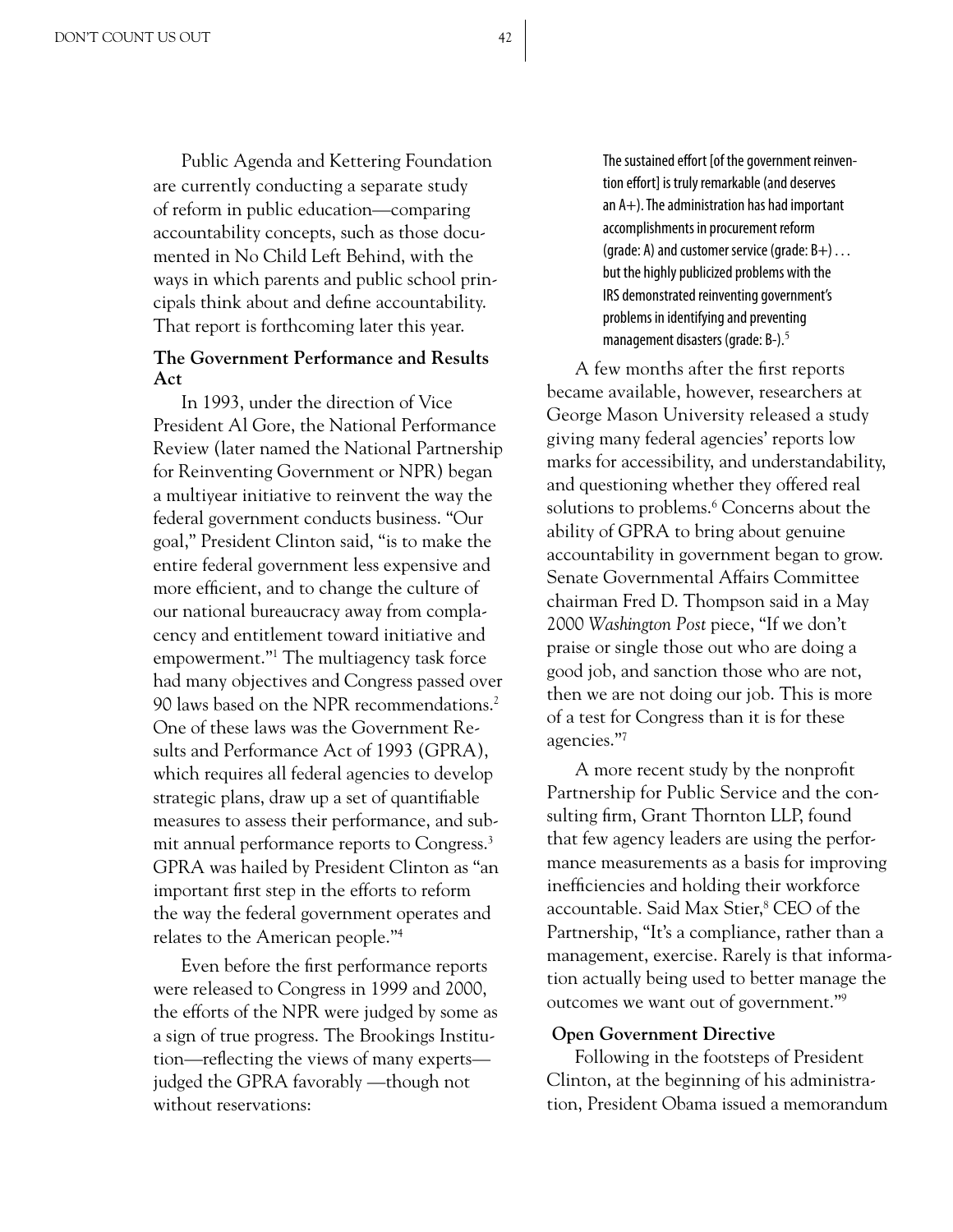Public Agenda and Kettering Foundation are currently conducting a separate study of reform in public education—comparing accountability concepts, such as those documented in No Child Left Behind, with the ways in which parents and public school principals think about and define accountability. That report is forthcoming later this year.

**The Government Performance and Results Act**

In 1993, under the direction of Vice President Al Gore, the National Performance Review (later named the National Partnership for Reinventing Government or NPR) began a multiyear initiative to reinvent the way the federal government conducts business. "Our goal," President Clinton said, "is to make the entire federal government less expensive and more efficient, and to change the culture of our national bureaucracy away from complacency and entitlement toward initiative and empowerment."[1] The multiagency task force had many objectives and Congress passed over 90 laws based on the NPR recommendations.[2] One of these laws was the Government Results and Performance Act of 1993 (GPRA), which requires all federal agencies to develop strategic plans, draw up a set of quantifiable measures to assess their performance, and submit annual performance reports to Congress.[3] GPRA was hailed by President Clinton as "an important first step in the efforts to reform the way the federal government operates and relates to the American people."[4]

Even before the first performance reports were released to Congress in 1999 and 2000, the efforts of the NPR were judged by some as a sign of true progress. The Brookings Institution—reflecting the views of many experts—judged the GPRA favorably —though not without reservations:

> The sustained effort [of the government reinvention effort] is truly remarkable (and deserves an A+). The administration has had important accomplishments in procurement reform (grade: A) and customer service (grade: B+) . . . but the highly publicized problems with the IRS demonstrated reinventing government's problems in identifying and preventing management disasters (grade: B-).[5]

A few months after the first reports became available, however, researchers at George Mason University released a study giving many federal agencies' reports low marks for accessibility, and understandability, and questioning whether they offered real solutions to problems.[6] Concerns about the ability of GPRA to bring about genuine accountability in government began to grow. Senate Governmental Affairs Committee chairman Fred D. Thompson said in a May 2000 *Washington Post* piece, "If we don't praise or single those out who are doing a good job, and sanction those who are not, then we are not doing our job. This is more of a test for Congress than it is for these agencies."[7]

A more recent study by the nonprofit Partnership for Public Service and the consulting firm, Grant Thornton LLP, found that few agency leaders are using the performance measurements as a basis for improving inefficiencies and holding their workforce accountable. Said Max Stier,[8] CEO of the Partnership, "It's a compliance, rather than a management, exercise. Rarely is that information actually being used to better manage the outcomes we want out of government."[9]

**Open Government Directive**

Following in the footsteps of President Clinton, at the beginning of his administration, President Obama issued a memorandum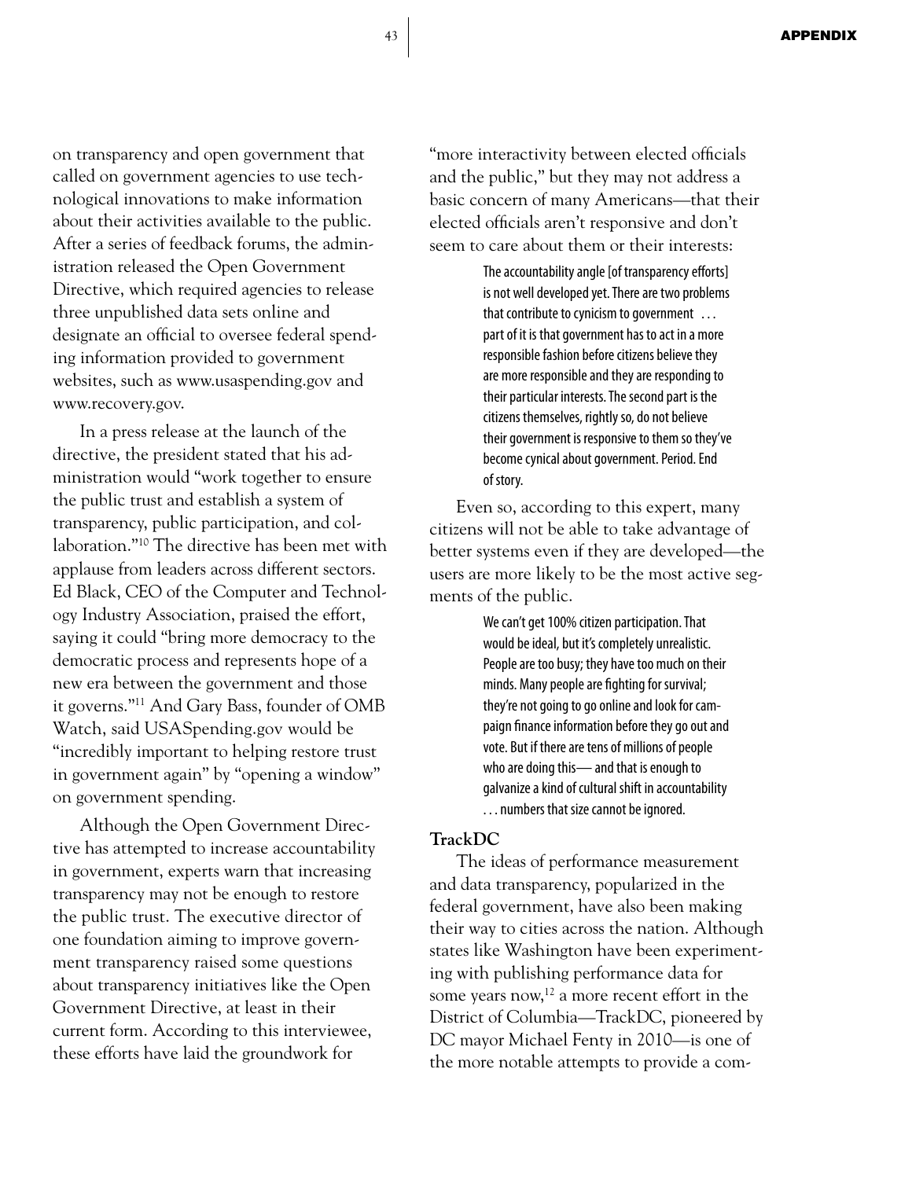on transparency and open government that called on government agencies to use technological innovations to make information about their activities available to the public. After a series of feedback forums, the administration released the Open Government Directive, which required agencies to release three unpublished data sets online and designate an official to oversee federal spending information provided to government websites, such as www.usaspending.gov and www.recovery.gov.

In a press release at the launch of the directive, the president stated that his administration would "work together to ensure the public trust and establish a system of transparency, public participation, and collaboration."[10] The directive has been met with applause from leaders across different sectors. Ed Black, CEO of the Computer and Technology Industry Association, praised the effort, saying it could "bring more democracy to the democratic process and represents hope of a new era between the government and those it governs."[11] And Gary Bass, founder of OMB Watch, said USASpending.gov would be "incredibly important to helping restore trust in government again" by "opening a window" on government spending.

Although the Open Government Directive has attempted to increase accountability in government, experts warn that increasing transparency may not be enough to restore the public trust. The executive director of one foundation aiming to improve government transparency raised some questions about transparency initiatives like the Open Government Directive, at least in their current form. According to this interviewee, these efforts have laid the groundwork for "more interactivity between elected officials and the public," but they may not address a basic concern of many Americans—that their elected officials aren't responsive and don't seem to care about them or their interests:

> The accountability angle [of transparency efforts] is not well developed yet. There are two problems that contribute to cynicism to government . . . part of it is that government has to act in a more responsible fashion before citizens believe they are more responsible and they are responding to their particular interests. The second part is the citizens themselves, rightly so, do not believe their government is responsive to them so they've become cynical about government. Period. End of story.

Even so, according to this expert, many citizens will not be able to take advantage of better systems even if they are developed—the users are more likely to be the most active segments of the public.

> We can't get 100% citizen participation. That would be ideal, but it's completely unrealistic. People are too busy; they have too much on their minds. Many people are fighting for survival; they're not going to go online and look for campaign finance information before they go out and vote. But if there are tens of millions of people who are doing this— and that is enough to galvanize a kind of cultural shift in accountability . . . numbers that size cannot be ignored.

**TrackDC**

The ideas of performance measurement and data transparency, popularized in the federal government, have also been making their way to cities across the nation. Although states like Washington have been experimenting with publishing performance data for some years now,[12] a more recent effort in the District of Columbia—TrackDC, pioneered by DC mayor Michael Fenty in 2010—is one of the more notable attempts to provide a com-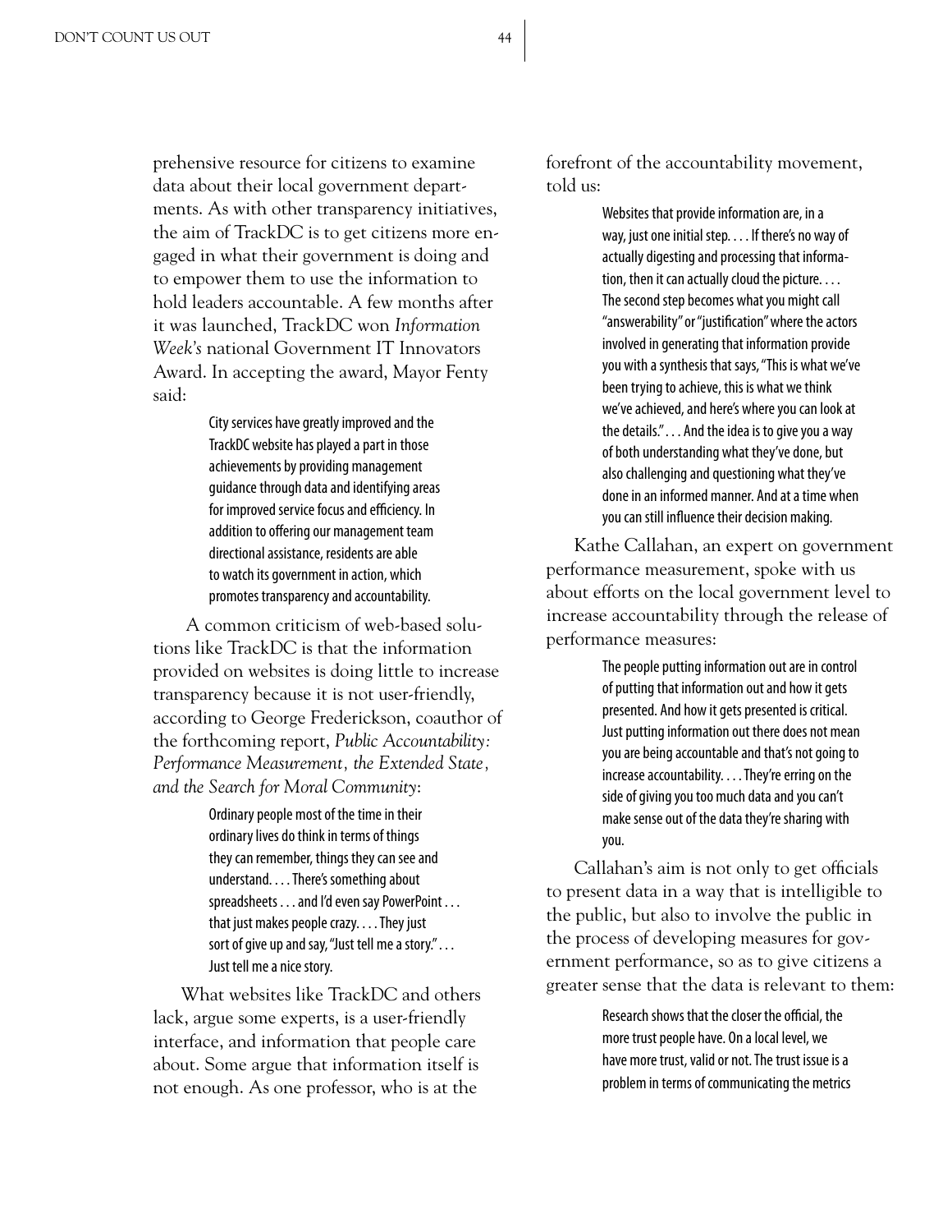prehensive resource for citizens to examine data about their local government departments. As with other transparency initiatives, the aim of TrackDC is to get citizens more engaged in what their government is doing and to empower them to use the information to hold leaders accountable. A few months after it was launched, TrackDC won *Information Week's* national Government IT Innovators Award. In accepting the award, Mayor Fenty said:

> City services have greatly improved and the TrackDC website has played a part in those achievements by providing management guidance through data and identifying areas for improved service focus and efficiency. In addition to offering our management team directional assistance, residents are able to watch its government in action, which promotes transparency and accountability.

A common criticism of web-based solutions like TrackDC is that the information provided on websites is doing little to increase transparency because it is not user-friendly, according to George Frederickson, coauthor of the forthcoming report, *Public Accountability: Performance Measurement, the Extended State, and the Search for Moral Community*:

> Ordinary people most of the time in their ordinary lives do think in terms of things they can remember, things they can see and understand. . . . There's something about spreadsheets . . . and I'd even say PowerPoint . . . that just makes people crazy. . . . They just sort of give up and say, "Just tell me a story." . . . Just tell me a nice story.

What websites like TrackDC and others lack, argue some experts, is a user-friendly interface, and information that people care about. Some argue that information itself is not enough. As one professor, who is at the forefront of the accountability movement, told us:

> Websites that provide information are, in a way, just one initial step. . . . If there's no way of actually digesting and processing that information, then it can actually cloud the picture. . . . The second step becomes what you might call "answerability" or "justification" where the actors involved in generating that information provide you with a synthesis that says, "This is what we've been trying to achieve, this is what we think we've achieved, and here's where you can look at the details." . . . And the idea is to give you a way of both understanding what they've done, but also challenging and questioning what they've done in an informed manner. And at a time when you can still influence their decision making.

Kathe Callahan, an expert on government performance measurement, spoke with us about efforts on the local government level to increase accountability through the release of performance measures:

> The people putting information out are in control of putting that information out and how it gets presented. And how it gets presented is critical. Just putting information out there does not mean you are being accountable and that's not going to increase accountability. . . . They're erring on the side of giving you too much data and you can't make sense out of the data they're sharing with you.

Callahan's aim is not only to get officials to present data in a way that is intelligible to the public, but also to involve the public in the process of developing measures for government performance, so as to give citizens a greater sense that the data is relevant to them:

> Research shows that the closer the official, the more trust people have. On a local level, we have more trust, valid or not. The trust issue is a problem in terms of communicating the metrics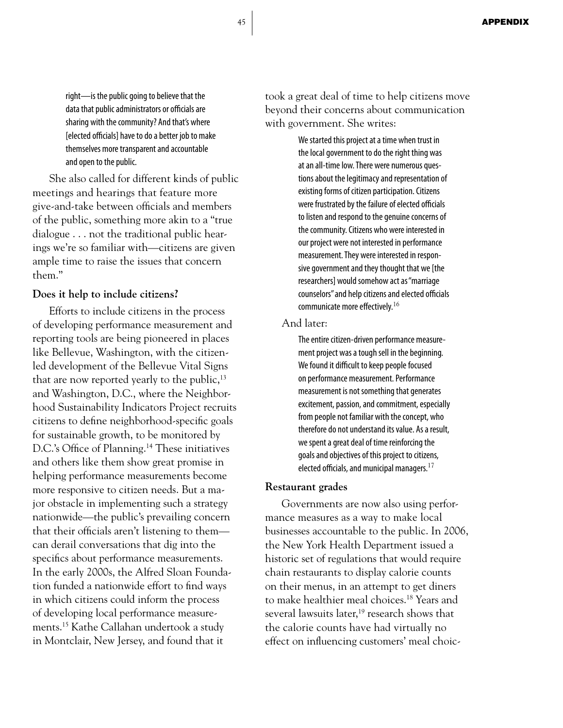> right—is the public going to believe that the data that public administrators or officials are sharing with the community? And that's where [elected officials] have to do a better job to make themselves more transparent and accountable and open to the public.

She also called for different kinds of public meetings and hearings that feature more give-and-take between officials and members of the public, something more akin to a "true dialogue . . . not the traditional public hearings we're so familiar with—citizens are given ample time to raise the issues that concern them."

**Does it help to include citizens?**

Efforts to include citizens in the process of developing performance measurement and reporting tools are being pioneered in places like Bellevue, Washington, with the citizen-led development of the Bellevue Vital Signs that are now reported yearly to the public,[13] and Washington, D.C., where the Neighborhood Sustainability Indicators Project recruits citizens to define neighborhood-specific goals for sustainable growth, to be monitored by D.C.'s Office of Planning.[14] These initiatives and others like them show great promise in helping performance measurements become more responsive to citizen needs. But a major obstacle in implementing such a strategy nationwide—the public's prevailing concern that their officials aren't listening to them—can derail conversations that dig into the specifics about performance measurements. In the early 2000s, the Alfred Sloan Foundation funded a nationwide effort to find ways in which citizens could inform the process of developing local performance measurements.[15] Kathe Callahan undertook a study in Montclair, New Jersey, and found that it took a great deal of time to help citizens move beyond their concerns about communication with government. She writes:

> We started this project at a time when trust in the local government to do the right thing was at an all-time low. There were numerous questions about the legitimacy and representation of existing forms of citizen participation. Citizens were frustrated by the failure of elected officials to listen and respond to the genuine concerns of the community. Citizens who were interested in our project were not interested in performance measurement. They were interested in responsive government and they thought that we [the researchers] would somehow act as "marriage counselors" and help citizens and elected officials communicate more effectively.[16]

And later:

> The entire citizen-driven performance measurement project was a tough sell in the beginning. We found it difficult to keep people focused on performance measurement. Performance measurement is not something that generates excitement, passion, and commitment, especially from people not familiar with the concept, who therefore do not understand its value. As a result, we spent a great deal of time reinforcing the goals and objectives of this project to citizens, elected officials, and municipal managers.[17]

**Restaurant grades**

Governments are now also using performance measures as a way to make local businesses accountable to the public. In 2006, the New York Health Department issued a historic set of regulations that would require chain restaurants to display calorie counts on their menus, in an attempt to get diners to make healthier meal choices.[18] Years and several lawsuits later,[19] research shows that the calorie counts have had virtually no effect on influencing customers' meal choic-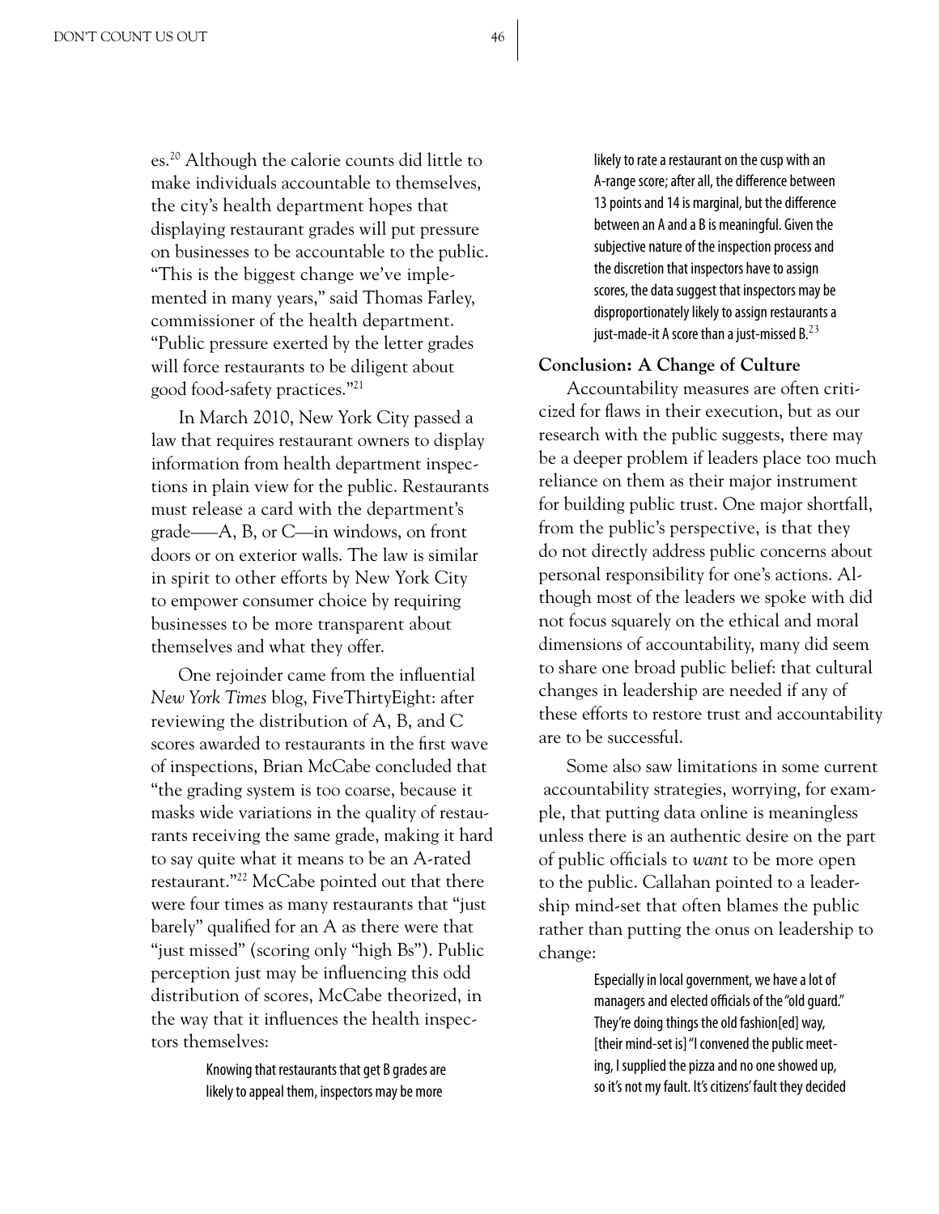es.[20] Although the calorie counts did little to make individuals accountable to themselves, the city's health department hopes that displaying restaurant grades will put pressure on businesses to be accountable to the public. "This is the biggest change we've implemented in many years," said Thomas Farley, commissioner of the health department. "Public pressure exerted by the letter grades will force restaurants to be diligent about good food-safety practices."[21]

In March 2010, New York City passed a law that requires restaurant owners to display information from health department inspections in plain view for the public. Restaurants must release a card with the department's grade——A, B, or C—in windows, on front doors or on exterior walls. The law is similar in spirit to other efforts by New York City to empower consumer choice by requiring businesses to be more transparent about themselves and what they offer.

One rejoinder came from the influential *New York Times* blog, FiveThirtyEight: after reviewing the distribution of A, B, and C scores awarded to restaurants in the first wave of inspections, Brian McCabe concluded that "the grading system is too coarse, because it masks wide variations in the quality of restaurants receiving the same grade, making it hard to say quite what it means to be an A-rated restaurant."[22] McCabe pointed out that there were four times as many restaurants that "just barely" qualified for an A as there were that "just missed" (scoring only "high Bs"). Public perception just may be influencing this odd distribution of scores, McCabe theorized, in the way that it influences the health inspectors themselves:

> Knowing that restaurants that get B grades are likely to appeal them, inspectors may be more likely to rate a restaurant on the cusp with an A-range score; after all, the difference between 13 points and 14 is marginal, but the difference between an A and a B is meaningful. Given the subjective nature of the inspection process and the discretion that inspectors have to assign scores, the data suggest that inspectors may be disproportionately likely to assign restaurants a just-made-it A score than a just-missed B.[23]

**Conclusion: A Change of Culture**

Accountability measures are often criticized for flaws in their execution, but as our research with the public suggests, there may be a deeper problem if leaders place too much reliance on them as their major instrument for building public trust. One major shortfall, from the public's perspective, is that they do not directly address public concerns about personal responsibility for one's actions. Although most of the leaders we spoke with did not focus squarely on the ethical and moral dimensions of accountability, many did seem to share one broad public belief: that cultural changes in leadership are needed if any of these efforts to restore trust and accountability are to be successful.

Some also saw limitations in some current accountability strategies, worrying, for example, that putting data online is meaningless unless there is an authentic desire on the part of public officials to *want* to be more open to the public. Callahan pointed to a leadership mind-set that often blames the public rather than putting the onus on leadership to change:

> Especially in local government, we have a lot of managers and elected officials of the "old guard." They're doing things the old fashion[ed] way, [their mind-set is] "I convened the public meeting, I supplied the pizza and no one showed up, so it's not my fault. It's citizens' fault they decided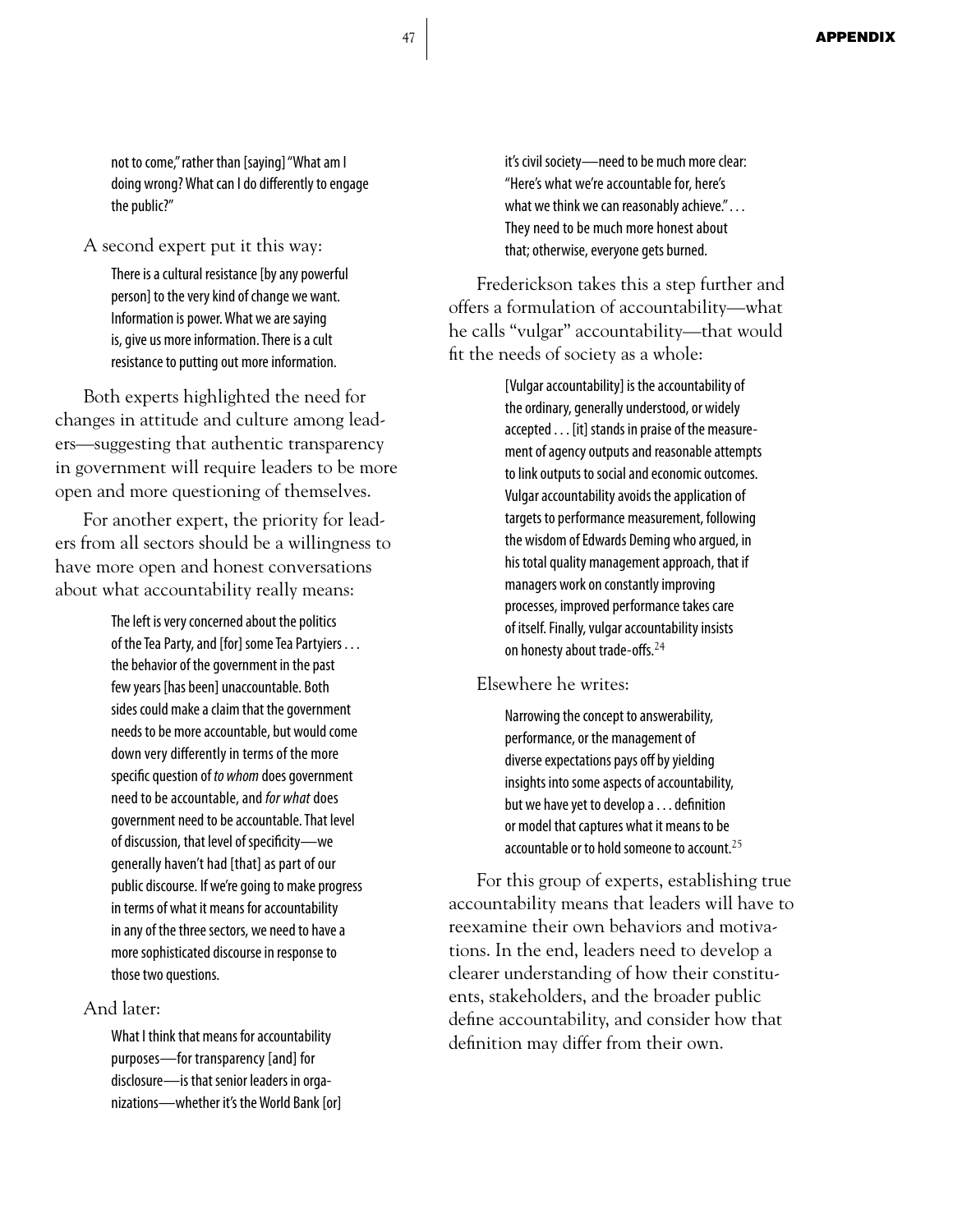> not to come," rather than [saying] "What am I doing wrong? What can I do differently to engage the public?"

A second expert put it this way:

> There is a cultural resistance [by any powerful person] to the very kind of change we want. Information is power. What we are saying is, give us more information. There is a cult resistance to putting out more information.

Both experts highlighted the need for changes in attitude and culture among leaders—suggesting that authentic transparency in government will require leaders to be more open and more questioning of themselves.

For another expert, the priority for leaders from all sectors should be a willingness to have more open and honest conversations about what accountability really means:

> The left is very concerned about the politics of the Tea Party, and [for] some Tea Partyiers . . . the behavior of the government in the past few years [has been] unaccountable. Both sides could make a claim that the government needs to be more accountable, but would come down very differently in terms of the more specific question of *to whom* does government need to be accountable, and *for what* does government need to be accountable. That level of discussion, that level of specificity—we generally haven't had [that] as part of our public discourse. If we're going to make progress in terms of what it means for accountability in any of the three sectors, we need to have a more sophisticated discourse in response to those two questions.

And later:

> What I think that means for accountability purposes—for transparency [and] for disclosure—is that senior leaders in organizations—whether it's the World Bank [or] it's civil society—need to be much more clear: "Here's what we're accountable for, here's what we think we can reasonably achieve." . . . They need to be much more honest about that; otherwise, everyone gets burned.

Frederickson takes this a step further and offers a formulation of accountability—what he calls "vulgar" accountability—that would fit the needs of society as a whole:

> [Vulgar accountability] is the accountability of the ordinary, generally understood, or widely accepted . . . [it] stands in praise of the measurement of agency outputs and reasonable attempts to link outputs to social and economic outcomes. Vulgar accountability avoids the application of targets to performance measurement, following the wisdom of Edwards Deming who argued, in his total quality management approach, that if managers work on constantly improving processes, improved performance takes care of itself. Finally, vulgar accountability insists on honesty about trade-offs.[24]

Elsewhere he writes:

> Narrowing the concept to answerability, performance, or the management of diverse expectations pays off by yielding insights into some aspects of accountability, but we have yet to develop a . . . definition or model that captures what it means to be accountable or to hold someone to account.[25]

For this group of experts, establishing true accountability means that leaders will have to reexamine their own behaviors and motivations. In the end, leaders need to develop a clearer understanding of how their constituents, stakeholders, and the broader public define accountability, and consider how that definition may differ from their own.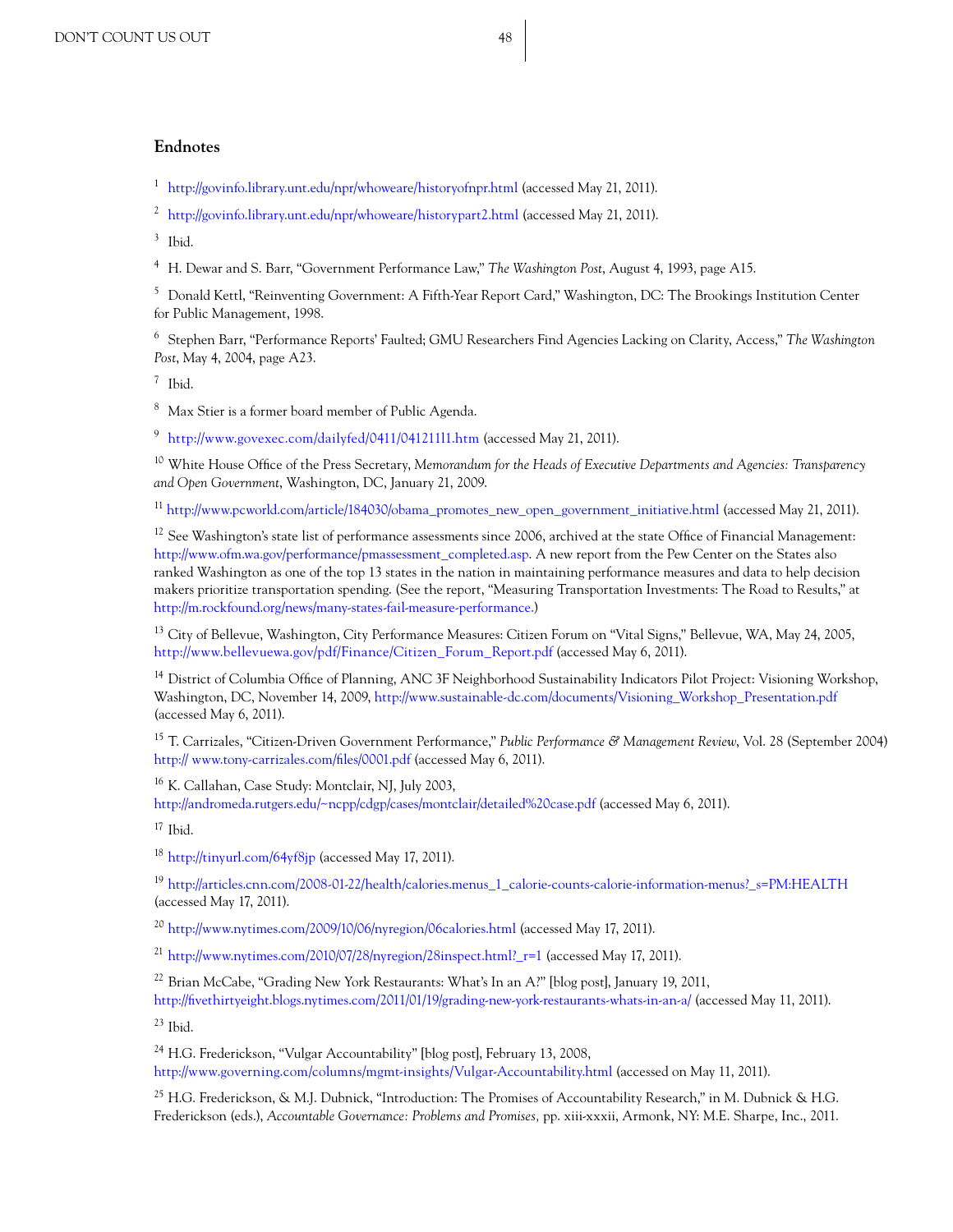## Endnotes

[1] http://govinfo.library.unt.edu/npr/whoweare/historyofnpr.html (accessed May 21, 2011).

[2] http://govinfo.library.unt.edu/npr/whoweare/historypart2.html (accessed May 21, 2011).

[3] Ibid.

[4] H. Dewar and S. Barr, "Government Performance Law," *The Washington Post*, August 4, 1993, page A15.

[5] Donald Kettl, "Reinventing Government: A Fifth-Year Report Card," Washington, DC: The Brookings Institution Center for Public Management, 1998.

[6] Stephen Barr, "Performance Reports' Faulted; GMU Researchers Find Agencies Lacking on Clarity, Access," *The Washington Post*, May 4, 2004, page A23.

[7] Ibid.

[8] Max Stier is a former board member of Public Agenda.

[9] http://www.govexec.com/dailyfed/0411/04121111.htm (accessed May 21, 2011).

[10] White House Office of the Press Secretary, *Memorandum for the Heads of Executive Departments and Agencies: Transparency and Open Government*, Washington, DC, January 21, 2009.

[11] http://www.pcworld.com/article/184030/obama_promotes_new_open_government_initiative.html (accessed May 21, 2011).

[12] See Washington's state list of performance assessments since 2006, archived at the state Office of Financial Management: http://www.ofm.wa.gov/performance/pmassessment_completed.asp. A new report from the Pew Center on the States also ranked Washington as one of the top 13 states in the nation in maintaining performance measures and data to help decision makers prioritize transportation spending. (See the report, "Measuring Transportation Investments: The Road to Results," at http://m.rockfound.org/news/many-states-fail-measure-performance.)

[13] City of Bellevue, Washington, City Performance Measures: Citizen Forum on "Vital Signs," Bellevue, WA, May 24, 2005, http://www.bellevuewa.gov/pdf/Finance/Citizen_Forum_Report.pdf (accessed May 6, 2011).

[14] District of Columbia Office of Planning, ANC 3F Neighborhood Sustainability Indicators Pilot Project: Visioning Workshop, Washington, DC, November 14, 2009, http://www.sustainable-dc.com/documents/Visioning_Workshop_Presentation.pdf (accessed May 6, 2011).

[15] T. Carrizales, "Citizen-Driven Government Performance," *Public Performance & Management Review*, Vol. 28 (September 2004) http:// www.tony-carrizales.com/files/0001.pdf (accessed May 6, 2011).

[16] K. Callahan, Case Study: Montclair, NJ, July 2003, http://andromeda.rutgers.edu/~ncpp/cdgp/cases/montclair/detailed%20case.pdf (accessed May 6, 2011).

[17] Ibid.

[18] http://tinyurl.com/64yf8jp (accessed May 17, 2011).

[19] http://articles.cnn.com/2008-01-22/health/calories.menus_1_calorie-counts-calorie-information-menus?_s=PM:HEALTH (accessed May 17, 2011).

[20] http://www.nytimes.com/2009/10/06/nyregion/06calories.html (accessed May 17, 2011).

[21] http://www.nytimes.com/2010/07/28/nyregion/28inspect.html?_r=1 (accessed May 17, 2011).

[22] Brian McCabe, "Grading New York Restaurants: What's In an A?" [blog post], January 19, 2011, http://fivethirtyeight.blogs.nytimes.com/2011/01/19/grading-new-york-restaurants-whats-in-an-a/ (accessed May 11, 2011).

[23] Ibid.

[24] H.G. Frederickson, "Vulgar Accountability" [blog post], February 13, 2008, http://www.governing.com/columns/mgmt-insights/Vulgar-Accountability.html (accessed on May 11, 2011).

[25] H.G. Frederickson, & M.J. Dubnick, "Introduction: The Promises of Accountability Research," in M. Dubnick & H.G. Frederickson (eds.), *Accountable Governance: Problems and Promises*, pp. xiii-xxxii, Armonk, NY: M.E. Sharpe, Inc., 2011.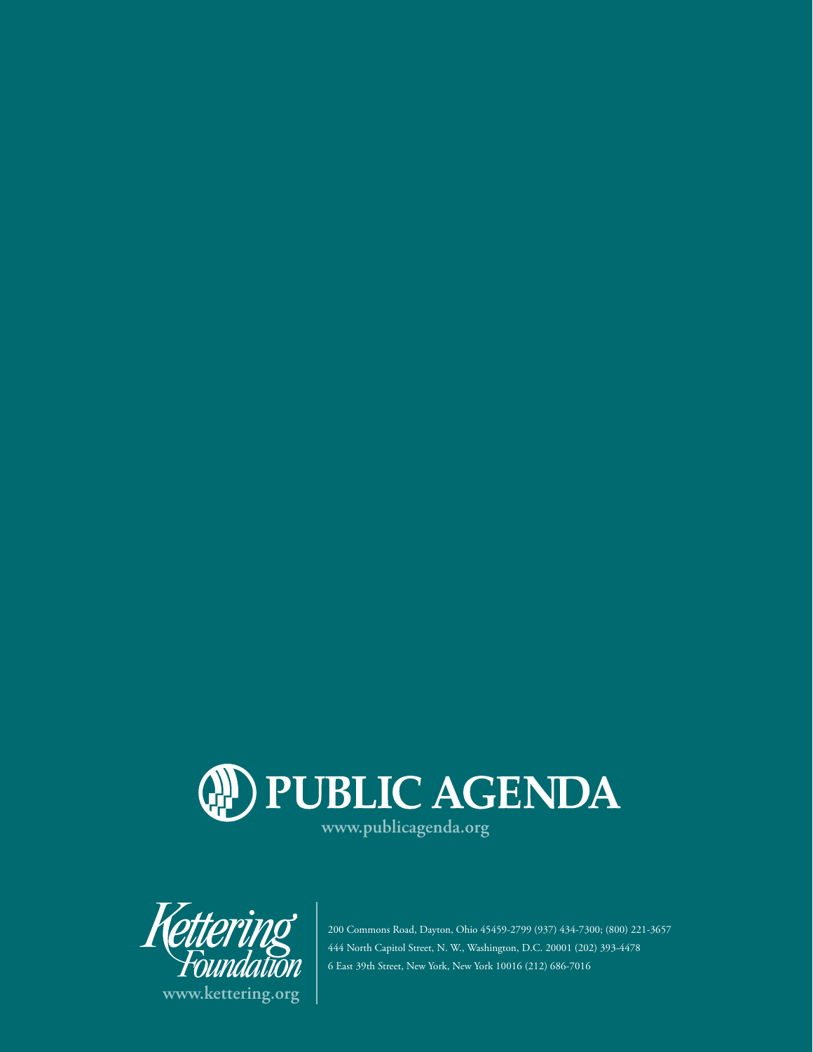PUBLIC AGENDA

www.publicagenda.org

Kettering Foundation

www.kettering.org

200 Commons Road, Dayton, Ohio 45459-2799 (937) 434-7300; (800) 221-3657
444 North Capitol Street, N. W., Washington, D.C. 20001 (202) 393-4478
6 East 39th Street, New York, New York 10016 (212) 686-7016